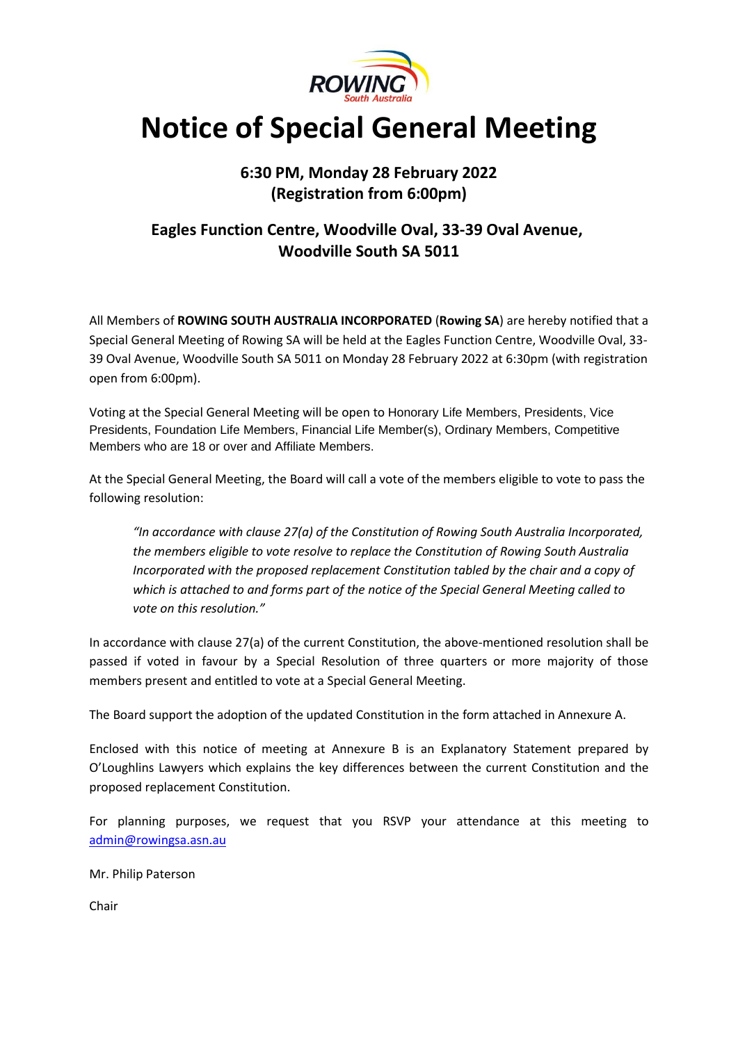# Notice of Special General Meeting

### 6:30 PM, Monday 28 February 2022
### (Registration from 6:00pm)

### Eagles Function Centre, Woodville Oval, 33-39 Oval Avenue, Woodville South SA 5011

All Members of **ROWING SOUTH AUSTRALIA INCORPORATED** (**Rowing SA**) are hereby notified that a Special General Meeting of Rowing SA will be held at the Eagles Function Centre, Woodville Oval, 33-39 Oval Avenue, Woodville South SA 5011 on Monday 28 February 2022 at 6:30pm (with registration open from 6:00pm).

Voting at the Special General Meeting will be open to Honorary Life Members, Presidents, Vice Presidents, Foundation Life Members, Financial Life Member(s), Ordinary Members, Competitive Members who are 18 or over and Affiliate Members.

At the Special General Meeting, the Board will call a vote of the members eligible to vote to pass the following resolution:

> *"In accordance with clause 27(a) of the Constitution of Rowing South Australia Incorporated, the members eligible to vote resolve to replace the Constitution of Rowing South Australia Incorporated with the proposed replacement Constitution tabled by the chair and a copy of which is attached to and forms part of the notice of the Special General Meeting called to vote on this resolution."*

In accordance with clause 27(a) of the current Constitution, the above-mentioned resolution shall be passed if voted in favour by a Special Resolution of three quarters or more majority of those members present and entitled to vote at a Special General Meeting.

The Board support the adoption of the updated Constitution in the form attached in Annexure A.

Enclosed with this notice of meeting at Annexure B is an Explanatory Statement prepared by O'Loughlins Lawyers which explains the key differences between the current Constitution and the proposed replacement Constitution.

For planning purposes, we request that you RSVP your attendance at this meeting to admin@rowingsa.asn.au

Mr. Philip Paterson

Chair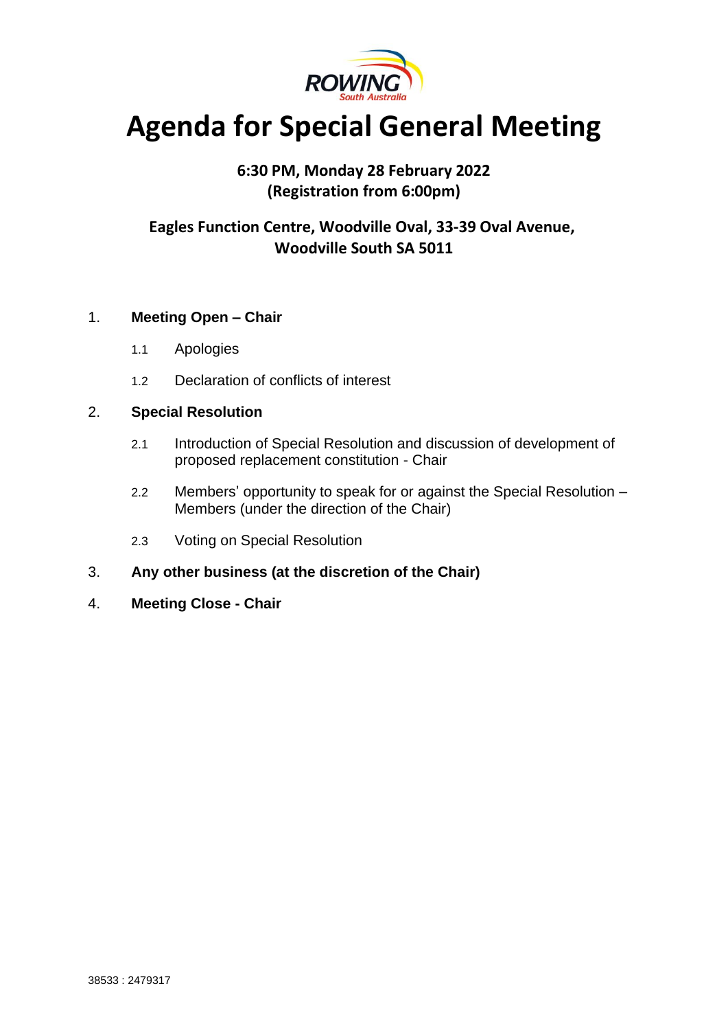# Agenda for Special General Meeting

**6:30 PM, Monday 28 February 2022**
**(Registration from 6:00pm)**

**Eagles Function Centre, Woodville Oval, 33-39 Oval Avenue, Woodville South SA 5011**

1. **Meeting Open – Chair**

   1.1 Apologies

   1.2 Declaration of conflicts of interest

2. **Special Resolution**

   2.1 Introduction of Special Resolution and discussion of development of proposed replacement constitution - Chair

   2.2 Members' opportunity to speak for or against the Special Resolution – Members (under the direction of the Chair)

   2.3 Voting on Special Resolution

3. **Any other business (at the discretion of the Chair)**

4. **Meeting Close - Chair**

38533 : 2479317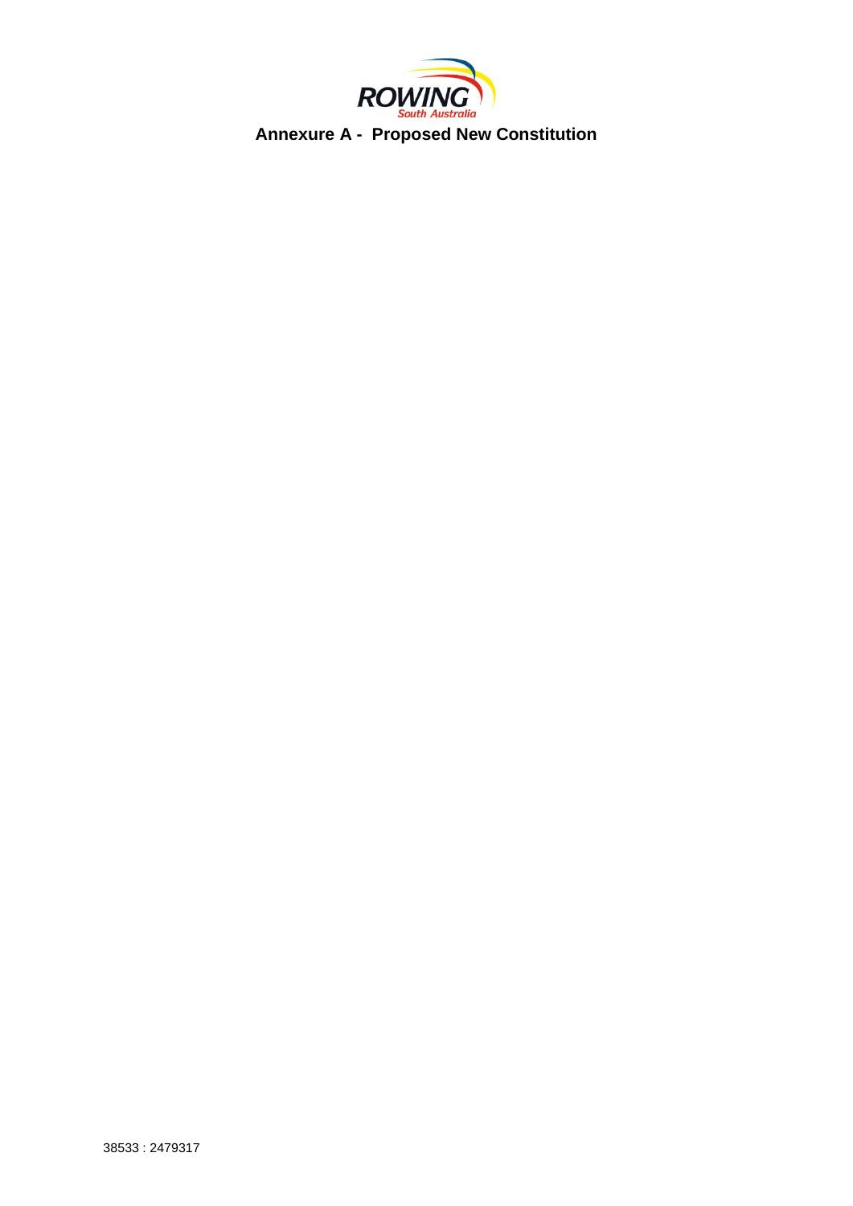**Annexure A - Proposed New Constitution**

38533 : 2479317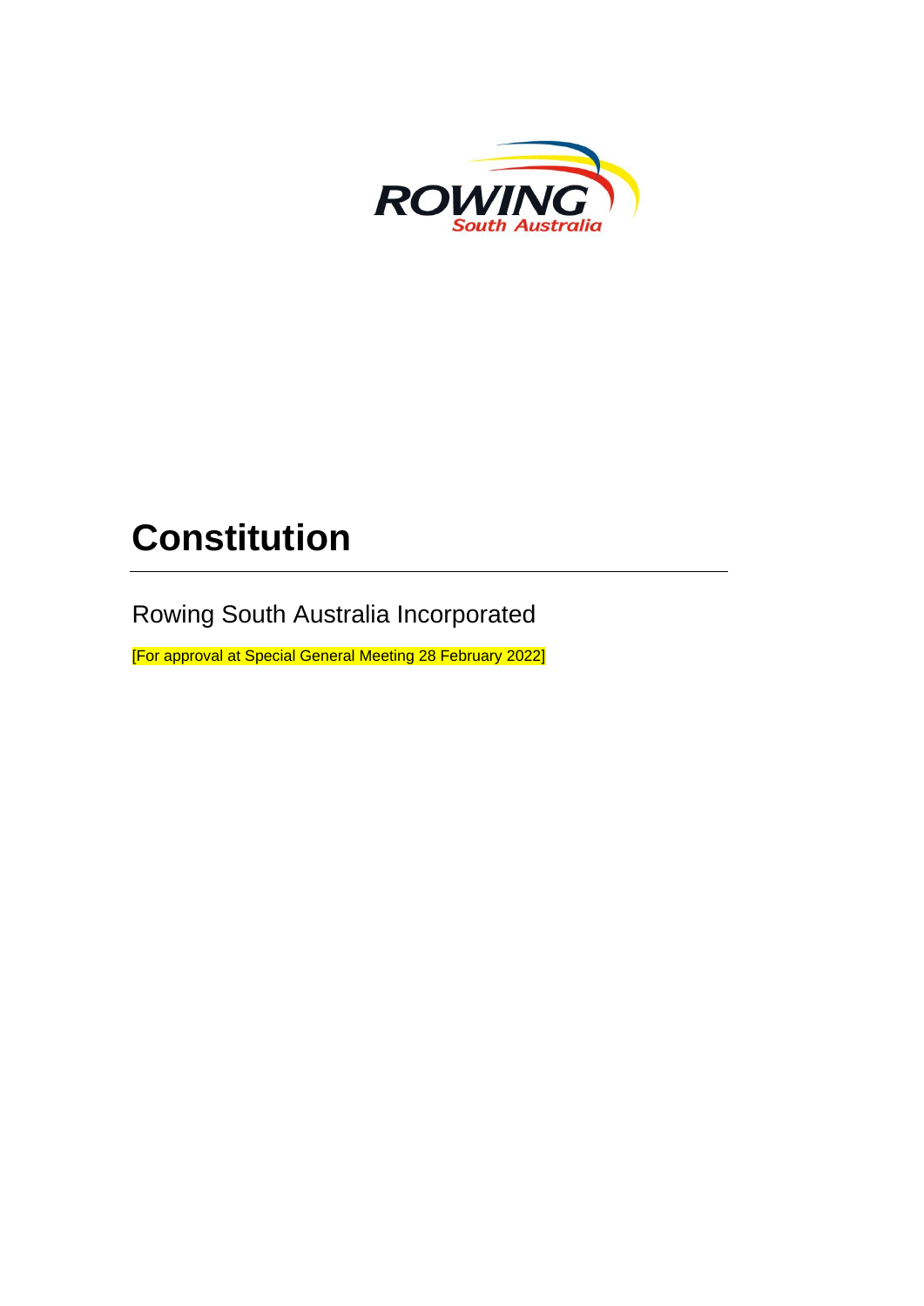# Constitution

Rowing South Australia Incorporated

[For approval at Special General Meeting 28 February 2022]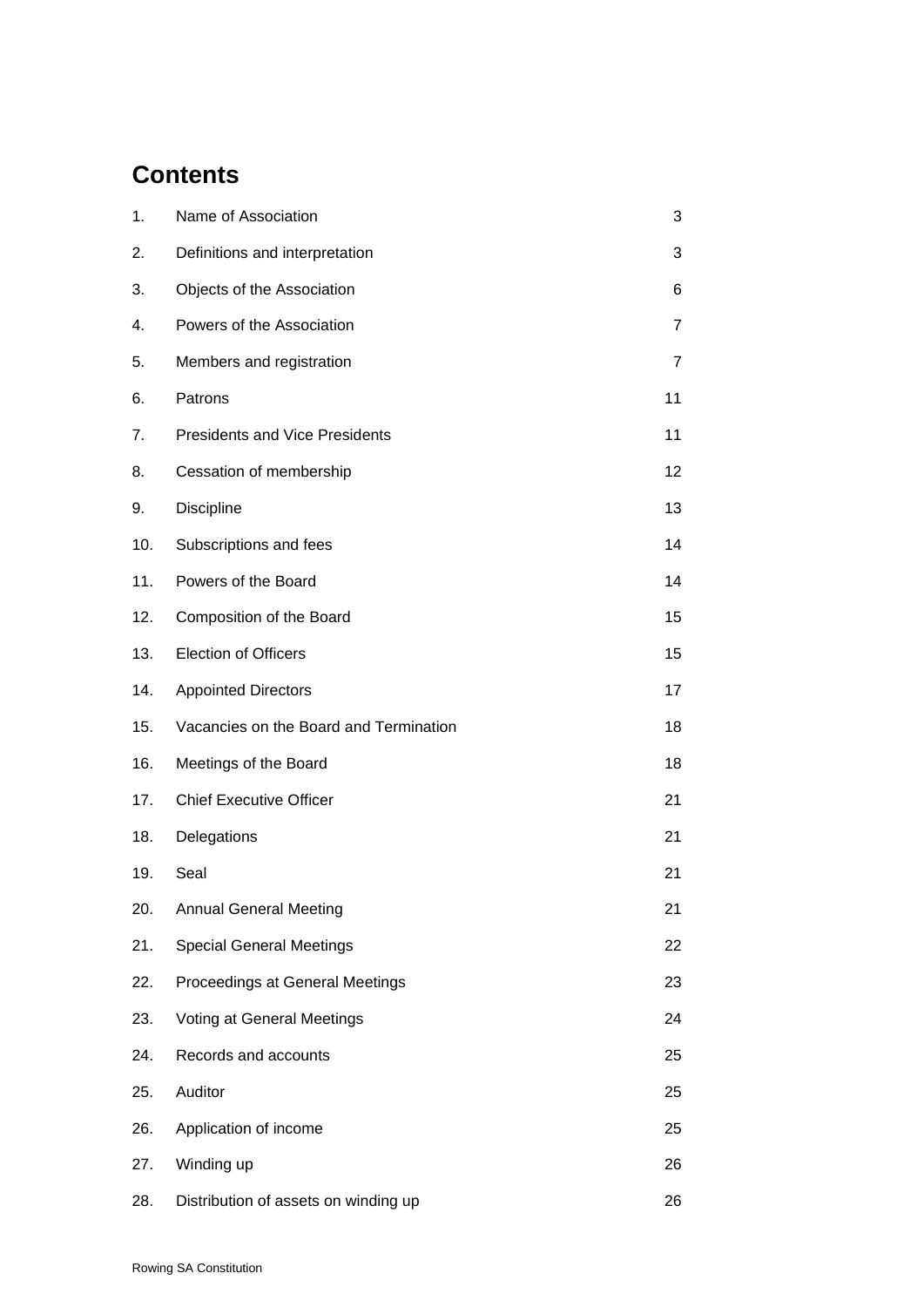# Contents

| | | |
|---|---|---|
| 1. | Name of Association | 3 |
| 2. | Definitions and interpretation | 3 |
| 3. | Objects of the Association | 6 |
| 4. | Powers of the Association | 7 |
| 5. | Members and registration | 7 |
| 6. | Patrons | 11 |
| 7. | Presidents and Vice Presidents | 11 |
| 8. | Cessation of membership | 12 |
| 9. | Discipline | 13 |
| 10. | Subscriptions and fees | 14 |
| 11. | Powers of the Board | 14 |
| 12. | Composition of the Board | 15 |
| 13. | Election of Officers | 15 |
| 14. | Appointed Directors | 17 |
| 15. | Vacancies on the Board and Termination | 18 |
| 16. | Meetings of the Board | 18 |
| 17. | Chief Executive Officer | 21 |
| 18. | Delegations | 21 |
| 19. | Seal | 21 |
| 20. | Annual General Meeting | 21 |
| 21. | Special General Meetings | 22 |
| 22. | Proceedings at General Meetings | 23 |
| 23. | Voting at General Meetings | 24 |
| 24. | Records and accounts | 25 |
| 25. | Auditor | 25 |
| 26. | Application of income | 25 |
| 27. | Winding up | 26 |
| 28. | Distribution of assets on winding up | 26 |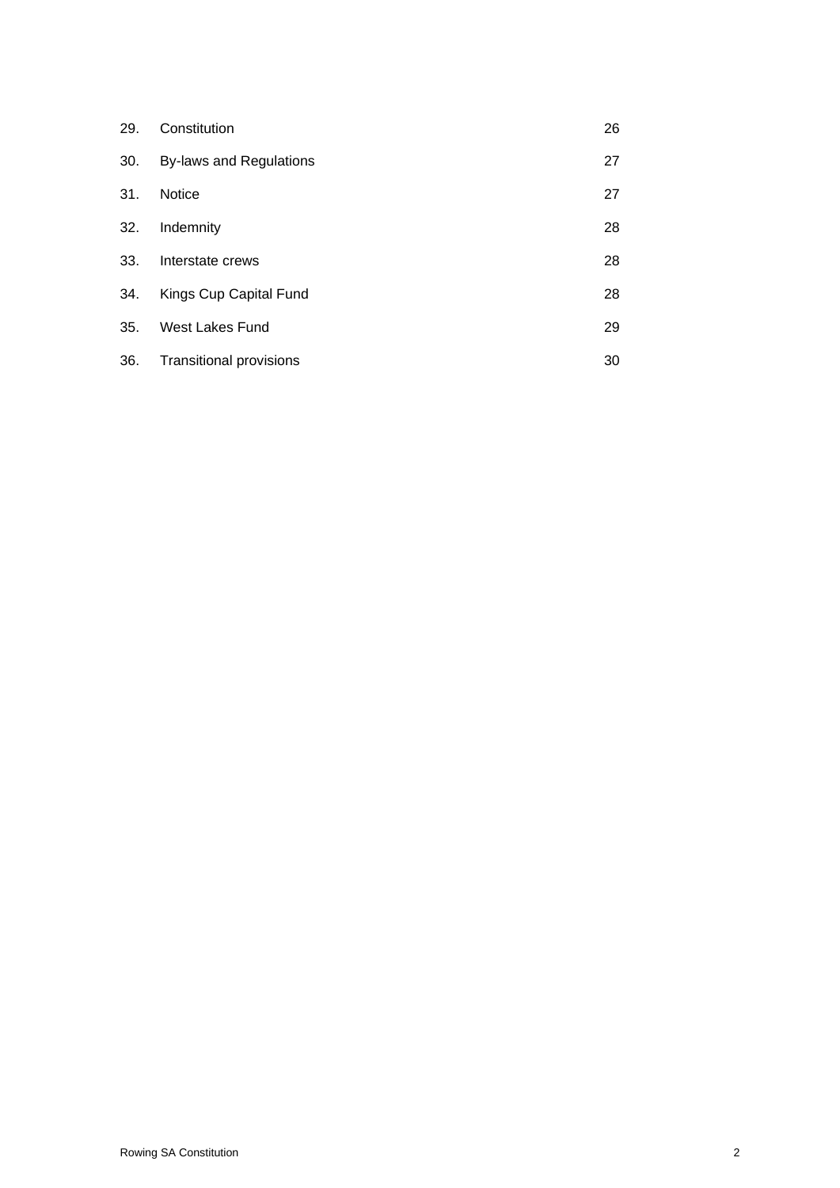| | | |
|---|---|---|
| 29. | Constitution | 26 |
| 30. | By-laws and Regulations | 27 |
| 31. | Notice | 27 |
| 32. | Indemnity | 28 |
| 33. | Interstate crews | 28 |
| 34. | Kings Cup Capital Fund | 28 |
| 35. | West Lakes Fund | 29 |
| 36. | Transitional provisions | 30 |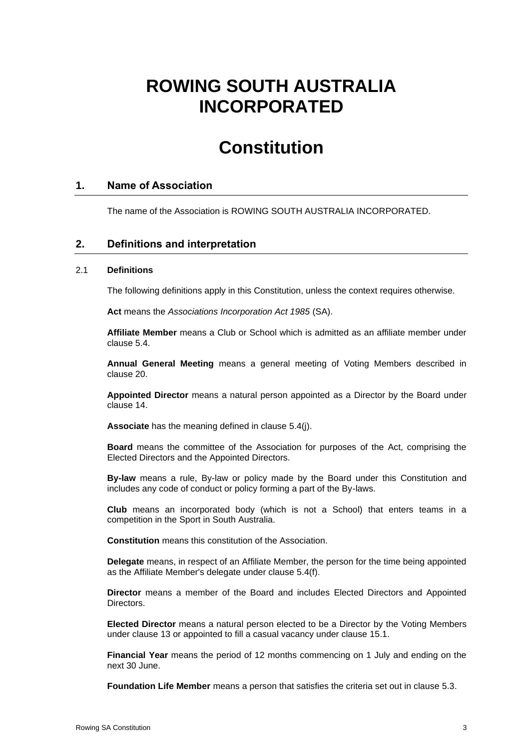# ROWING SOUTH AUSTRALIA INCORPORATED

# Constitution

## 1. Name of Association

The name of the Association is ROWING SOUTH AUSTRALIA INCORPORATED.

## 2. Definitions and interpretation

### 2.1 Definitions

The following definitions apply in this Constitution, unless the context requires otherwise.

**Act** means the *Associations Incorporation Act 1985* (SA).

**Affiliate Member** means a Club or School which is admitted as an affiliate member under clause 5.4.

**Annual General Meeting** means a general meeting of Voting Members described in clause 20.

**Appointed Director** means a natural person appointed as a Director by the Board under clause 14.

**Associate** has the meaning defined in clause 5.4(j).

**Board** means the committee of the Association for purposes of the Act, comprising the Elected Directors and the Appointed Directors.

**By-law** means a rule, By-law or policy made by the Board under this Constitution and includes any code of conduct or policy forming a part of the By-laws.

**Club** means an incorporated body (which is not a School) that enters teams in a competition in the Sport in South Australia.

**Constitution** means this constitution of the Association.

**Delegate** means, in respect of an Affiliate Member, the person for the time being appointed as the Affiliate Member's delegate under clause 5.4(f).

**Director** means a member of the Board and includes Elected Directors and Appointed Directors.

**Elected Director** means a natural person elected to be a Director by the Voting Members under clause 13 or appointed to fill a casual vacancy under clause 15.1.

**Financial Year** means the period of 12 months commencing on 1 July and ending on the next 30 June.

**Foundation Life Member** means a person that satisfies the criteria set out in clause 5.3.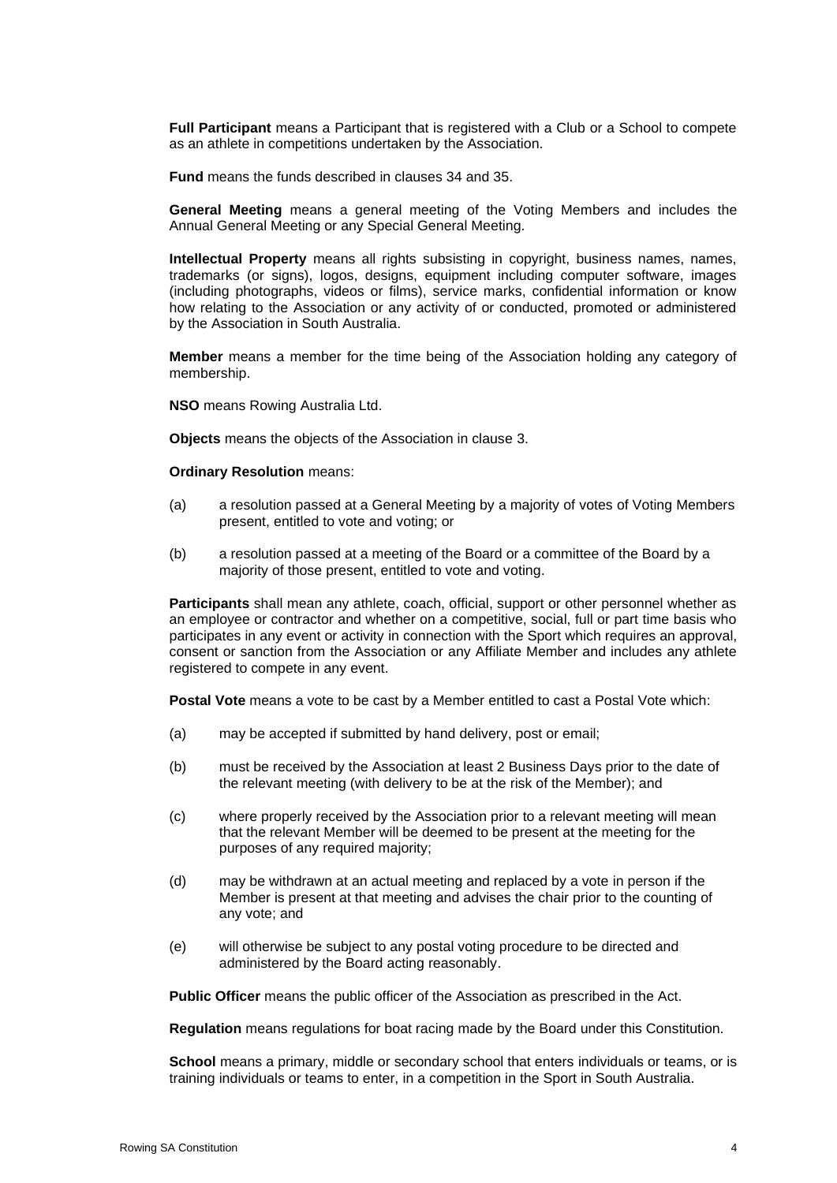**Full Participant** means a Participant that is registered with a Club or a School to compete as an athlete in competitions undertaken by the Association.

**Fund** means the funds described in clauses 34 and 35.

**General Meeting** means a general meeting of the Voting Members and includes the Annual General Meeting or any Special General Meeting.

**Intellectual Property** means all rights subsisting in copyright, business names, names, trademarks (or signs), logos, designs, equipment including computer software, images (including photographs, videos or films), service marks, confidential information or know how relating to the Association or any activity of or conducted, promoted or administered by the Association in South Australia.

**Member** means a member for the time being of the Association holding any category of membership.

**NSO** means Rowing Australia Ltd.

**Objects** means the objects of the Association in clause 3.

**Ordinary Resolution** means:

(a) a resolution passed at a General Meeting by a majority of votes of Voting Members present, entitled to vote and voting; or

(b) a resolution passed at a meeting of the Board or a committee of the Board by a majority of those present, entitled to vote and voting.

**Participants** shall mean any athlete, coach, official, support or other personnel whether as an employee or contractor and whether on a competitive, social, full or part time basis who participates in any event or activity in connection with the Sport which requires an approval, consent or sanction from the Association or any Affiliate Member and includes any athlete registered to compete in any event.

**Postal Vote** means a vote to be cast by a Member entitled to cast a Postal Vote which:

(a) may be accepted if submitted by hand delivery, post or email;

(b) must be received by the Association at least 2 Business Days prior to the date of the relevant meeting (with delivery to be at the risk of the Member); and

(c) where properly received by the Association prior to a relevant meeting will mean that the relevant Member will be deemed to be present at the meeting for the purposes of any required majority;

(d) may be withdrawn at an actual meeting and replaced by a vote in person if the Member is present at that meeting and advises the chair prior to the counting of any vote; and

(e) will otherwise be subject to any postal voting procedure to be directed and administered by the Board acting reasonably.

**Public Officer** means the public officer of the Association as prescribed in the Act.

**Regulation** means regulations for boat racing made by the Board under this Constitution.

**School** means a primary, middle or secondary school that enters individuals or teams, or is training individuals or teams to enter, in a competition in the Sport in South Australia.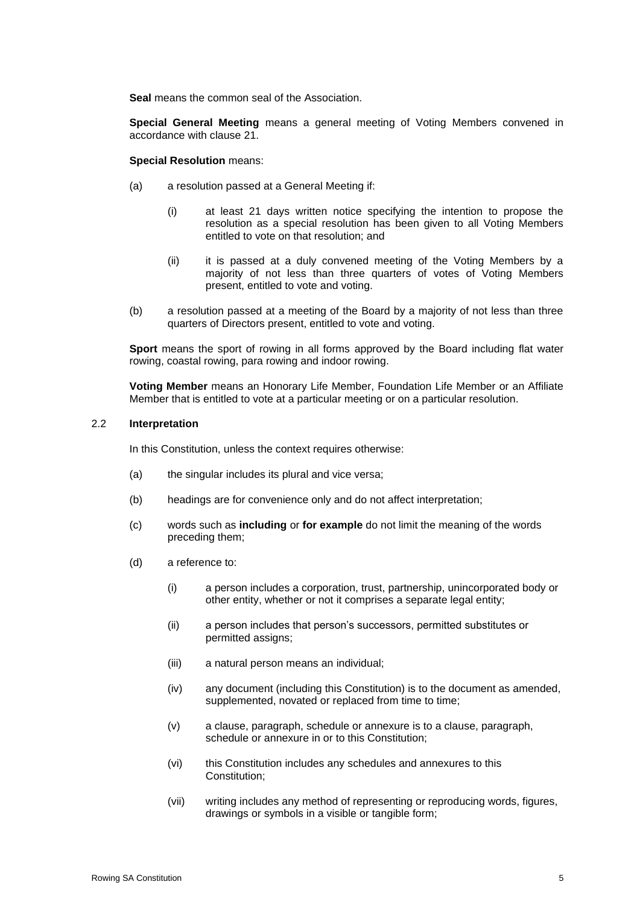**Seal** means the common seal of the Association.

**Special General Meeting** means a general meeting of Voting Members convened in accordance with clause 21.

**Special Resolution** means:

(a) a resolution passed at a General Meeting if:

   (i) at least 21 days written notice specifying the intention to propose the resolution as a special resolution has been given to all Voting Members entitled to vote on that resolution; and

   (ii) it is passed at a duly convened meeting of the Voting Members by a majority of not less than three quarters of votes of Voting Members present, entitled to vote and voting.

(b) a resolution passed at a meeting of the Board by a majority of not less than three quarters of Directors present, entitled to vote and voting.

**Sport** means the sport of rowing in all forms approved by the Board including flat water rowing, coastal rowing, para rowing and indoor rowing.

**Voting Member** means an Honorary Life Member, Foundation Life Member or an Affiliate Member that is entitled to vote at a particular meeting or on a particular resolution.

### 2.2 Interpretation

In this Constitution, unless the context requires otherwise:

(a) the singular includes its plural and vice versa;

(b) headings are for convenience only and do not affect interpretation;

(c) words such as **including** or **for example** do not limit the meaning of the words preceding them;

(d) a reference to:

   (i) a person includes a corporation, trust, partnership, unincorporated body or other entity, whether or not it comprises a separate legal entity;

   (ii) a person includes that person's successors, permitted substitutes or permitted assigns;

   (iii) a natural person means an individual;

   (iv) any document (including this Constitution) is to the document as amended, supplemented, novated or replaced from time to time;

   (v) a clause, paragraph, schedule or annexure is to a clause, paragraph, schedule or annexure in or to this Constitution;

   (vi) this Constitution includes any schedules and annexures to this Constitution;

   (vii) writing includes any method of representing or reproducing words, figures, drawings or symbols in a visible or tangible form;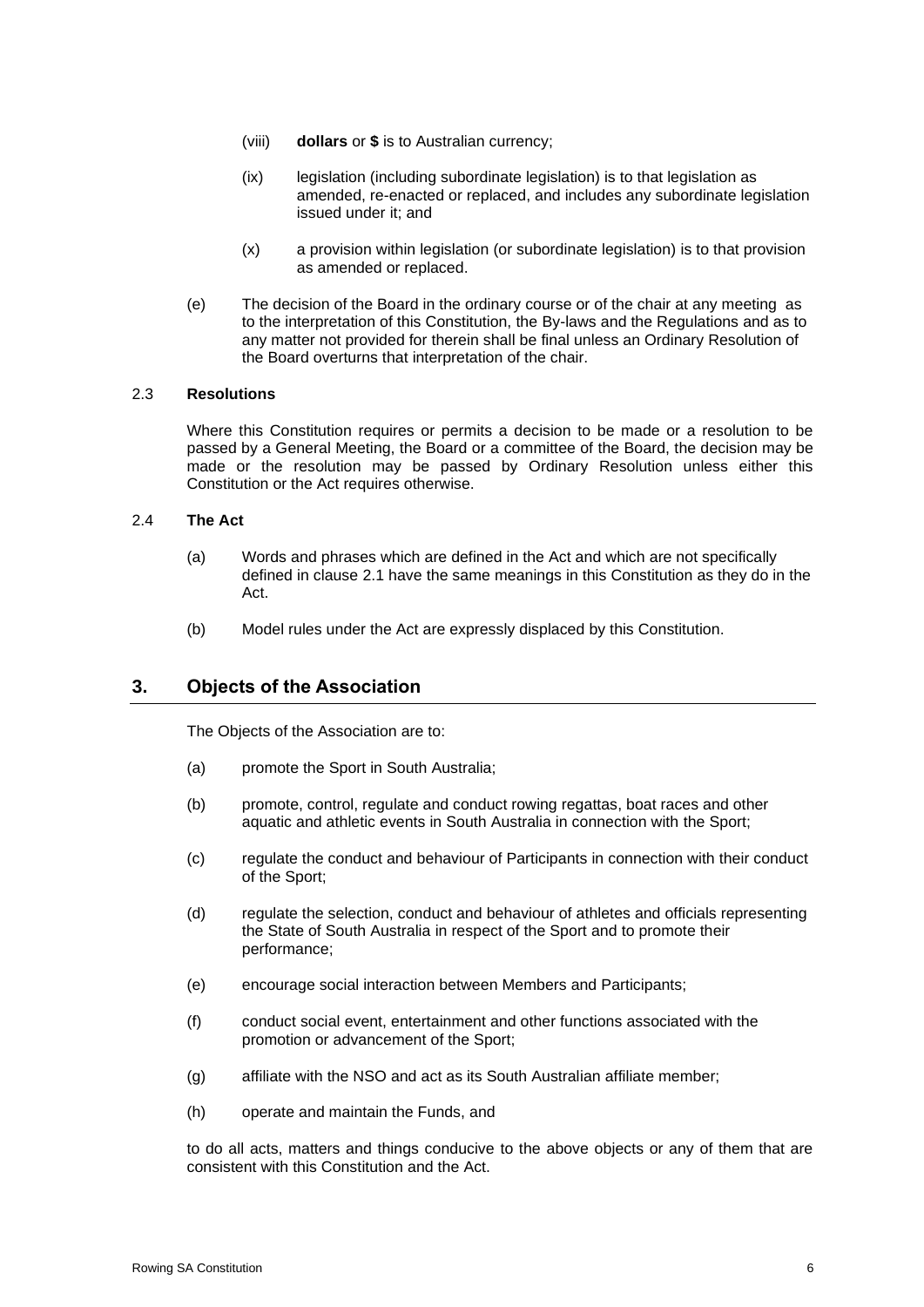(viii) **dollars** or **$** is to Australian currency;

(ix) legislation (including subordinate legislation) is to that legislation as amended, re-enacted or replaced, and includes any subordinate legislation issued under it; and

(x) a provision within legislation (or subordinate legislation) is to that provision as amended or replaced.

(e) The decision of the Board in the ordinary course or of the chair at any meeting as to the interpretation of this Constitution, the By-laws and the Regulations and as to any matter not provided for therein shall be final unless an Ordinary Resolution of the Board overturns that interpretation of the chair.

### 2.3 Resolutions

Where this Constitution requires or permits a decision to be made or a resolution to be passed by a General Meeting, the Board or a committee of the Board, the decision may be made or the resolution may be passed by Ordinary Resolution unless either this Constitution or the Act requires otherwise.

### 2.4 The Act

(a) Words and phrases which are defined in the Act and which are not specifically defined in clause 2.1 have the same meanings in this Constitution as they do in the Act.

(b) Model rules under the Act are expressly displaced by this Constitution.

## 3. Objects of the Association

The Objects of the Association are to:

(a) promote the Sport in South Australia;

(b) promote, control, regulate and conduct rowing regattas, boat races and other aquatic and athletic events in South Australia in connection with the Sport;

(c) regulate the conduct and behaviour of Participants in connection with their conduct of the Sport;

(d) regulate the selection, conduct and behaviour of athletes and officials representing the State of South Australia in respect of the Sport and to promote their performance;

(e) encourage social interaction between Members and Participants;

(f) conduct social event, entertainment and other functions associated with the promotion or advancement of the Sport;

(g) affiliate with the NSO and act as its South Australian affiliate member;

(h) operate and maintain the Funds, and

to do all acts, matters and things conducive to the above objects or any of them that are consistent with this Constitution and the Act.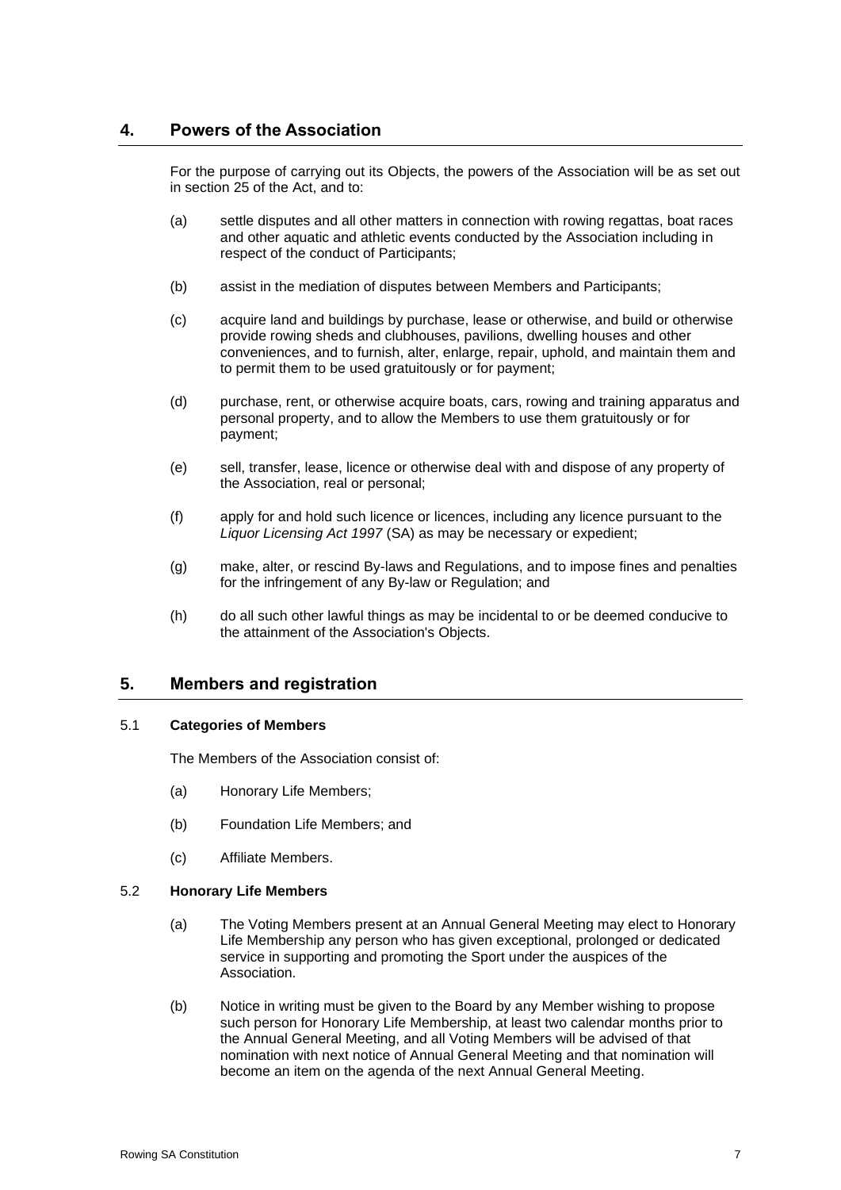## 4. Powers of the Association

For the purpose of carrying out its Objects, the powers of the Association will be as set out in section 25 of the Act, and to:

(a) settle disputes and all other matters in connection with rowing regattas, boat races and other aquatic and athletic events conducted by the Association including in respect of the conduct of Participants;

(b) assist in the mediation of disputes between Members and Participants;

(c) acquire land and buildings by purchase, lease or otherwise, and build or otherwise provide rowing sheds and clubhouses, pavilions, dwelling houses and other conveniences, and to furnish, alter, enlarge, repair, uphold, and maintain them and to permit them to be used gratuitously or for payment;

(d) purchase, rent, or otherwise acquire boats, cars, rowing and training apparatus and personal property, and to allow the Members to use them gratuitously or for payment;

(e) sell, transfer, lease, licence or otherwise deal with and dispose of any property of the Association, real or personal;

(f) apply for and hold such licence or licences, including any licence pursuant to the *Liquor Licensing Act 1997* (SA) as may be necessary or expedient;

(g) make, alter, or rescind By-laws and Regulations, and to impose fines and penalties for the infringement of any By-law or Regulation; and

(h) do all such other lawful things as may be incidental to or be deemed conducive to the attainment of the Association's Objects.

## 5. Members and registration

### 5.1 Categories of Members

The Members of the Association consist of:

(a) Honorary Life Members;

(b) Foundation Life Members; and

(c) Affiliate Members.

### 5.2 Honorary Life Members

(a) The Voting Members present at an Annual General Meeting may elect to Honorary Life Membership any person who has given exceptional, prolonged or dedicated service in supporting and promoting the Sport under the auspices of the Association.

(b) Notice in writing must be given to the Board by any Member wishing to propose such person for Honorary Life Membership, at least two calendar months prior to the Annual General Meeting, and all Voting Members will be advised of that nomination with next notice of Annual General Meeting and that nomination will become an item on the agenda of the next Annual General Meeting.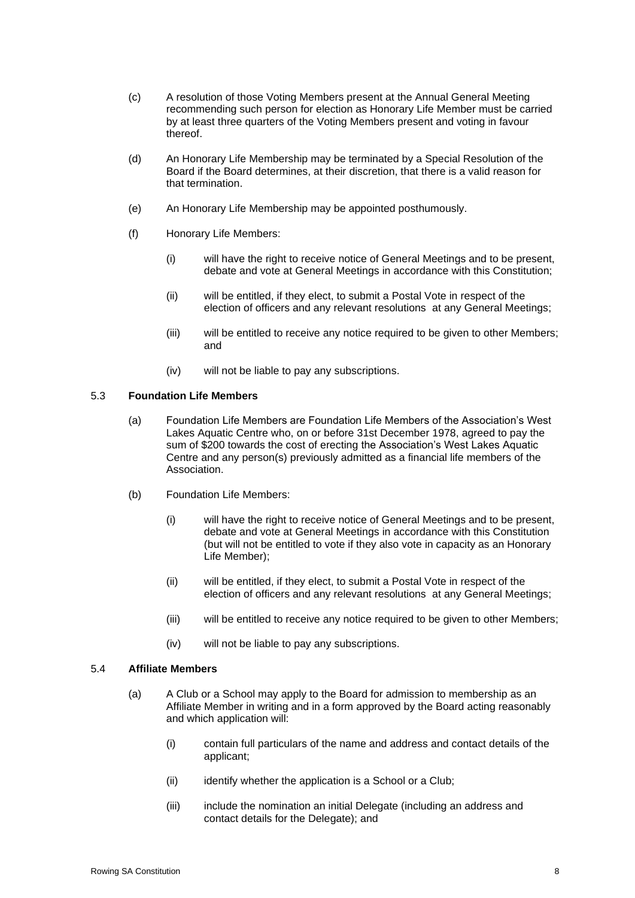(c) A resolution of those Voting Members present at the Annual General Meeting recommending such person for election as Honorary Life Member must be carried by at least three quarters of the Voting Members present and voting in favour thereof.

(d) An Honorary Life Membership may be terminated by a Special Resolution of the Board if the Board determines, at their discretion, that there is a valid reason for that termination.

(e) An Honorary Life Membership may be appointed posthumously.

(f) Honorary Life Members:

(i) will have the right to receive notice of General Meetings and to be present, debate and vote at General Meetings in accordance with this Constitution;

(ii) will be entitled, if they elect, to submit a Postal Vote in respect of the election of officers and any relevant resolutions at any General Meetings;

(iii) will be entitled to receive any notice required to be given to other Members; and

(iv) will not be liable to pay any subscriptions.

### 5.3 Foundation Life Members

(a) Foundation Life Members are Foundation Life Members of the Association's West Lakes Aquatic Centre who, on or before 31st December 1978, agreed to pay the sum of $200 towards the cost of erecting the Association's West Lakes Aquatic Centre and any person(s) previously admitted as a financial life members of the Association.

(b) Foundation Life Members:

(i) will have the right to receive notice of General Meetings and to be present, debate and vote at General Meetings in accordance with this Constitution (but will not be entitled to vote if they also vote in capacity as an Honorary Life Member);

(ii) will be entitled, if they elect, to submit a Postal Vote in respect of the election of officers and any relevant resolutions at any General Meetings;

(iii) will be entitled to receive any notice required to be given to other Members;

(iv) will not be liable to pay any subscriptions.

### 5.4 Affiliate Members

(a) A Club or a School may apply to the Board for admission to membership as an Affiliate Member in writing and in a form approved by the Board acting reasonably and which application will:

(i) contain full particulars of the name and address and contact details of the applicant;

(ii) identify whether the application is a School or a Club;

(iii) include the nomination an initial Delegate (including an address and contact details for the Delegate); and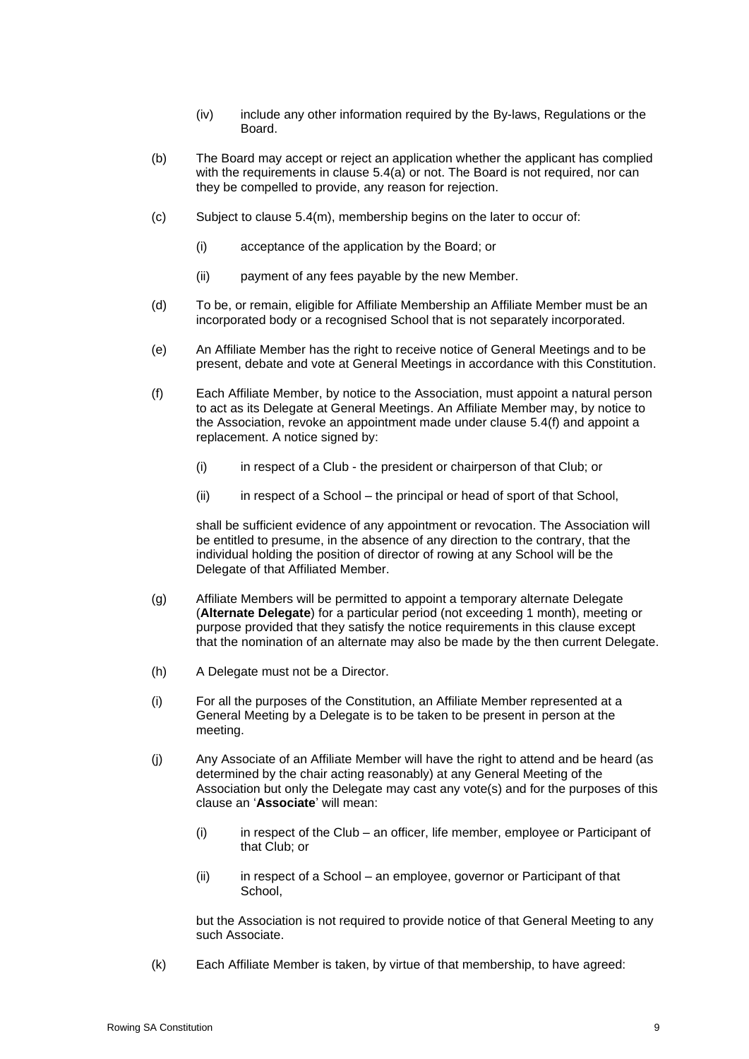(iv) include any other information required by the By-laws, Regulations or the Board.

(b) The Board may accept or reject an application whether the applicant has complied with the requirements in clause 5.4(a) or not. The Board is not required, nor can they be compelled to provide, any reason for rejection.

(c) Subject to clause 5.4(m), membership begins on the later to occur of:

(i) acceptance of the application by the Board; or

(ii) payment of any fees payable by the new Member.

(d) To be, or remain, eligible for Affiliate Membership an Affiliate Member must be an incorporated body or a recognised School that is not separately incorporated.

(e) An Affiliate Member has the right to receive notice of General Meetings and to be present, debate and vote at General Meetings in accordance with this Constitution.

(f) Each Affiliate Member, by notice to the Association, must appoint a natural person to act as its Delegate at General Meetings. An Affiliate Member may, by notice to the Association, revoke an appointment made under clause 5.4(f) and appoint a replacement. A notice signed by:

(i) in respect of a Club - the president or chairperson of that Club; or

(ii) in respect of a School – the principal or head of sport of that School,

shall be sufficient evidence of any appointment or revocation. The Association will be entitled to presume, in the absence of any direction to the contrary, that the individual holding the position of director of rowing at any School will be the Delegate of that Affiliated Member.

(g) Affiliate Members will be permitted to appoint a temporary alternate Delegate (**Alternate Delegate**) for a particular period (not exceeding 1 month), meeting or purpose provided that they satisfy the notice requirements in this clause except that the nomination of an alternate may also be made by the then current Delegate.

(h) A Delegate must not be a Director.

(i) For all the purposes of the Constitution, an Affiliate Member represented at a General Meeting by a Delegate is to be taken to be present in person at the meeting.

(j) Any Associate of an Affiliate Member will have the right to attend and be heard (as determined by the chair acting reasonably) at any General Meeting of the Association but only the Delegate may cast any vote(s) and for the purposes of this clause an '**Associate**' will mean:

(i) in respect of the Club – an officer, life member, employee or Participant of that Club; or

(ii) in respect of a School – an employee, governor or Participant of that School,

but the Association is not required to provide notice of that General Meeting to any such Associate.

(k) Each Affiliate Member is taken, by virtue of that membership, to have agreed: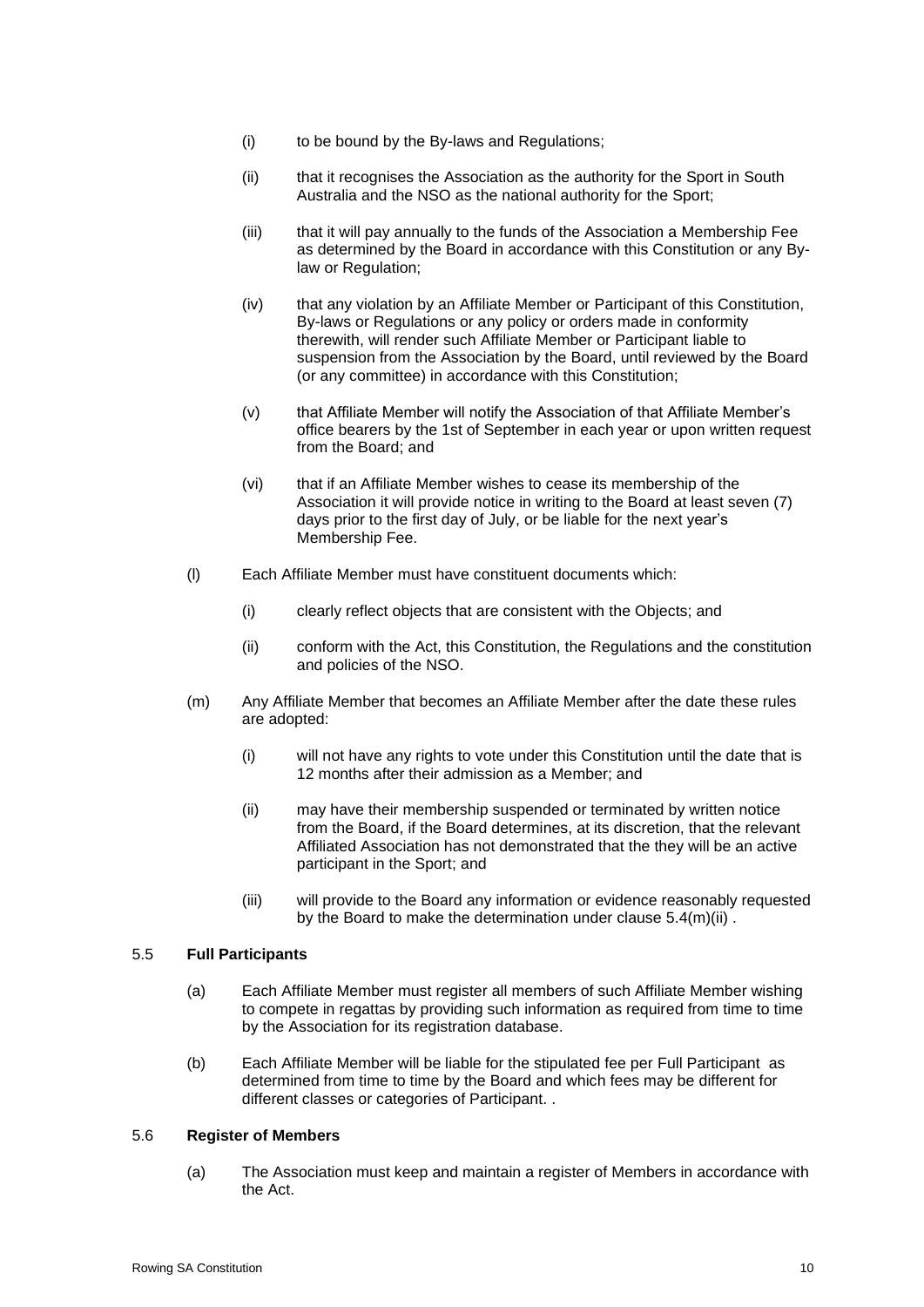(i) to be bound by the By-laws and Regulations;

(ii) that it recognises the Association as the authority for the Sport in South Australia and the NSO as the national authority for the Sport;

(iii) that it will pay annually to the funds of the Association a Membership Fee as determined by the Board in accordance with this Constitution or any By-law or Regulation;

(iv) that any violation by an Affiliate Member or Participant of this Constitution, By-laws or Regulations or any policy or orders made in conformity therewith, will render such Affiliate Member or Participant liable to suspension from the Association by the Board, until reviewed by the Board (or any committee) in accordance with this Constitution;

(v) that Affiliate Member will notify the Association of that Affiliate Member's office bearers by the 1st of September in each year or upon written request from the Board; and

(vi) that if an Affiliate Member wishes to cease its membership of the Association it will provide notice in writing to the Board at least seven (7) days prior to the first day of July, or be liable for the next year's Membership Fee.

(l) Each Affiliate Member must have constituent documents which:

(i) clearly reflect objects that are consistent with the Objects; and

(ii) conform with the Act, this Constitution, the Regulations and the constitution and policies of the NSO.

(m) Any Affiliate Member that becomes an Affiliate Member after the date these rules are adopted:

(i) will not have any rights to vote under this Constitution until the date that is 12 months after their admission as a Member; and

(ii) may have their membership suspended or terminated by written notice from the Board, if the Board determines, at its discretion, that the relevant Affiliated Association has not demonstrated that the they will be an active participant in the Sport; and

(iii) will provide to the Board any information or evidence reasonably requested by the Board to make the determination under clause 5.4(m)(ii) .

### 5.5 Full Participants

(a) Each Affiliate Member must register all members of such Affiliate Member wishing to compete in regattas by providing such information as required from time to time by the Association for its registration database.

(b) Each Affiliate Member will be liable for the stipulated fee per Full Participant as determined from time to time by the Board and which fees may be different for different classes or categories of Participant. .

### 5.6 Register of Members

(a) The Association must keep and maintain a register of Members in accordance with the Act.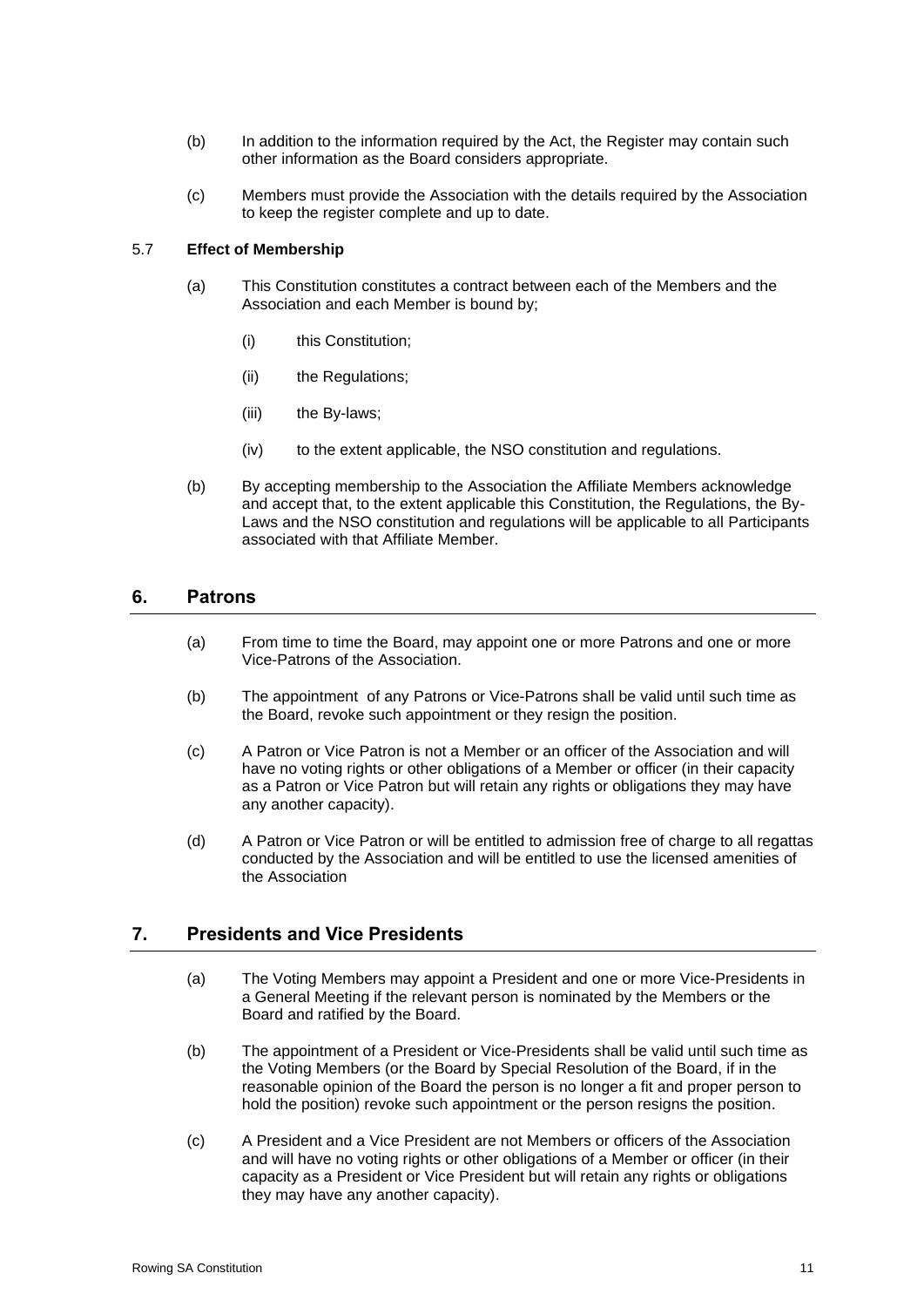(b) In addition to the information required by the Act, the Register may contain such other information as the Board considers appropriate.

(c) Members must provide the Association with the details required by the Association to keep the register complete and up to date.

5.7 **Effect of Membership**

(a) This Constitution constitutes a contract between each of the Members and the Association and each Member is bound by;

(i) this Constitution;

(ii) the Regulations;

(iii) the By-laws;

(iv) to the extent applicable, the NSO constitution and regulations.

(b) By accepting membership to the Association the Affiliate Members acknowledge and accept that, to the extent applicable this Constitution, the Regulations, the By-Laws and the NSO constitution and regulations will be applicable to all Participants associated with that Affiliate Member.

## 6. Patrons

(a) From time to time the Board, may appoint one or more Patrons and one or more Vice-Patrons of the Association.

(b) The appointment of any Patrons or Vice-Patrons shall be valid until such time as the Board, revoke such appointment or they resign the position.

(c) A Patron or Vice Patron is not a Member or an officer of the Association and will have no voting rights or other obligations of a Member or officer (in their capacity as a Patron or Vice Patron but will retain any rights or obligations they may have any another capacity).

(d) A Patron or Vice Patron or will be entitled to admission free of charge to all regattas conducted by the Association and will be entitled to use the licensed amenities of the Association

## 7. Presidents and Vice Presidents

(a) The Voting Members may appoint a President and one or more Vice-Presidents in a General Meeting if the relevant person is nominated by the Members or the Board and ratified by the Board.

(b) The appointment of a President or Vice-Presidents shall be valid until such time as the Voting Members (or the Board by Special Resolution of the Board, if in the reasonable opinion of the Board the person is no longer a fit and proper person to hold the position) revoke such appointment or the person resigns the position.

(c) A President and a Vice President are not Members or officers of the Association and will have no voting rights or other obligations of a Member or officer (in their capacity as a President or Vice President but will retain any rights or obligations they may have any another capacity).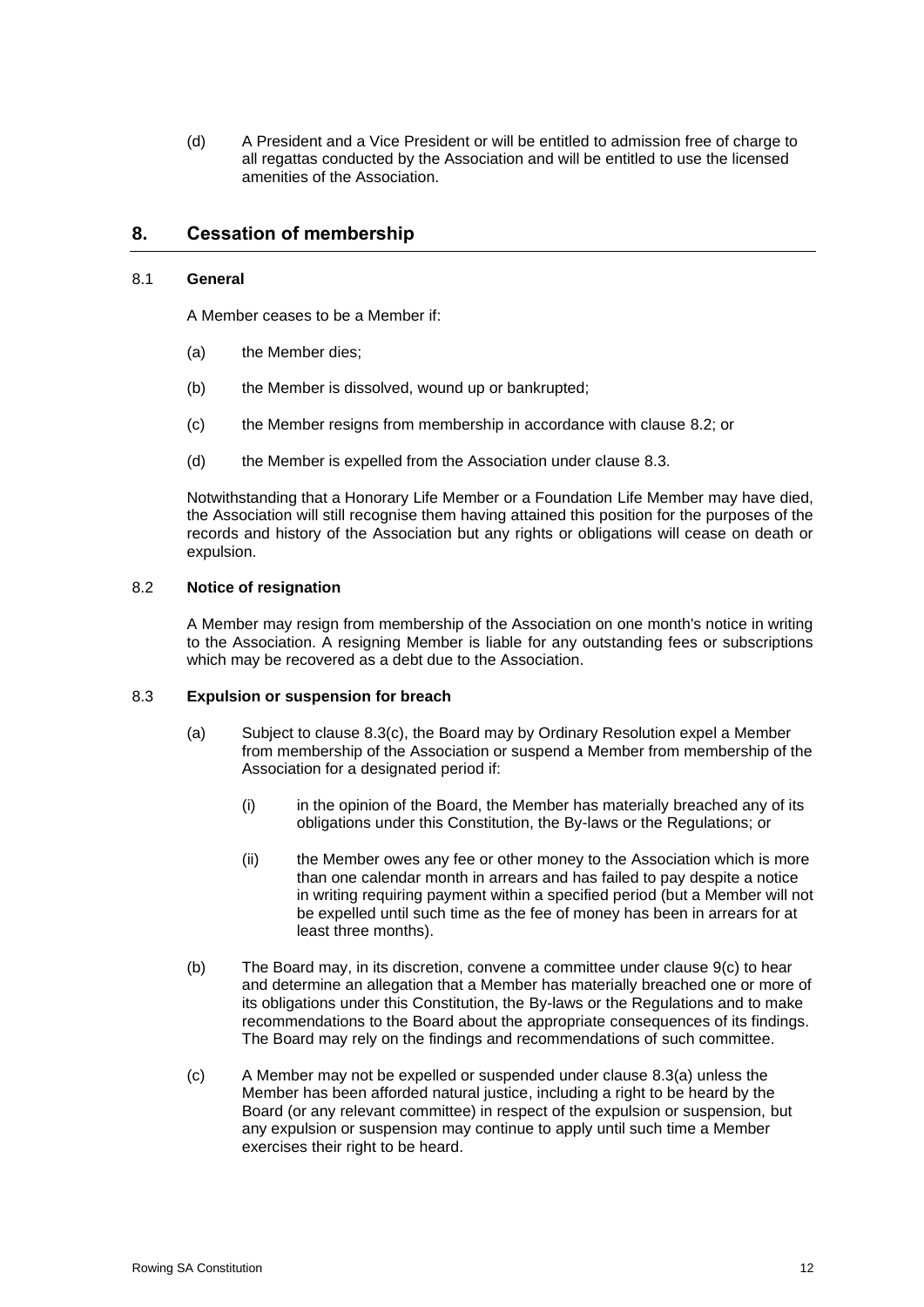(d) A President and a Vice President or will be entitled to admission free of charge to all regattas conducted by the Association and will be entitled to use the licensed amenities of the Association.

## 8. Cessation of membership

### 8.1 General

A Member ceases to be a Member if:

(a) the Member dies;

(b) the Member is dissolved, wound up or bankrupted;

(c) the Member resigns from membership in accordance with clause 8.2; or

(d) the Member is expelled from the Association under clause 8.3.

Notwithstanding that a Honorary Life Member or a Foundation Life Member may have died, the Association will still recognise them having attained this position for the purposes of the records and history of the Association but any rights or obligations will cease on death or expulsion.

### 8.2 Notice of resignation

A Member may resign from membership of the Association on one month's notice in writing to the Association. A resigning Member is liable for any outstanding fees or subscriptions which may be recovered as a debt due to the Association.

### 8.3 Expulsion or suspension for breach

(a) Subject to clause 8.3(c), the Board may by Ordinary Resolution expel a Member from membership of the Association or suspend a Member from membership of the Association for a designated period if:

(i) in the opinion of the Board, the Member has materially breached any of its obligations under this Constitution, the By-laws or the Regulations; or

(ii) the Member owes any fee or other money to the Association which is more than one calendar month in arrears and has failed to pay despite a notice in writing requiring payment within a specified period (but a Member will not be expelled until such time as the fee of money has been in arrears for at least three months).

(b) The Board may, in its discretion, convene a committee under clause 9(c) to hear and determine an allegation that a Member has materially breached one or more of its obligations under this Constitution, the By-laws or the Regulations and to make recommendations to the Board about the appropriate consequences of its findings. The Board may rely on the findings and recommendations of such committee.

(c) A Member may not be expelled or suspended under clause 8.3(a) unless the Member has been afforded natural justice, including a right to be heard by the Board (or any relevant committee) in respect of the expulsion or suspension, but any expulsion or suspension may continue to apply until such time a Member exercises their right to be heard.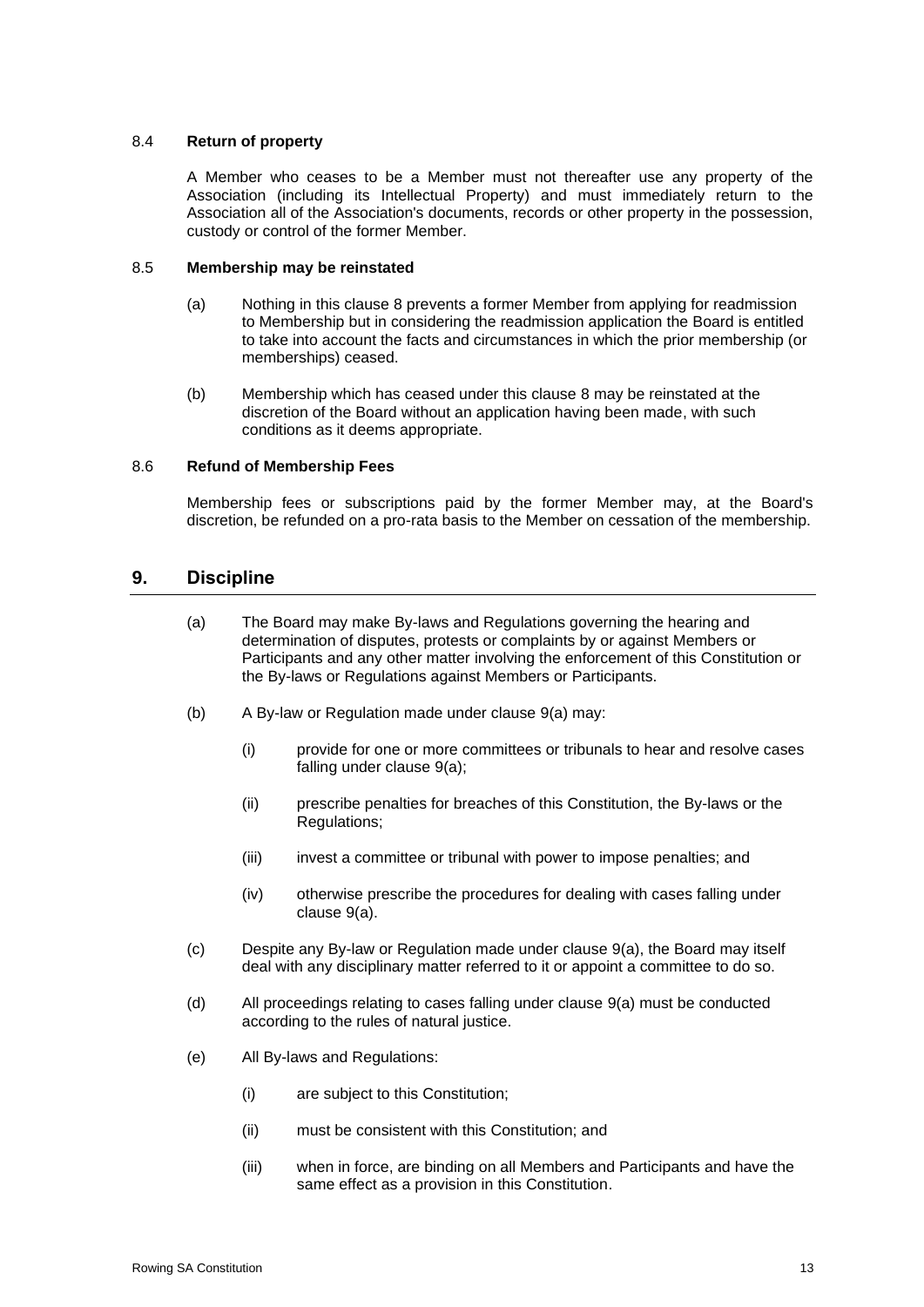### 8.4 Return of property

A Member who ceases to be a Member must not thereafter use any property of the Association (including its Intellectual Property) and must immediately return to the Association all of the Association's documents, records or other property in the possession, custody or control of the former Member.

### 8.5 Membership may be reinstated

(a) Nothing in this clause 8 prevents a former Member from applying for readmission to Membership but in considering the readmission application the Board is entitled to take into account the facts and circumstances in which the prior membership (or memberships) ceased.

(b) Membership which has ceased under this clause 8 may be reinstated at the discretion of the Board without an application having been made, with such conditions as it deems appropriate.

### 8.6 Refund of Membership Fees

Membership fees or subscriptions paid by the former Member may, at the Board's discretion, be refunded on a pro-rata basis to the Member on cessation of the membership.

## 9. Discipline

(a) The Board may make By-laws and Regulations governing the hearing and determination of disputes, protests or complaints by or against Members or Participants and any other matter involving the enforcement of this Constitution or the By-laws or Regulations against Members or Participants.

(b) A By-law or Regulation made under clause 9(a) may:

  (i) provide for one or more committees or tribunals to hear and resolve cases falling under clause 9(a);

  (ii) prescribe penalties for breaches of this Constitution, the By-laws or the Regulations;

  (iii) invest a committee or tribunal with power to impose penalties; and

  (iv) otherwise prescribe the procedures for dealing with cases falling under clause 9(a).

(c) Despite any By-law or Regulation made under clause 9(a), the Board may itself deal with any disciplinary matter referred to it or appoint a committee to do so.

(d) All proceedings relating to cases falling under clause 9(a) must be conducted according to the rules of natural justice.

(e) All By-laws and Regulations:

  (i) are subject to this Constitution;

  (ii) must be consistent with this Constitution; and

  (iii) when in force, are binding on all Members and Participants and have the same effect as a provision in this Constitution.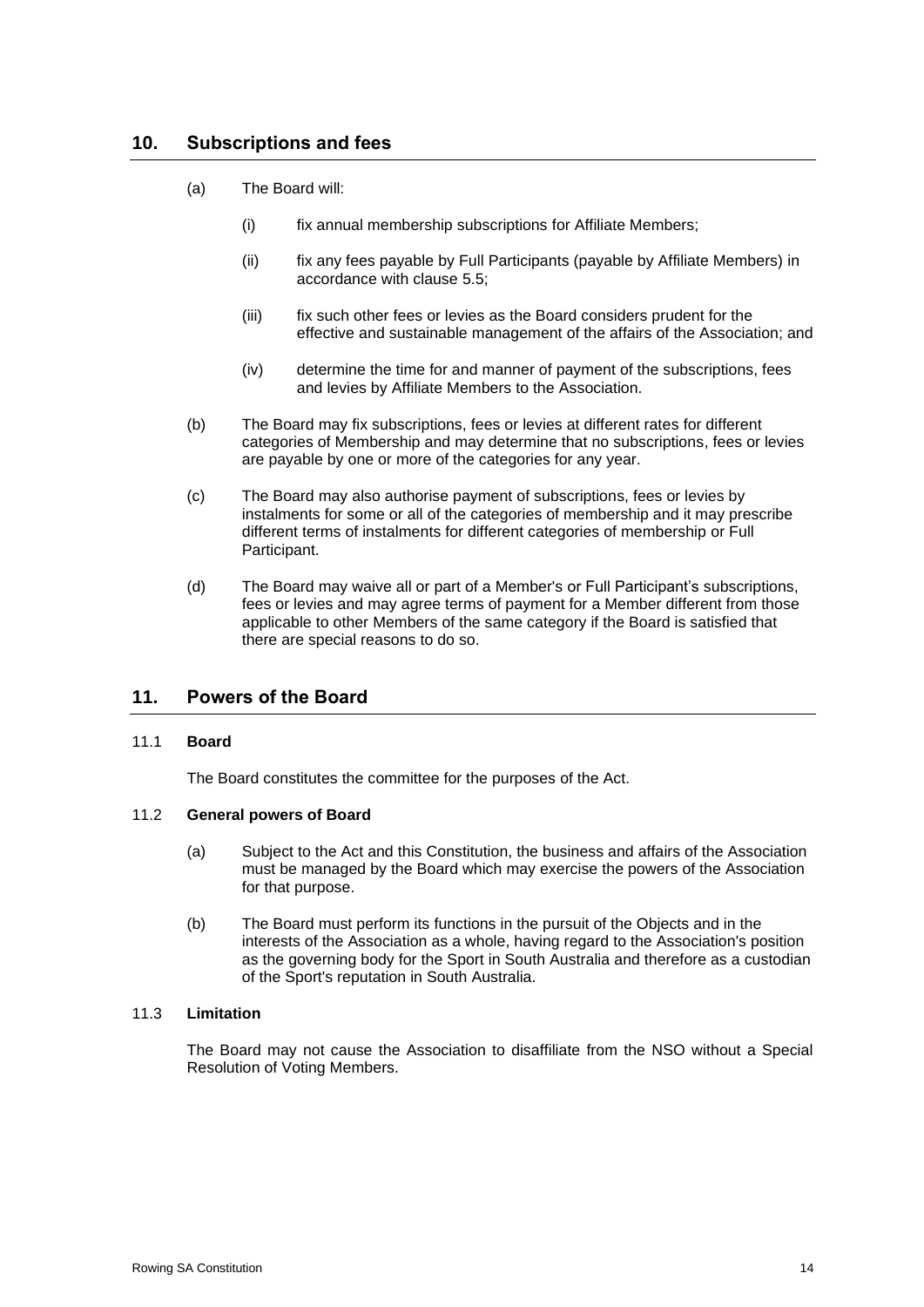## 10. Subscriptions and fees

(a) The Board will:

   (i) fix annual membership subscriptions for Affiliate Members;

   (ii) fix any fees payable by Full Participants (payable by Affiliate Members) in accordance with clause 5.5;

   (iii) fix such other fees or levies as the Board considers prudent for the effective and sustainable management of the affairs of the Association; and

   (iv) determine the time for and manner of payment of the subscriptions, fees and levies by Affiliate Members to the Association.

(b) The Board may fix subscriptions, fees or levies at different rates for different categories of Membership and may determine that no subscriptions, fees or levies are payable by one or more of the categories for any year.

(c) The Board may also authorise payment of subscriptions, fees or levies by instalments for some or all of the categories of membership and it may prescribe different terms of instalments for different categories of membership or Full Participant.

(d) The Board may waive all or part of a Member's or Full Participant's subscriptions, fees or levies and may agree terms of payment for a Member different from those applicable to other Members of the same category if the Board is satisfied that there are special reasons to do so.

## 11. Powers of the Board

### 11.1 Board

The Board constitutes the committee for the purposes of the Act.

### 11.2 General powers of Board

(a) Subject to the Act and this Constitution, the business and affairs of the Association must be managed by the Board which may exercise the powers of the Association for that purpose.

(b) The Board must perform its functions in the pursuit of the Objects and in the interests of the Association as a whole, having regard to the Association's position as the governing body for the Sport in South Australia and therefore as a custodian of the Sport's reputation in South Australia.

### 11.3 Limitation

The Board may not cause the Association to disaffiliate from the NSO without a Special Resolution of Voting Members.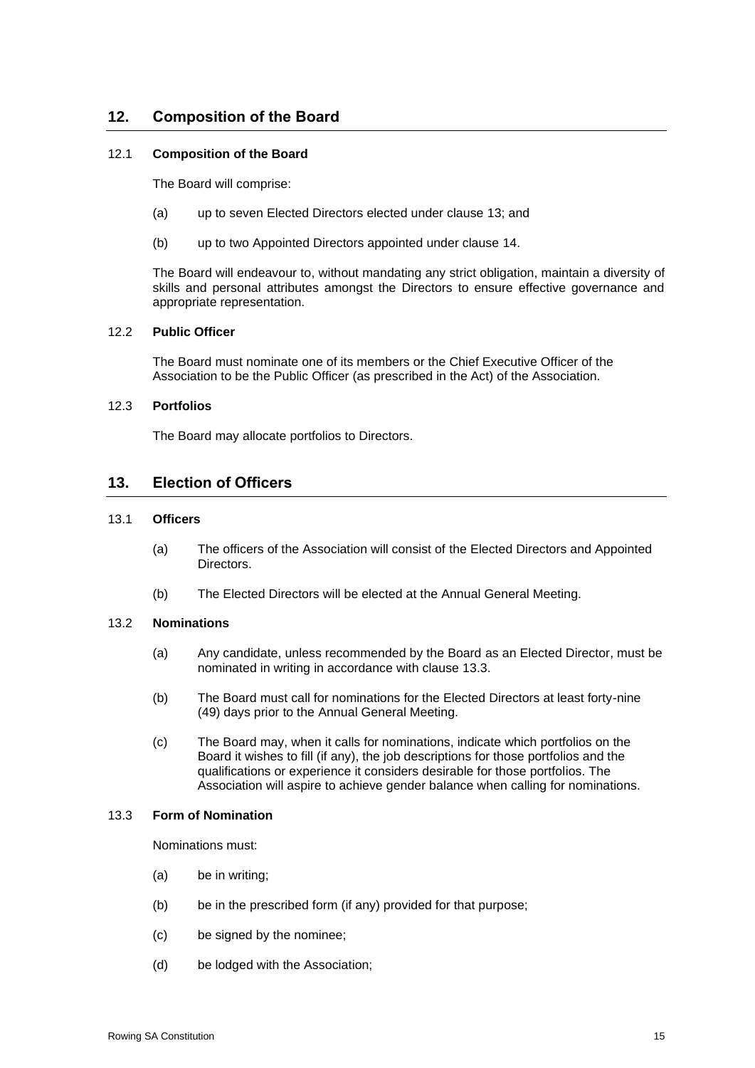## 12. Composition of the Board

### 12.1 Composition of the Board

The Board will comprise:

(a) up to seven Elected Directors elected under clause 13; and

(b) up to two Appointed Directors appointed under clause 14.

The Board will endeavour to, without mandating any strict obligation, maintain a diversity of skills and personal attributes amongst the Directors to ensure effective governance and appropriate representation.

### 12.2 Public Officer

The Board must nominate one of its members or the Chief Executive Officer of the Association to be the Public Officer (as prescribed in the Act) of the Association.

### 12.3 Portfolios

The Board may allocate portfolios to Directors.

## 13. Election of Officers

### 13.1 Officers

(a) The officers of the Association will consist of the Elected Directors and Appointed Directors.

(b) The Elected Directors will be elected at the Annual General Meeting.

### 13.2 Nominations

(a) Any candidate, unless recommended by the Board as an Elected Director, must be nominated in writing in accordance with clause 13.3.

(b) The Board must call for nominations for the Elected Directors at least forty-nine (49) days prior to the Annual General Meeting.

(c) The Board may, when it calls for nominations, indicate which portfolios on the Board it wishes to fill (if any), the job descriptions for those portfolios and the qualifications or experience it considers desirable for those portfolios. The Association will aspire to achieve gender balance when calling for nominations.

### 13.3 Form of Nomination

Nominations must:

(a) be in writing;

(b) be in the prescribed form (if any) provided for that purpose;

(c) be signed by the nominee;

(d) be lodged with the Association;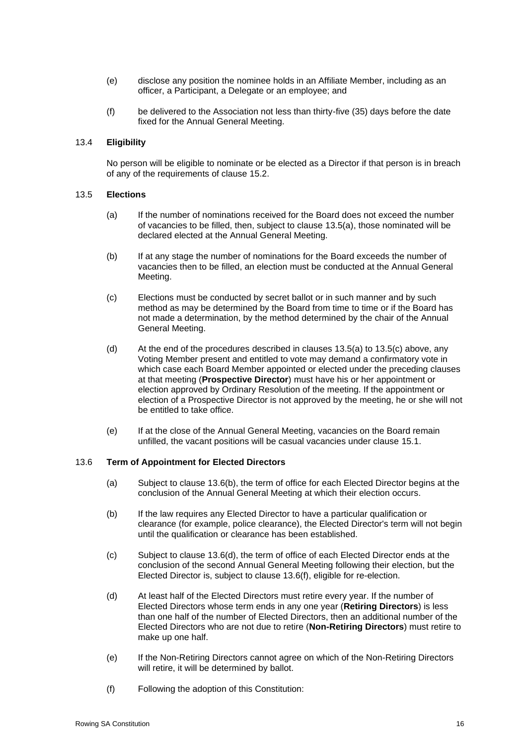(e) disclose any position the nominee holds in an Affiliate Member, including as an officer, a Participant, a Delegate or an employee; and

(f) be delivered to the Association not less than thirty-five (35) days before the date fixed for the Annual General Meeting.

### 13.4 Eligibility

No person will be eligible to nominate or be elected as a Director if that person is in breach of any of the requirements of clause 15.2.

### 13.5 Elections

(a) If the number of nominations received for the Board does not exceed the number of vacancies to be filled, then, subject to clause 13.5(a), those nominated will be declared elected at the Annual General Meeting.

(b) If at any stage the number of nominations for the Board exceeds the number of vacancies then to be filled, an election must be conducted at the Annual General Meeting.

(c) Elections must be conducted by secret ballot or in such manner and by such method as may be determined by the Board from time to time or if the Board has not made a determination, by the method determined by the chair of the Annual General Meeting.

(d) At the end of the procedures described in clauses 13.5(a) to 13.5(c) above, any Voting Member present and entitled to vote may demand a confirmatory vote in which case each Board Member appointed or elected under the preceding clauses at that meeting (**Prospective Director**) must have his or her appointment or election approved by Ordinary Resolution of the meeting. If the appointment or election of a Prospective Director is not approved by the meeting, he or she will not be entitled to take office.

(e) If at the close of the Annual General Meeting, vacancies on the Board remain unfilled, the vacant positions will be casual vacancies under clause 15.1.

### 13.6 Term of Appointment for Elected Directors

(a) Subject to clause 13.6(b), the term of office for each Elected Director begins at the conclusion of the Annual General Meeting at which their election occurs.

(b) If the law requires any Elected Director to have a particular qualification or clearance (for example, police clearance), the Elected Director's term will not begin until the qualification or clearance has been established.

(c) Subject to clause 13.6(d), the term of office of each Elected Director ends at the conclusion of the second Annual General Meeting following their election, but the Elected Director is, subject to clause 13.6(f), eligible for re-election.

(d) At least half of the Elected Directors must retire every year. If the number of Elected Directors whose term ends in any one year (**Retiring Directors**) is less than one half of the number of Elected Directors, then an additional number of the Elected Directors who are not due to retire (**Non-Retiring Directors**) must retire to make up one half.

(e) If the Non-Retiring Directors cannot agree on which of the Non-Retiring Directors will retire, it will be determined by ballot.

(f) Following the adoption of this Constitution: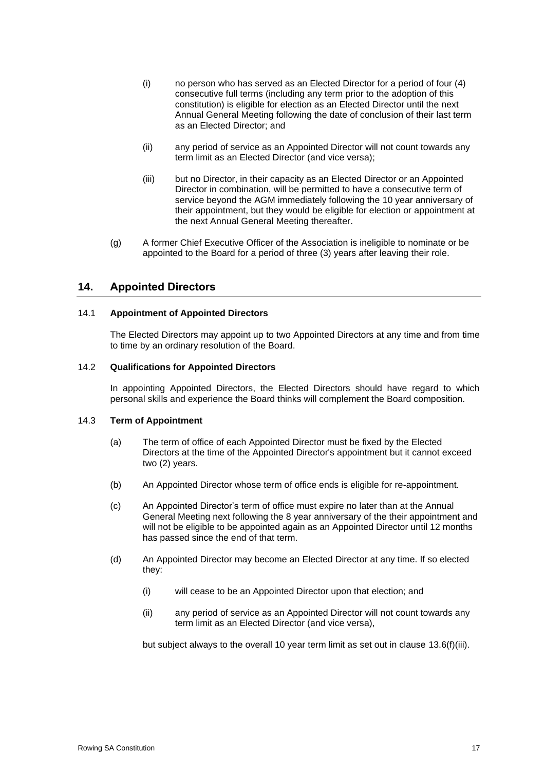(i) no person who has served as an Elected Director for a period of four (4) consecutive full terms (including any term prior to the adoption of this constitution) is eligible for election as an Elected Director until the next Annual General Meeting following the date of conclusion of their last term as an Elected Director; and

(ii) any period of service as an Appointed Director will not count towards any term limit as an Elected Director (and vice versa);

(iii) but no Director, in their capacity as an Elected Director or an Appointed Director in combination, will be permitted to have a consecutive term of service beyond the AGM immediately following the 10 year anniversary of their appointment, but they would be eligible for election or appointment at the next Annual General Meeting thereafter.

(g) A former Chief Executive Officer of the Association is ineligible to nominate or be appointed to the Board for a period of three (3) years after leaving their role.

## 14. Appointed Directors

### 14.1 Appointment of Appointed Directors

The Elected Directors may appoint up to two Appointed Directors at any time and from time to time by an ordinary resolution of the Board.

### 14.2 Qualifications for Appointed Directors

In appointing Appointed Directors, the Elected Directors should have regard to which personal skills and experience the Board thinks will complement the Board composition.

### 14.3 Term of Appointment

(a) The term of office of each Appointed Director must be fixed by the Elected Directors at the time of the Appointed Director's appointment but it cannot exceed two (2) years.

(b) An Appointed Director whose term of office ends is eligible for re-appointment.

(c) An Appointed Director's term of office must expire no later than at the Annual General Meeting next following the 8 year anniversary of the their appointment and will not be eligible to be appointed again as an Appointed Director until 12 months has passed since the end of that term.

(d) An Appointed Director may become an Elected Director at any time. If so elected they:

(i) will cease to be an Appointed Director upon that election; and

(ii) any period of service as an Appointed Director will not count towards any term limit as an Elected Director (and vice versa),

but subject always to the overall 10 year term limit as set out in clause 13.6(f)(iii).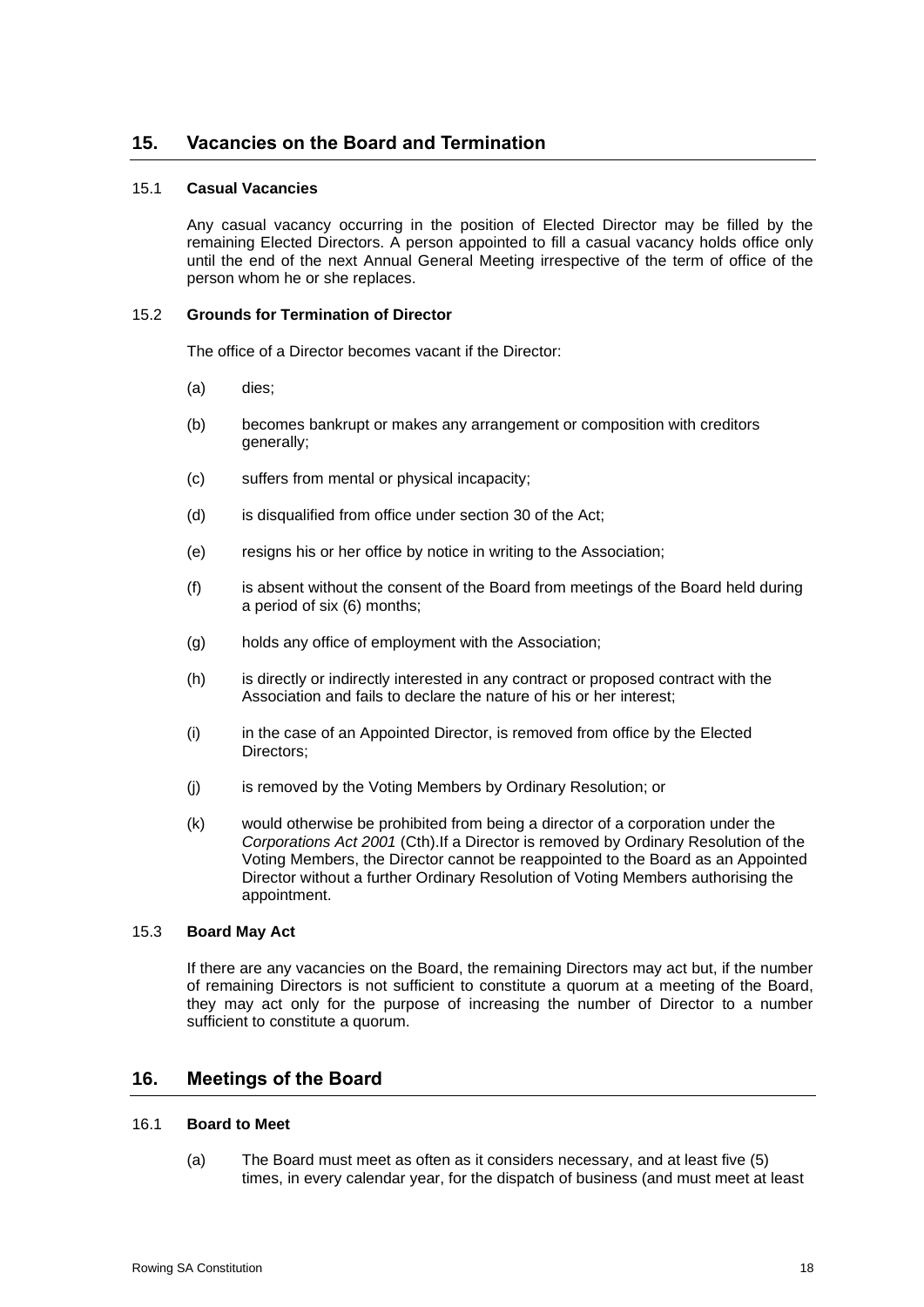## 15. Vacancies on the Board and Termination

### 15.1 Casual Vacancies

Any casual vacancy occurring in the position of Elected Director may be filled by the remaining Elected Directors. A person appointed to fill a casual vacancy holds office only until the end of the next Annual General Meeting irrespective of the term of office of the person whom he or she replaces.

### 15.2 Grounds for Termination of Director

The office of a Director becomes vacant if the Director:

(a) dies;

(b) becomes bankrupt or makes any arrangement or composition with creditors generally;

(c) suffers from mental or physical incapacity;

(d) is disqualified from office under section 30 of the Act;

(e) resigns his or her office by notice in writing to the Association;

(f) is absent without the consent of the Board from meetings of the Board held during a period of six (6) months;

(g) holds any office of employment with the Association;

(h) is directly or indirectly interested in any contract or proposed contract with the Association and fails to declare the nature of his or her interest;

(i) in the case of an Appointed Director, is removed from office by the Elected Directors;

(j) is removed by the Voting Members by Ordinary Resolution; or

(k) would otherwise be prohibited from being a director of a corporation under the *Corporations Act 2001* (Cth).If a Director is removed by Ordinary Resolution of the Voting Members, the Director cannot be reappointed to the Board as an Appointed Director without a further Ordinary Resolution of Voting Members authorising the appointment.

### 15.3 Board May Act

If there are any vacancies on the Board, the remaining Directors may act but, if the number of remaining Directors is not sufficient to constitute a quorum at a meeting of the Board, they may act only for the purpose of increasing the number of Director to a number sufficient to constitute a quorum.

## 16. Meetings of the Board

### 16.1 Board to Meet

(a) The Board must meet as often as it considers necessary, and at least five (5) times, in every calendar year, for the dispatch of business (and must meet at least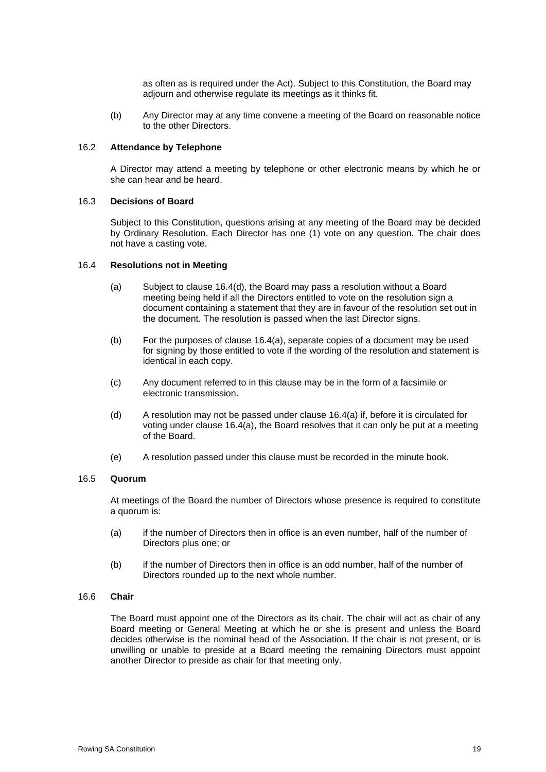as often as is required under the Act). Subject to this Constitution, the Board may adjourn and otherwise regulate its meetings as it thinks fit.

(b) Any Director may at any time convene a meeting of the Board on reasonable notice to the other Directors.

### 16.2 Attendance by Telephone

A Director may attend a meeting by telephone or other electronic means by which he or she can hear and be heard.

### 16.3 Decisions of Board

Subject to this Constitution, questions arising at any meeting of the Board may be decided by Ordinary Resolution. Each Director has one (1) vote on any question. The chair does not have a casting vote.

### 16.4 Resolutions not in Meeting

(a) Subject to clause 16.4(d), the Board may pass a resolution without a Board meeting being held if all the Directors entitled to vote on the resolution sign a document containing a statement that they are in favour of the resolution set out in the document. The resolution is passed when the last Director signs.

(b) For the purposes of clause 16.4(a), separate copies of a document may be used for signing by those entitled to vote if the wording of the resolution and statement is identical in each copy.

(c) Any document referred to in this clause may be in the form of a facsimile or electronic transmission.

(d) A resolution may not be passed under clause 16.4(a) if, before it is circulated for voting under clause 16.4(a), the Board resolves that it can only be put at a meeting of the Board.

(e) A resolution passed under this clause must be recorded in the minute book.

### 16.5 Quorum

At meetings of the Board the number of Directors whose presence is required to constitute a quorum is:

(a) if the number of Directors then in office is an even number, half of the number of Directors plus one; or

(b) if the number of Directors then in office is an odd number, half of the number of Directors rounded up to the next whole number.

### 16.6 Chair

The Board must appoint one of the Directors as its chair. The chair will act as chair of any Board meeting or General Meeting at which he or she is present and unless the Board decides otherwise is the nominal head of the Association. If the chair is not present, or is unwilling or unable to preside at a Board meeting the remaining Directors must appoint another Director to preside as chair for that meeting only.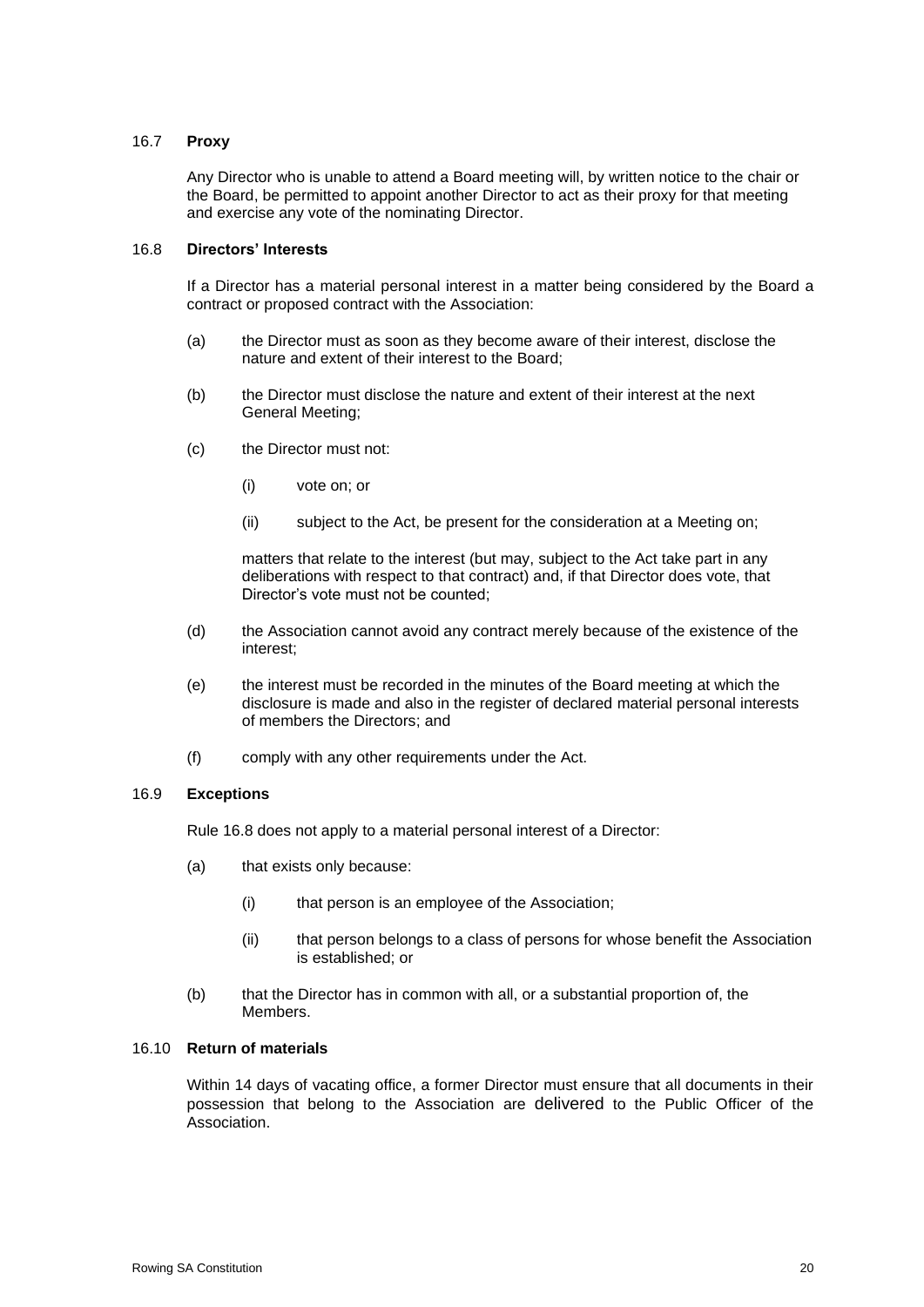### 16.7 **Proxy**

Any Director who is unable to attend a Board meeting will, by written notice to the chair or the Board, be permitted to appoint another Director to act as their proxy for that meeting and exercise any vote of the nominating Director.

### 16.8 **Directors' Interests**

If a Director has a material personal interest in a matter being considered by the Board a contract or proposed contract with the Association:

(a) the Director must as soon as they become aware of their interest, disclose the nature and extent of their interest to the Board;

(b) the Director must disclose the nature and extent of their interest at the next General Meeting;

(c) the Director must not:

  (i) vote on; or

  (ii) subject to the Act, be present for the consideration at a Meeting on;

  matters that relate to the interest (but may, subject to the Act take part in any deliberations with respect to that contract) and, if that Director does vote, that Director's vote must not be counted;

(d) the Association cannot avoid any contract merely because of the existence of the interest;

(e) the interest must be recorded in the minutes of the Board meeting at which the disclosure is made and also in the register of declared material personal interests of members the Directors; and

(f) comply with any other requirements under the Act.

### 16.9 **Exceptions**

Rule 16.8 does not apply to a material personal interest of a Director:

(a) that exists only because:

  (i) that person is an employee of the Association;

  (ii) that person belongs to a class of persons for whose benefit the Association is established; or

(b) that the Director has in common with all, or a substantial proportion of, the Members.

### 16.10 **Return of materials**

Within 14 days of vacating office, a former Director must ensure that all documents in their possession that belong to the Association are delivered to the Public Officer of the Association.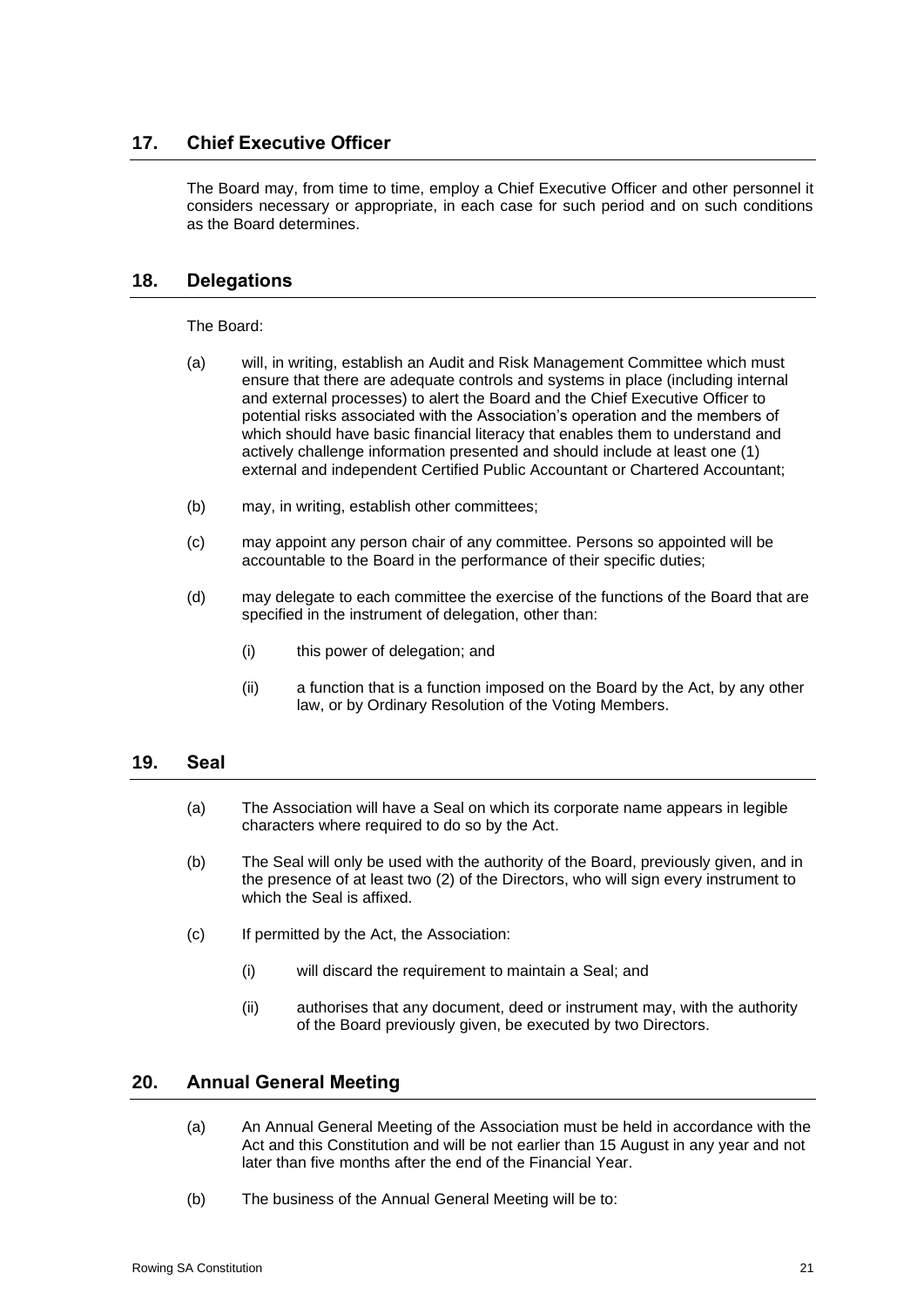## 17. Chief Executive Officer

The Board may, from time to time, employ a Chief Executive Officer and other personnel it considers necessary or appropriate, in each case for such period and on such conditions as the Board determines.

## 18. Delegations

The Board:

(a) will, in writing, establish an Audit and Risk Management Committee which must ensure that there are adequate controls and systems in place (including internal and external processes) to alert the Board and the Chief Executive Officer to potential risks associated with the Association's operation and the members of which should have basic financial literacy that enables them to understand and actively challenge information presented and should include at least one (1) external and independent Certified Public Accountant or Chartered Accountant;

(b) may, in writing, establish other committees;

(c) may appoint any person chair of any committee. Persons so appointed will be accountable to the Board in the performance of their specific duties;

(d) may delegate to each committee the exercise of the functions of the Board that are specified in the instrument of delegation, other than:

   (i) this power of delegation; and

   (ii) a function that is a function imposed on the Board by the Act, by any other law, or by Ordinary Resolution of the Voting Members.

## 19. Seal

(a) The Association will have a Seal on which its corporate name appears in legible characters where required to do so by the Act.

(b) The Seal will only be used with the authority of the Board, previously given, and in the presence of at least two (2) of the Directors, who will sign every instrument to which the Seal is affixed.

(c) If permitted by the Act, the Association:

   (i) will discard the requirement to maintain a Seal; and

   (ii) authorises that any document, deed or instrument may, with the authority of the Board previously given, be executed by two Directors.

## 20. Annual General Meeting

(a) An Annual General Meeting of the Association must be held in accordance with the Act and this Constitution and will be not earlier than 15 August in any year and not later than five months after the end of the Financial Year.

(b) The business of the Annual General Meeting will be to: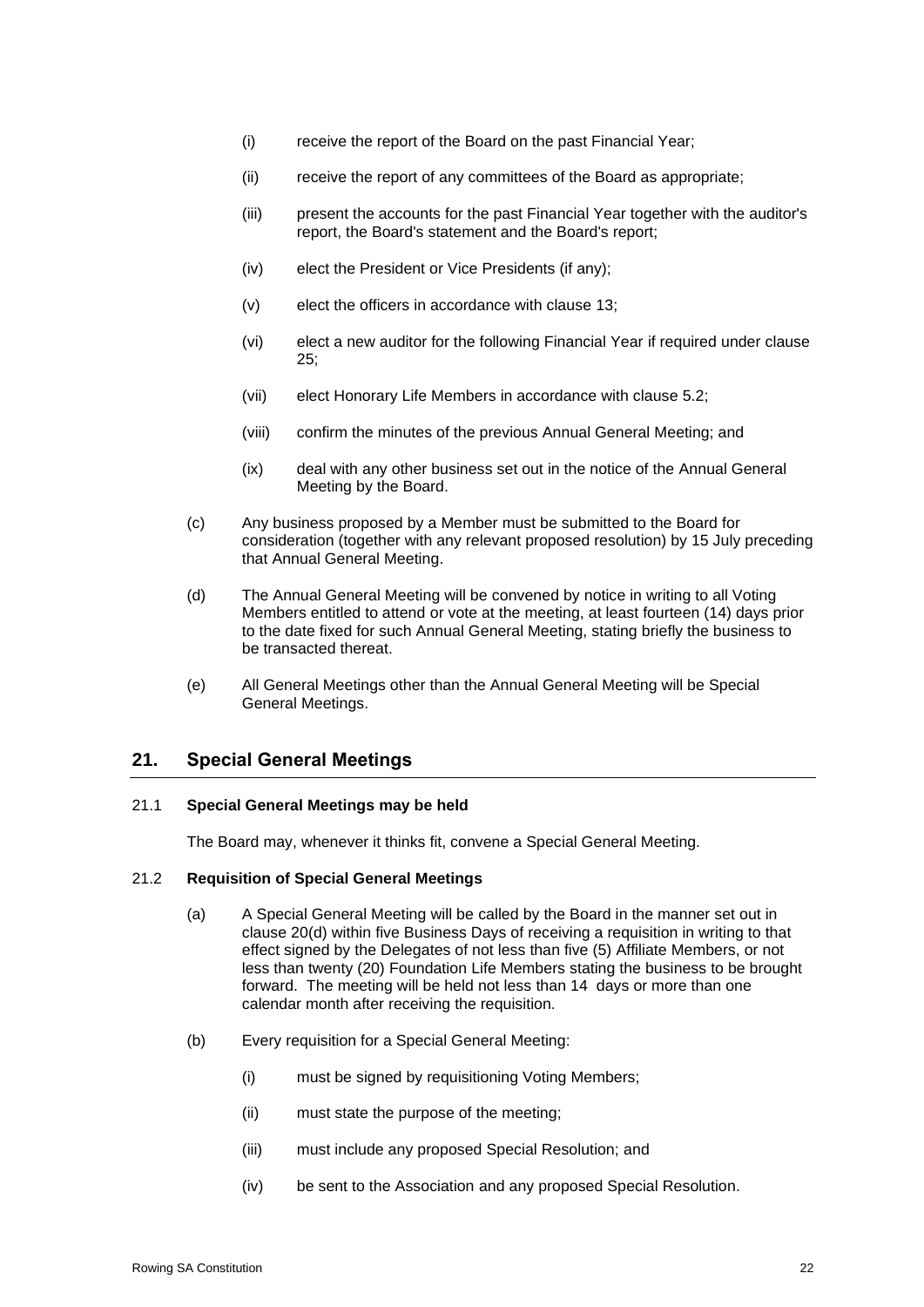(i) receive the report of the Board on the past Financial Year;

(ii) receive the report of any committees of the Board as appropriate;

(iii) present the accounts for the past Financial Year together with the auditor's report, the Board's statement and the Board's report;

(iv) elect the President or Vice Presidents (if any);

(v) elect the officers in accordance with clause 13;

(vi) elect a new auditor for the following Financial Year if required under clause 25;

(vii) elect Honorary Life Members in accordance with clause 5.2;

(viii) confirm the minutes of the previous Annual General Meeting; and

(ix) deal with any other business set out in the notice of the Annual General Meeting by the Board.

(c) Any business proposed by a Member must be submitted to the Board for consideration (together with any relevant proposed resolution) by 15 July preceding that Annual General Meeting.

(d) The Annual General Meeting will be convened by notice in writing to all Voting Members entitled to attend or vote at the meeting, at least fourteen (14) days prior to the date fixed for such Annual General Meeting, stating briefly the business to be transacted thereat.

(e) All General Meetings other than the Annual General Meeting will be Special General Meetings.

## 21. Special General Meetings

### 21.1 Special General Meetings may be held

The Board may, whenever it thinks fit, convene a Special General Meeting.

### 21.2 Requisition of Special General Meetings

(a) A Special General Meeting will be called by the Board in the manner set out in clause 20(d) within five Business Days of receiving a requisition in writing to that effect signed by the Delegates of not less than five (5) Affiliate Members, or not less than twenty (20) Foundation Life Members stating the business to be brought forward. The meeting will be held not less than 14 days or more than one calendar month after receiving the requisition.

(b) Every requisition for a Special General Meeting:

(i) must be signed by requisitioning Voting Members;

(ii) must state the purpose of the meeting;

(iii) must include any proposed Special Resolution; and

(iv) be sent to the Association and any proposed Special Resolution.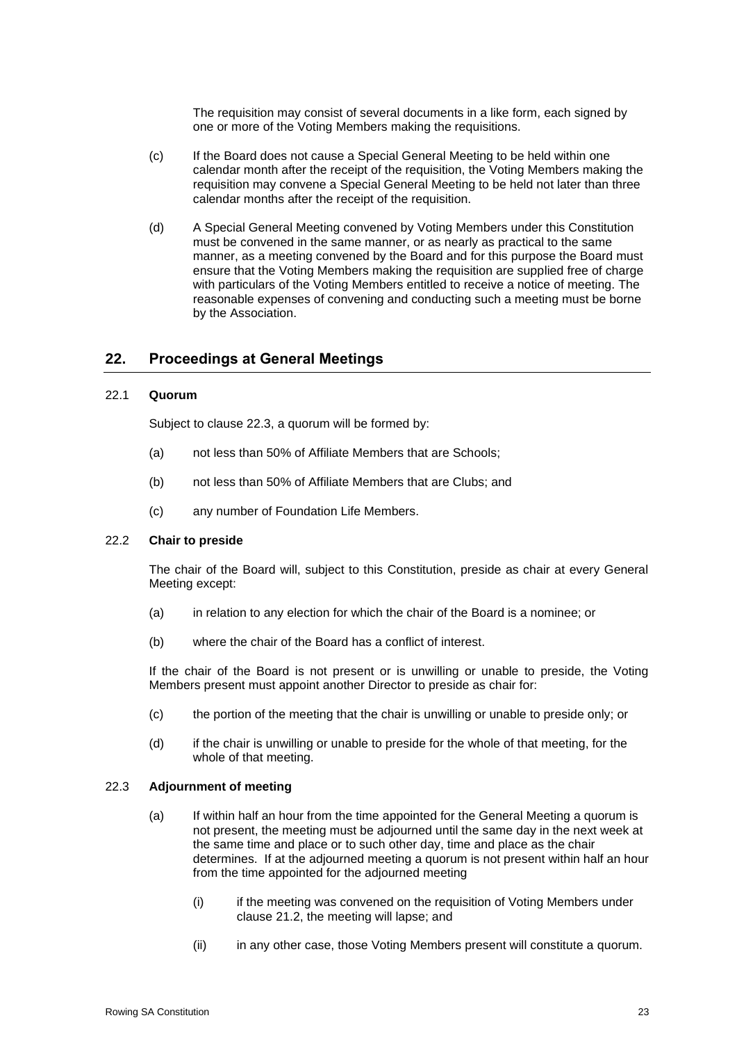The requisition may consist of several documents in a like form, each signed by one or more of the Voting Members making the requisitions.

(c) If the Board does not cause a Special General Meeting to be held within one calendar month after the receipt of the requisition, the Voting Members making the requisition may convene a Special General Meeting to be held not later than three calendar months after the receipt of the requisition.

(d) A Special General Meeting convened by Voting Members under this Constitution must be convened in the same manner, or as nearly as practical to the same manner, as a meeting convened by the Board and for this purpose the Board must ensure that the Voting Members making the requisition are supplied free of charge with particulars of the Voting Members entitled to receive a notice of meeting. The reasonable expenses of convening and conducting such a meeting must be borne by the Association.

## 22. Proceedings at General Meetings

### 22.1 Quorum

Subject to clause 22.3, a quorum will be formed by:

(a) not less than 50% of Affiliate Members that are Schools;

(b) not less than 50% of Affiliate Members that are Clubs; and

(c) any number of Foundation Life Members.

### 22.2 Chair to preside

The chair of the Board will, subject to this Constitution, preside as chair at every General Meeting except:

(a) in relation to any election for which the chair of the Board is a nominee; or

(b) where the chair of the Board has a conflict of interest.

If the chair of the Board is not present or is unwilling or unable to preside, the Voting Members present must appoint another Director to preside as chair for:

(c) the portion of the meeting that the chair is unwilling or unable to preside only; or

(d) if the chair is unwilling or unable to preside for the whole of that meeting, for the whole of that meeting.

### 22.3 Adjournment of meeting

(a) If within half an hour from the time appointed for the General Meeting a quorum is not present, the meeting must be adjourned until the same day in the next week at the same time and place or to such other day, time and place as the chair determines. If at the adjourned meeting a quorum is not present within half an hour from the time appointed for the adjourned meeting

(i) if the meeting was convened on the requisition of Voting Members under clause 21.2, the meeting will lapse; and

(ii) in any other case, those Voting Members present will constitute a quorum.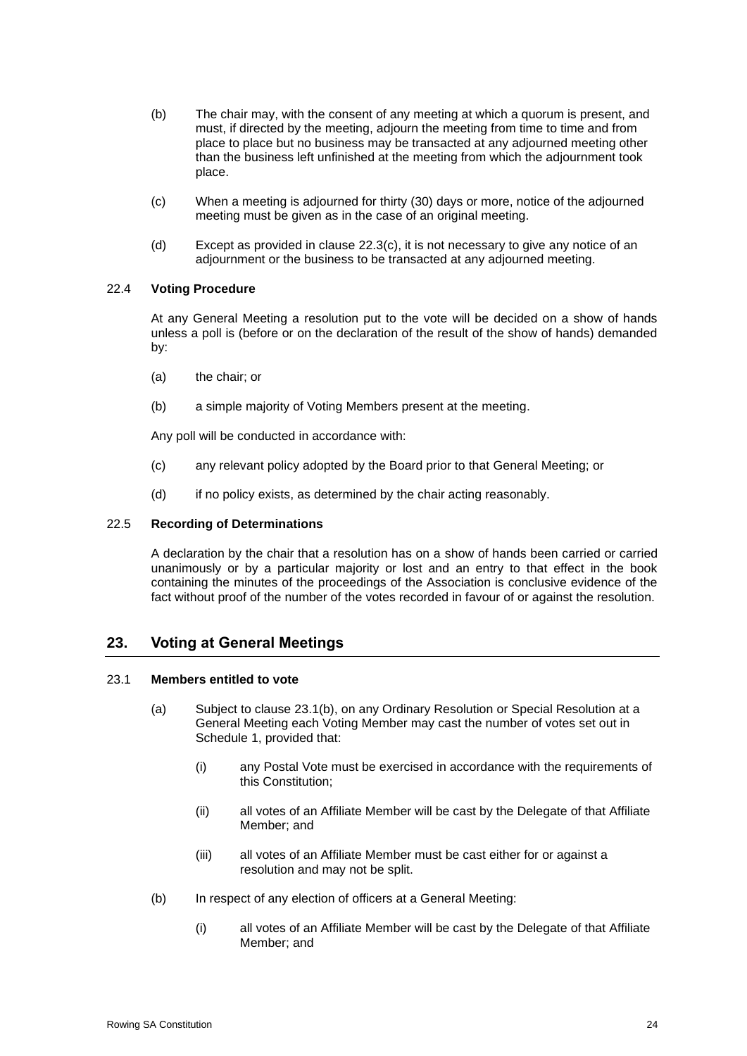(b) The chair may, with the consent of any meeting at which a quorum is present, and must, if directed by the meeting, adjourn the meeting from time to time and from place to place but no business may be transacted at any adjourned meeting other than the business left unfinished at the meeting from which the adjournment took place.

(c) When a meeting is adjourned for thirty (30) days or more, notice of the adjourned meeting must be given as in the case of an original meeting.

(d) Except as provided in clause 22.3(c), it is not necessary to give any notice of an adjournment or the business to be transacted at any adjourned meeting.

### 22.4 Voting Procedure

At any General Meeting a resolution put to the vote will be decided on a show of hands unless a poll is (before or on the declaration of the result of the show of hands) demanded by:

(a) the chair; or

(b) a simple majority of Voting Members present at the meeting.

Any poll will be conducted in accordance with:

(c) any relevant policy adopted by the Board prior to that General Meeting; or

(d) if no policy exists, as determined by the chair acting reasonably.

### 22.5 Recording of Determinations

A declaration by the chair that a resolution has on a show of hands been carried or carried unanimously or by a particular majority or lost and an entry to that effect in the book containing the minutes of the proceedings of the Association is conclusive evidence of the fact without proof of the number of the votes recorded in favour of or against the resolution.

## 23. Voting at General Meetings

### 23.1 Members entitled to vote

(a) Subject to clause 23.1(b), on any Ordinary Resolution or Special Resolution at a General Meeting each Voting Member may cast the number of votes set out in Schedule 1, provided that:

(i) any Postal Vote must be exercised in accordance with the requirements of this Constitution;

(ii) all votes of an Affiliate Member will be cast by the Delegate of that Affiliate Member; and

(iii) all votes of an Affiliate Member must be cast either for or against a resolution and may not be split.

(b) In respect of any election of officers at a General Meeting:

(i) all votes of an Affiliate Member will be cast by the Delegate of that Affiliate Member; and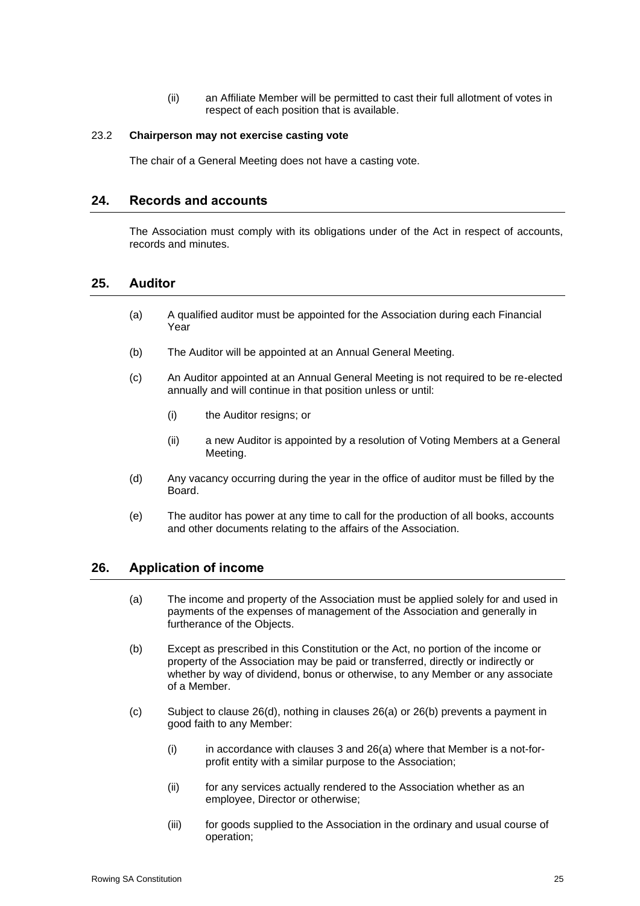(ii) an Affiliate Member will be permitted to cast their full allotment of votes in respect of each position that is available.

23.2 **Chairperson may not exercise casting vote**

The chair of a General Meeting does not have a casting vote.

## 24. Records and accounts

The Association must comply with its obligations under of the Act in respect of accounts, records and minutes.

## 25. Auditor

(a) A qualified auditor must be appointed for the Association during each Financial Year

(b) The Auditor will be appointed at an Annual General Meeting.

(c) An Auditor appointed at an Annual General Meeting is not required to be re-elected annually and will continue in that position unless or until:

(i) the Auditor resigns; or

(ii) a new Auditor is appointed by a resolution of Voting Members at a General Meeting.

(d) Any vacancy occurring during the year in the office of auditor must be filled by the Board.

(e) The auditor has power at any time to call for the production of all books, accounts and other documents relating to the affairs of the Association.

## 26. Application of income

(a) The income and property of the Association must be applied solely for and used in payments of the expenses of management of the Association and generally in furtherance of the Objects.

(b) Except as prescribed in this Constitution or the Act, no portion of the income or property of the Association may be paid or transferred, directly or indirectly or whether by way of dividend, bonus or otherwise, to any Member or any associate of a Member.

(c) Subject to clause 26(d), nothing in clauses 26(a) or 26(b) prevents a payment in good faith to any Member:

(i) in accordance with clauses 3 and 26(a) where that Member is a not-for-profit entity with a similar purpose to the Association;

(ii) for any services actually rendered to the Association whether as an employee, Director or otherwise;

(iii) for goods supplied to the Association in the ordinary and usual course of operation;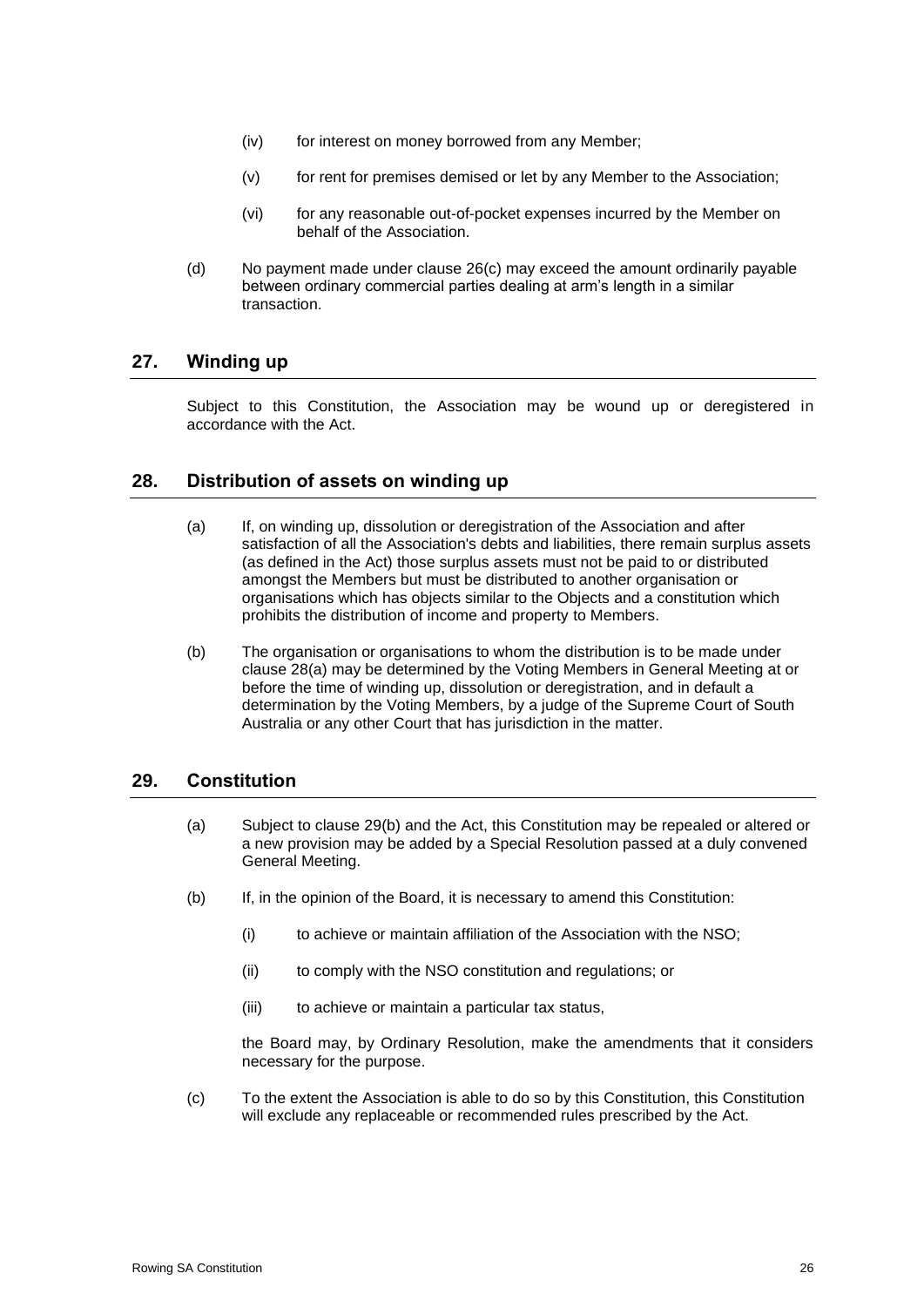(iv) for interest on money borrowed from any Member;

(v) for rent for premises demised or let by any Member to the Association;

(vi) for any reasonable out-of-pocket expenses incurred by the Member on behalf of the Association.

(d) No payment made under clause 26(c) may exceed the amount ordinarily payable between ordinary commercial parties dealing at arm's length in a similar transaction.

## 27. Winding up

Subject to this Constitution, the Association may be wound up or deregistered in accordance with the Act.

## 28. Distribution of assets on winding up

(a) If, on winding up, dissolution or deregistration of the Association and after satisfaction of all the Association's debts and liabilities, there remain surplus assets (as defined in the Act) those surplus assets must not be paid to or distributed amongst the Members but must be distributed to another organisation or organisations which has objects similar to the Objects and a constitution which prohibits the distribution of income and property to Members.

(b) The organisation or organisations to whom the distribution is to be made under clause 28(a) may be determined by the Voting Members in General Meeting at or before the time of winding up, dissolution or deregistration, and in default a determination by the Voting Members, by a judge of the Supreme Court of South Australia or any other Court that has jurisdiction in the matter.

## 29. Constitution

(a) Subject to clause 29(b) and the Act, this Constitution may be repealed or altered or a new provision may be added by a Special Resolution passed at a duly convened General Meeting.

(b) If, in the opinion of the Board, it is necessary to amend this Constitution:

(i) to achieve or maintain affiliation of the Association with the NSO;

(ii) to comply with the NSO constitution and regulations; or

(iii) to achieve or maintain a particular tax status,

the Board may, by Ordinary Resolution, make the amendments that it considers necessary for the purpose.

(c) To the extent the Association is able to do so by this Constitution, this Constitution will exclude any replaceable or recommended rules prescribed by the Act.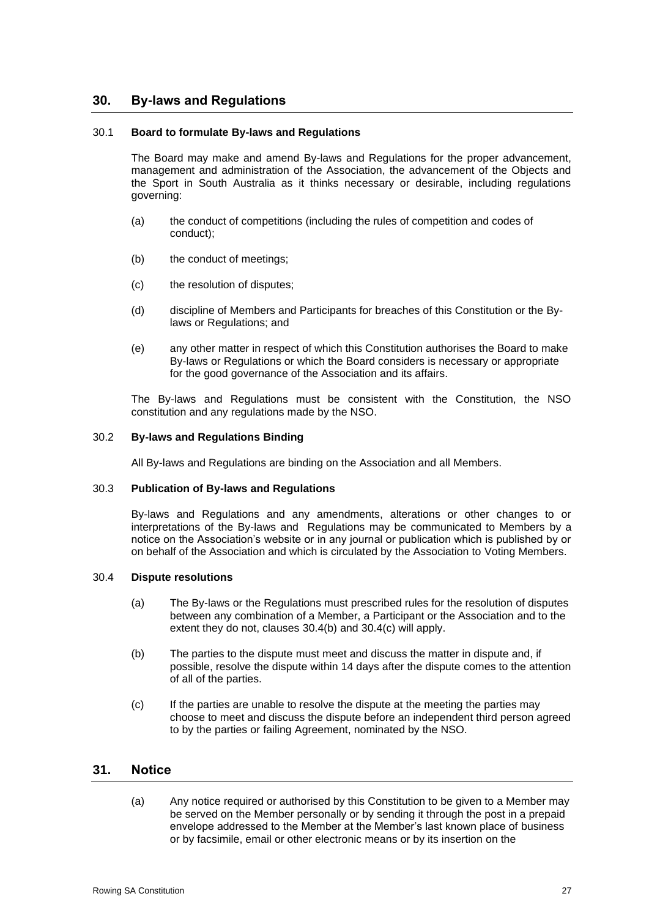## 30. By-laws and Regulations

### 30.1 Board to formulate By-laws and Regulations

The Board may make and amend By-laws and Regulations for the proper advancement, management and administration of the Association, the advancement of the Objects and the Sport in South Australia as it thinks necessary or desirable, including regulations governing:

(a) the conduct of competitions (including the rules of competition and codes of conduct);

(b) the conduct of meetings;

(c) the resolution of disputes;

(d) discipline of Members and Participants for breaches of this Constitution or the By-laws or Regulations; and

(e) any other matter in respect of which this Constitution authorises the Board to make By-laws or Regulations or which the Board considers is necessary or appropriate for the good governance of the Association and its affairs.

The By-laws and Regulations must be consistent with the Constitution, the NSO constitution and any regulations made by the NSO.

### 30.2 By-laws and Regulations Binding

All By-laws and Regulations are binding on the Association and all Members.

### 30.3 Publication of By-laws and Regulations

By-laws and Regulations and any amendments, alterations or other changes to or interpretations of the By-laws and Regulations may be communicated to Members by a notice on the Association's website or in any journal or publication which is published by or on behalf of the Association and which is circulated by the Association to Voting Members.

### 30.4 Dispute resolutions

(a) The By-laws or the Regulations must prescribed rules for the resolution of disputes between any combination of a Member, a Participant or the Association and to the extent they do not, clauses 30.4(b) and 30.4(c) will apply.

(b) The parties to the dispute must meet and discuss the matter in dispute and, if possible, resolve the dispute within 14 days after the dispute comes to the attention of all of the parties.

(c) If the parties are unable to resolve the dispute at the meeting the parties may choose to meet and discuss the dispute before an independent third person agreed to by the parties or failing Agreement, nominated by the NSO.

## 31. Notice

(a) Any notice required or authorised by this Constitution to be given to a Member may be served on the Member personally or by sending it through the post in a prepaid envelope addressed to the Member at the Member's last known place of business or by facsimile, email or other electronic means or by its insertion on the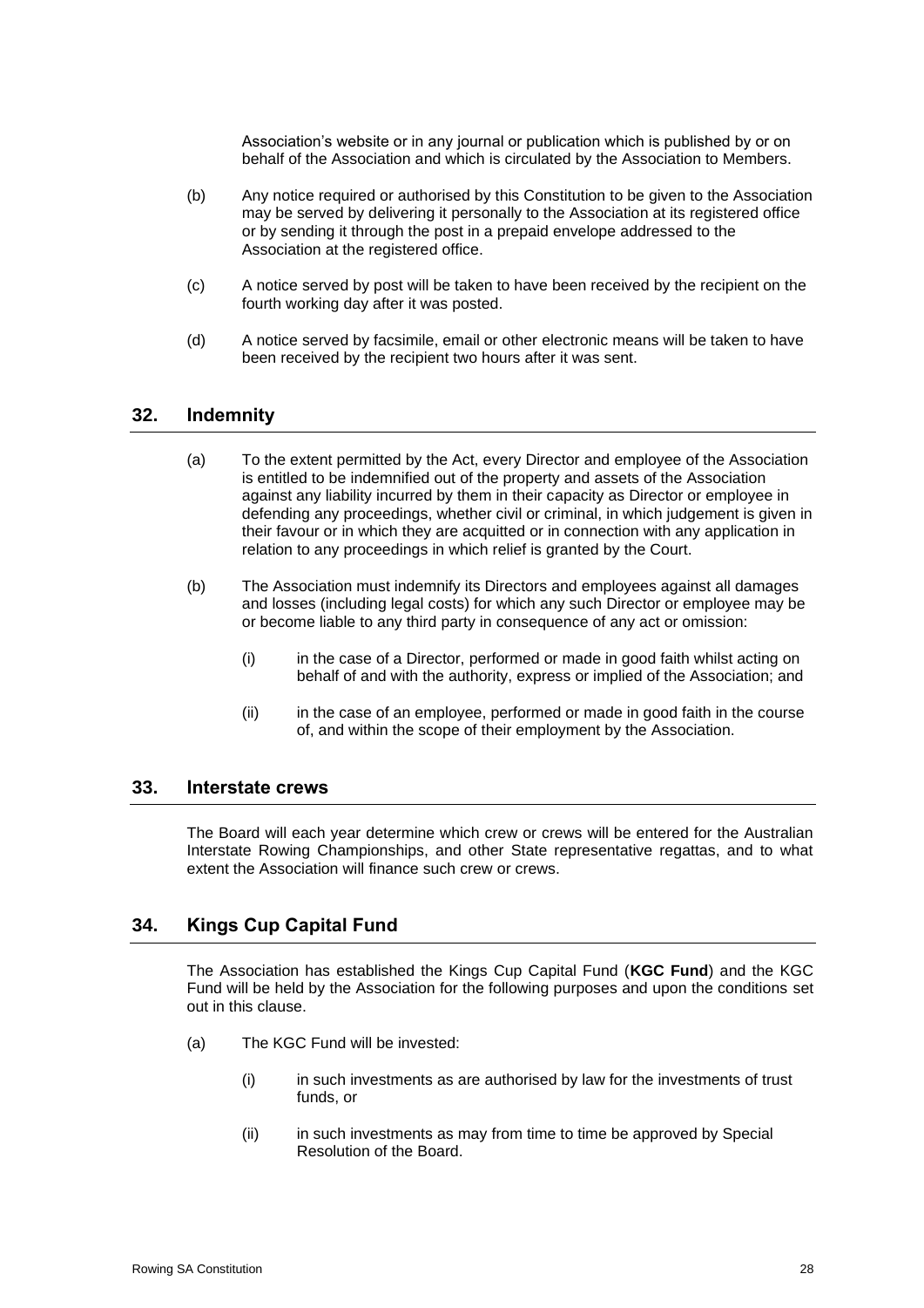Association's website or in any journal or publication which is published by or on behalf of the Association and which is circulated by the Association to Members.

(b) Any notice required or authorised by this Constitution to be given to the Association may be served by delivering it personally to the Association at its registered office or by sending it through the post in a prepaid envelope addressed to the Association at the registered office.

(c) A notice served by post will be taken to have been received by the recipient on the fourth working day after it was posted.

(d) A notice served by facsimile, email or other electronic means will be taken to have been received by the recipient two hours after it was sent.

## 32. Indemnity

(a) To the extent permitted by the Act, every Director and employee of the Association is entitled to be indemnified out of the property and assets of the Association against any liability incurred by them in their capacity as Director or employee in defending any proceedings, whether civil or criminal, in which judgement is given in their favour or in which they are acquitted or in connection with any application in relation to any proceedings in which relief is granted by the Court.

(b) The Association must indemnify its Directors and employees against all damages and losses (including legal costs) for which any such Director or employee may be or become liable to any third party in consequence of any act or omission:

(i) in the case of a Director, performed or made in good faith whilst acting on behalf of and with the authority, express or implied of the Association; and

(ii) in the case of an employee, performed or made in good faith in the course of, and within the scope of their employment by the Association.

## 33. Interstate crews

The Board will each year determine which crew or crews will be entered for the Australian Interstate Rowing Championships, and other State representative regattas, and to what extent the Association will finance such crew or crews.

## 34. Kings Cup Capital Fund

The Association has established the Kings Cup Capital Fund (**KGC Fund**) and the KGC Fund will be held by the Association for the following purposes and upon the conditions set out in this clause.

(a) The KGC Fund will be invested:

(i) in such investments as are authorised by law for the investments of trust funds, or

(ii) in such investments as may from time to time be approved by Special Resolution of the Board.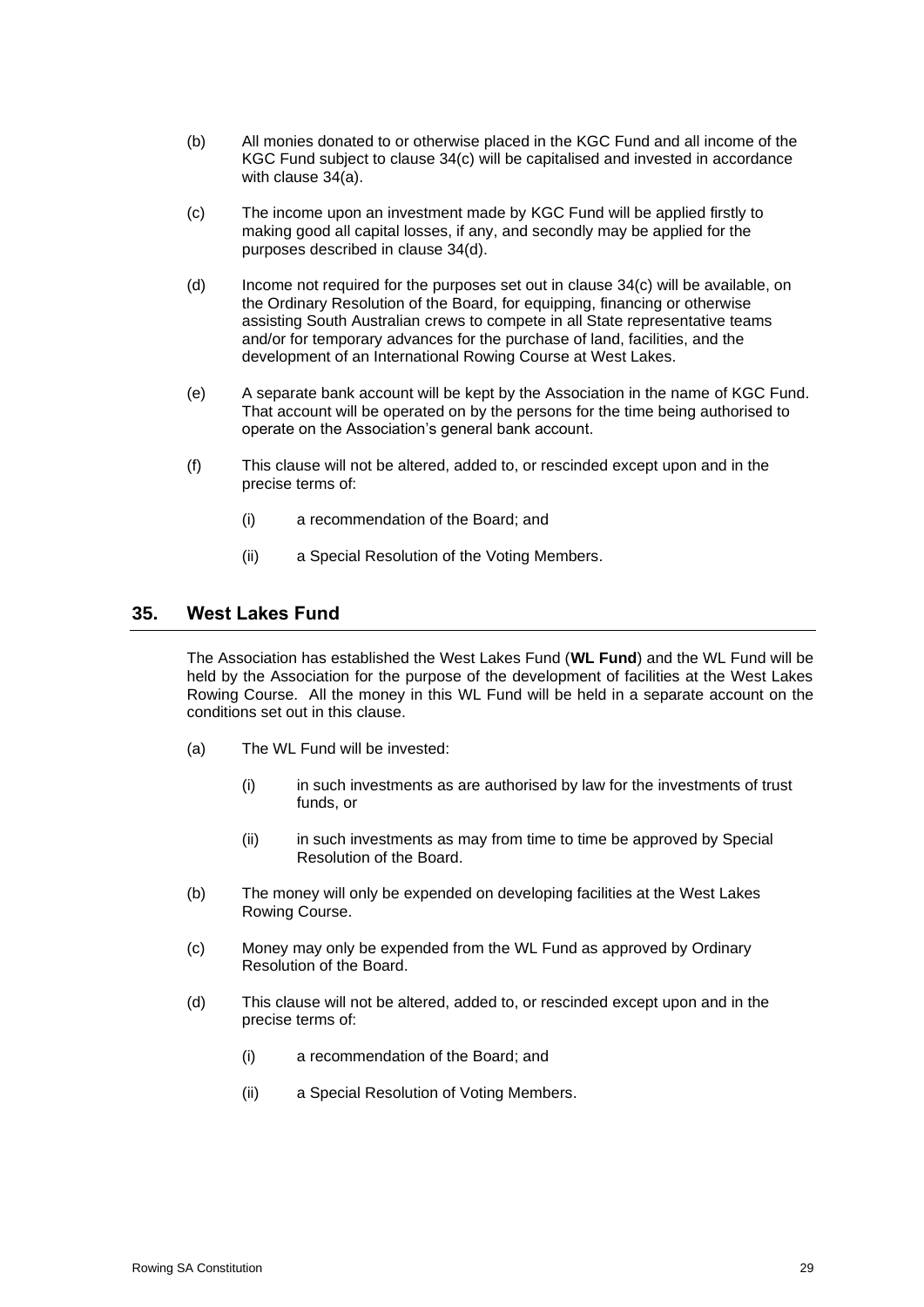(b) All monies donated to or otherwise placed in the KGC Fund and all income of the KGC Fund subject to clause 34(c) will be capitalised and invested in accordance with clause 34(a).

(c) The income upon an investment made by KGC Fund will be applied firstly to making good all capital losses, if any, and secondly may be applied for the purposes described in clause 34(d).

(d) Income not required for the purposes set out in clause 34(c) will be available, on the Ordinary Resolution of the Board, for equipping, financing or otherwise assisting South Australian crews to compete in all State representative teams and/or for temporary advances for the purchase of land, facilities, and the development of an International Rowing Course at West Lakes.

(e) A separate bank account will be kept by the Association in the name of KGC Fund. That account will be operated on by the persons for the time being authorised to operate on the Association's general bank account.

(f) This clause will not be altered, added to, or rescinded except upon and in the precise terms of:

   (i) a recommendation of the Board; and

   (ii) a Special Resolution of the Voting Members.

## 35. West Lakes Fund

The Association has established the West Lakes Fund (**WL Fund**) and the WL Fund will be held by the Association for the purpose of the development of facilities at the West Lakes Rowing Course. All the money in this WL Fund will be held in a separate account on the conditions set out in this clause.

(a) The WL Fund will be invested:

   (i) in such investments as are authorised by law for the investments of trust funds, or

   (ii) in such investments as may from time to time be approved by Special Resolution of the Board.

(b) The money will only be expended on developing facilities at the West Lakes Rowing Course.

(c) Money may only be expended from the WL Fund as approved by Ordinary Resolution of the Board.

(d) This clause will not be altered, added to, or rescinded except upon and in the precise terms of:

   (i) a recommendation of the Board; and

   (ii) a Special Resolution of Voting Members.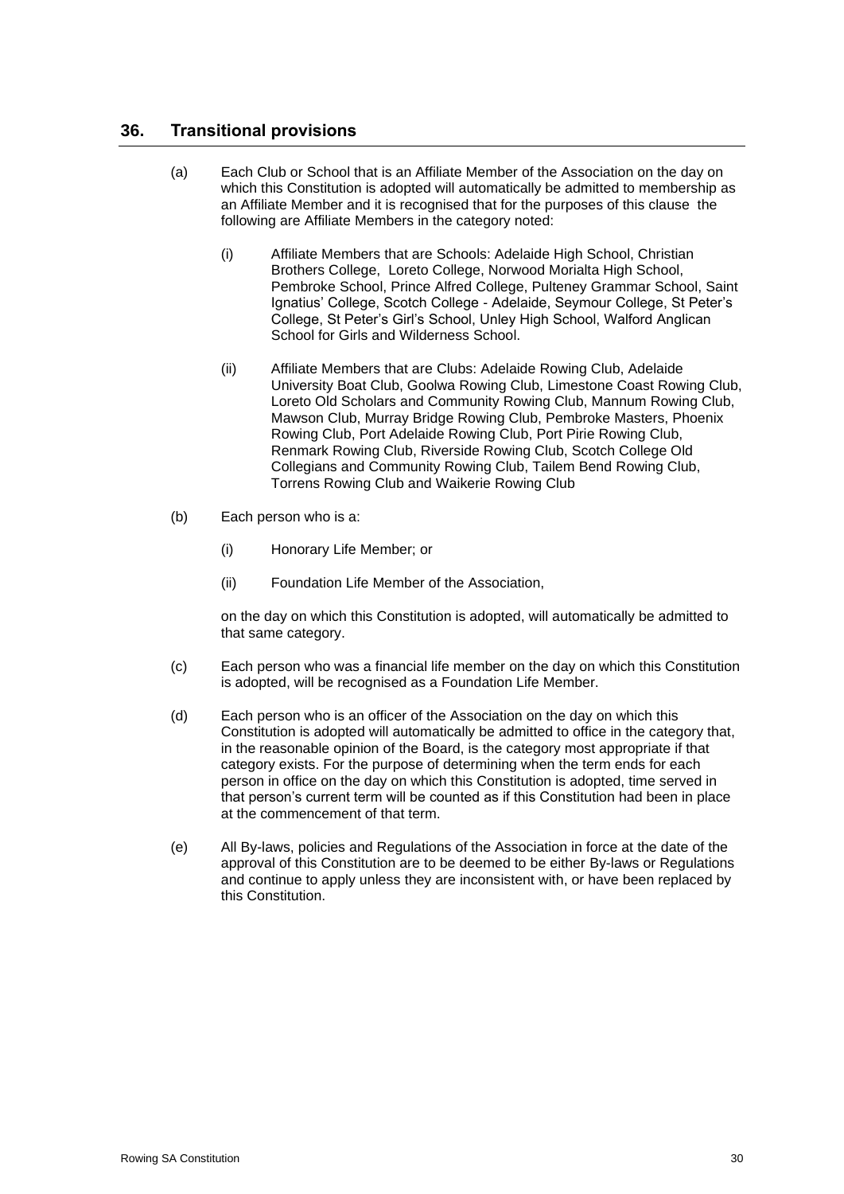## 36. Transitional provisions

(a) Each Club or School that is an Affiliate Member of the Association on the day on which this Constitution is adopted will automatically be admitted to membership as an Affiliate Member and it is recognised that for the purposes of this clause the following are Affiliate Members in the category noted:

(i) Affiliate Members that are Schools: Adelaide High School, Christian Brothers College, Loreto College, Norwood Morialta High School, Pembroke School, Prince Alfred College, Pulteney Grammar School, Saint Ignatius' College, Scotch College - Adelaide, Seymour College, St Peter's College, St Peter's Girl's School, Unley High School, Walford Anglican School for Girls and Wilderness School.

(ii) Affiliate Members that are Clubs: Adelaide Rowing Club, Adelaide University Boat Club, Goolwa Rowing Club, Limestone Coast Rowing Club, Loreto Old Scholars and Community Rowing Club, Mannum Rowing Club, Mawson Club, Murray Bridge Rowing Club, Pembroke Masters, Phoenix Rowing Club, Port Adelaide Rowing Club, Port Pirie Rowing Club, Renmark Rowing Club, Riverside Rowing Club, Scotch College Old Collegians and Community Rowing Club, Tailem Bend Rowing Club, Torrens Rowing Club and Waikerie Rowing Club

(b) Each person who is a:

(i) Honorary Life Member; or

(ii) Foundation Life Member of the Association,

on the day on which this Constitution is adopted, will automatically be admitted to that same category.

(c) Each person who was a financial life member on the day on which this Constitution is adopted, will be recognised as a Foundation Life Member.

(d) Each person who is an officer of the Association on the day on which this Constitution is adopted will automatically be admitted to office in the category that, in the reasonable opinion of the Board, is the category most appropriate if that category exists. For the purpose of determining when the term ends for each person in office on the day on which this Constitution is adopted, time served in that person's current term will be counted as if this Constitution had been in place at the commencement of that term.

(e) All By-laws, policies and Regulations of the Association in force at the date of the approval of this Constitution are to be deemed to be either By-laws or Regulations and continue to apply unless they are inconsistent with, or have been replaced by this Constitution.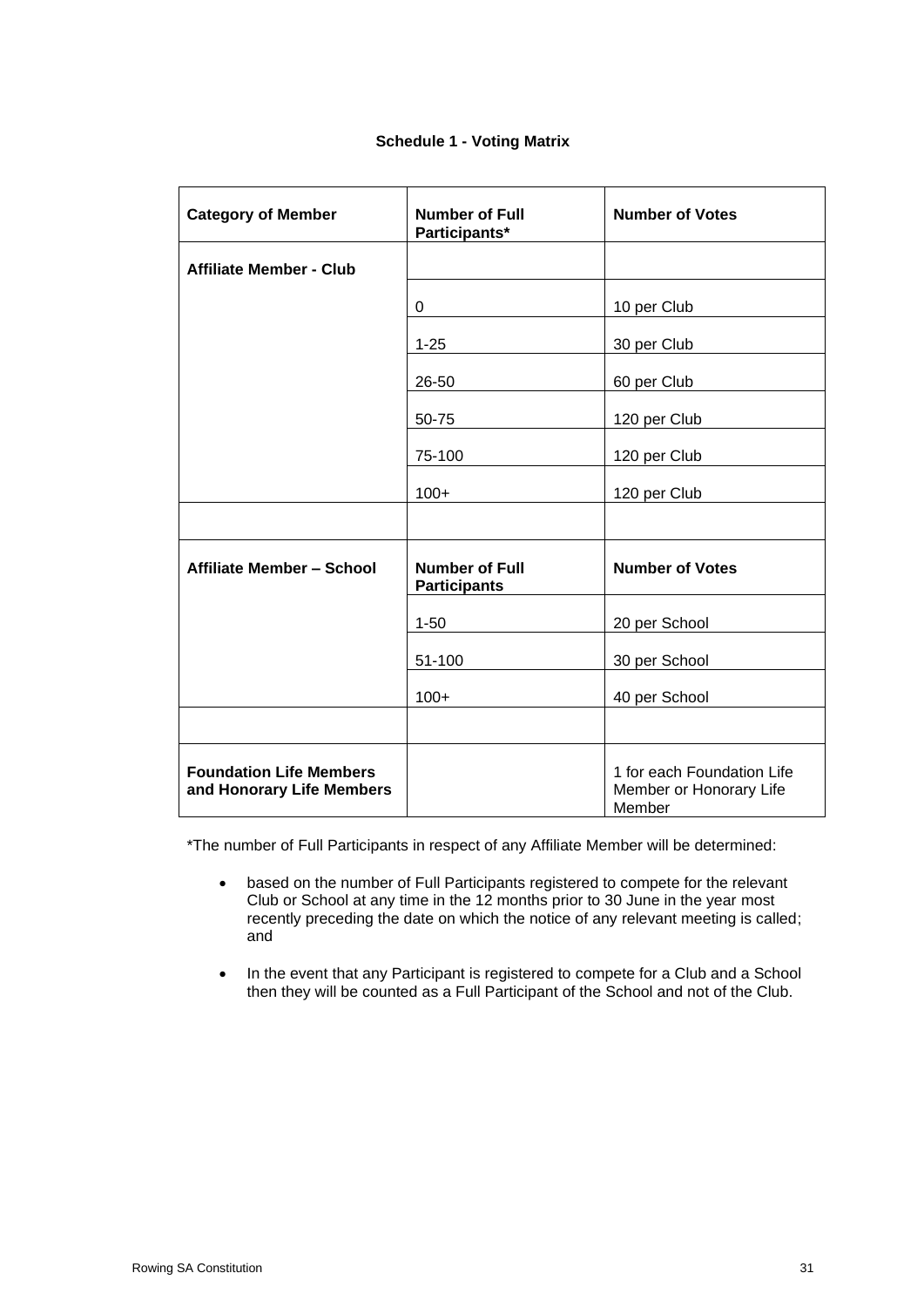**Schedule 1 - Voting Matrix**

| Category of Member | Number of Full Participants* | Number of Votes |
|---|---|---|
| **Affiliate Member - Club** | | |
| | 0 | 10 per Club |
| | 1-25 | 30 per Club |
| | 26-50 | 60 per Club |
| | 50-75 | 120 per Club |
| | 75-100 | 120 per Club |
| | 100+ | 120 per Club |
| | | |
| **Affiliate Member – School** | **Number of Full Participants** | **Number of Votes** |
| | 1-50 | 20 per School |
| | 51-100 | 30 per School |
| | 100+ | 40 per School |
| | | |
| **Foundation Life Members and Honorary Life Members** | | 1 for each Foundation Life Member or Honorary Life Member |

*The number of Full Participants in respect of any Affiliate Member will be determined:

- based on the number of Full Participants registered to compete for the relevant Club or School at any time in the 12 months prior to 30 June in the year most recently preceding the date on which the notice of any relevant meeting is called; and
- In the event that any Participant is registered to compete for a Club and a School then they will be counted as a Full Participant of the School and not of the Club.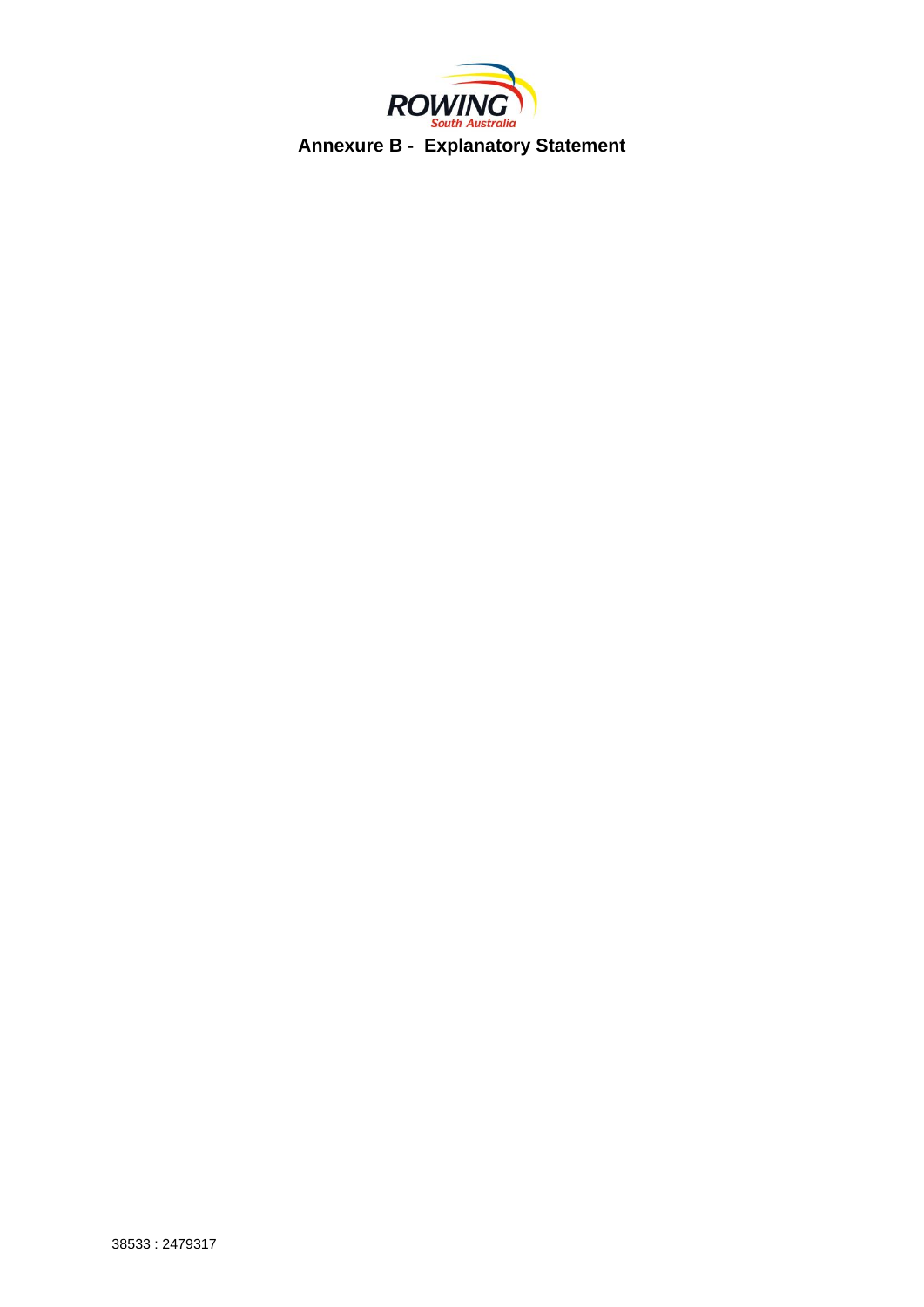# Annexure B - Explanatory Statement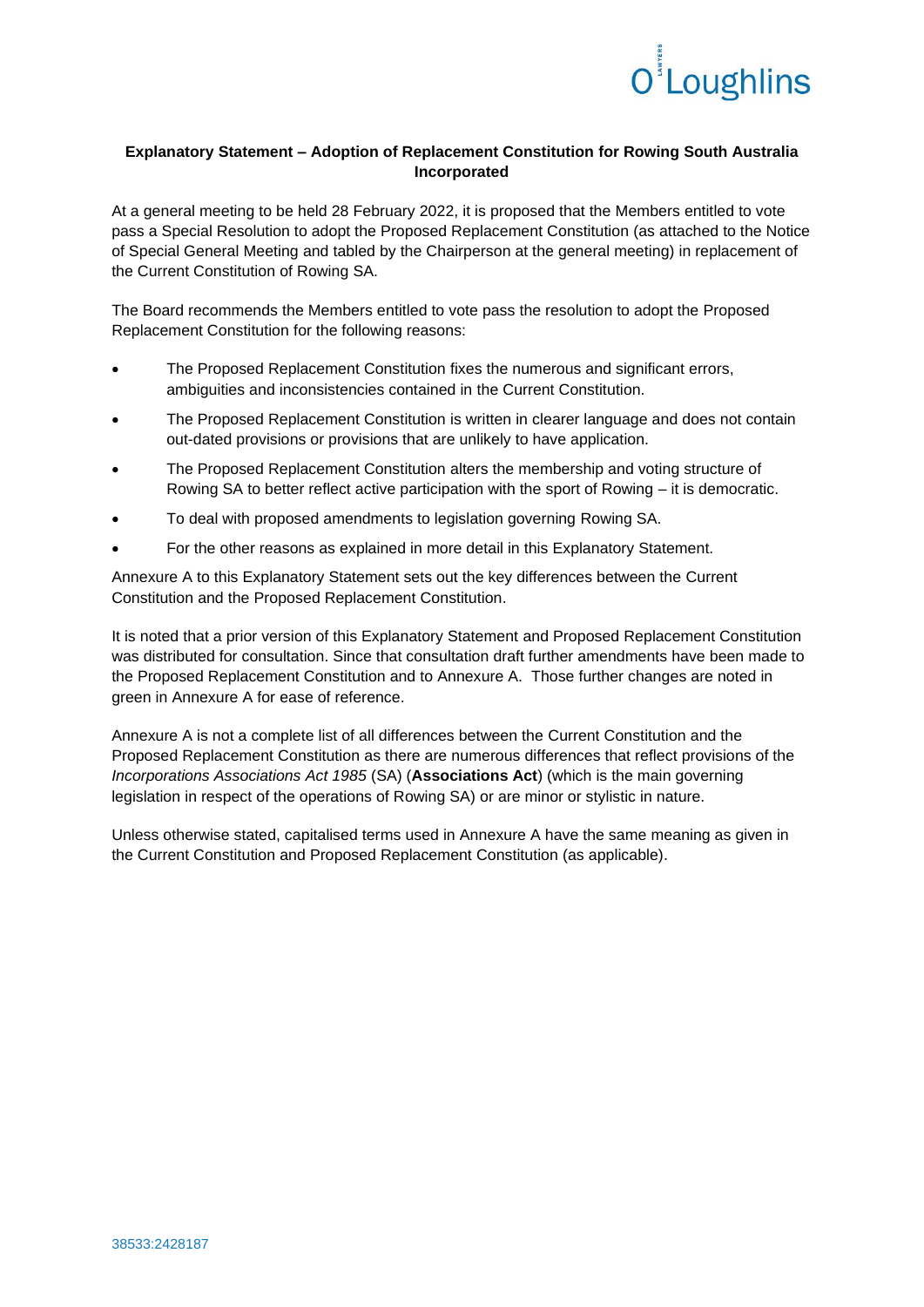**Explanatory Statement – Adoption of Replacement Constitution for Rowing South Australia Incorporated**

At a general meeting to be held 28 February 2022, it is proposed that the Members entitled to vote pass a Special Resolution to adopt the Proposed Replacement Constitution (as attached to the Notice of Special General Meeting and tabled by the Chairperson at the general meeting) in replacement of the Current Constitution of Rowing SA.

The Board recommends the Members entitled to vote pass the resolution to adopt the Proposed Replacement Constitution for the following reasons:

- The Proposed Replacement Constitution fixes the numerous and significant errors, ambiguities and inconsistencies contained in the Current Constitution.
- The Proposed Replacement Constitution is written in clearer language and does not contain out-dated provisions or provisions that are unlikely to have application.
- The Proposed Replacement Constitution alters the membership and voting structure of Rowing SA to better reflect active participation with the sport of Rowing – it is democratic.
- To deal with proposed amendments to legislation governing Rowing SA.
- For the other reasons as explained in more detail in this Explanatory Statement.

Annexure A to this Explanatory Statement sets out the key differences between the Current Constitution and the Proposed Replacement Constitution.

It is noted that a prior version of this Explanatory Statement and Proposed Replacement Constitution was distributed for consultation. Since that consultation draft further amendments have been made to the Proposed Replacement Constitution and to Annexure A. Those further changes are noted in green in Annexure A for ease of reference.

Annexure A is not a complete list of all differences between the Current Constitution and the Proposed Replacement Constitution as there are numerous differences that reflect provisions of the *Incorporations Associations Act 1985* (SA) (**Associations Act**) (which is the main governing legislation in respect of the operations of Rowing SA) or are minor or stylistic in nature.

Unless otherwise stated, capitalised terms used in Annexure A have the same meaning as given in the Current Constitution and Proposed Replacement Constitution (as applicable).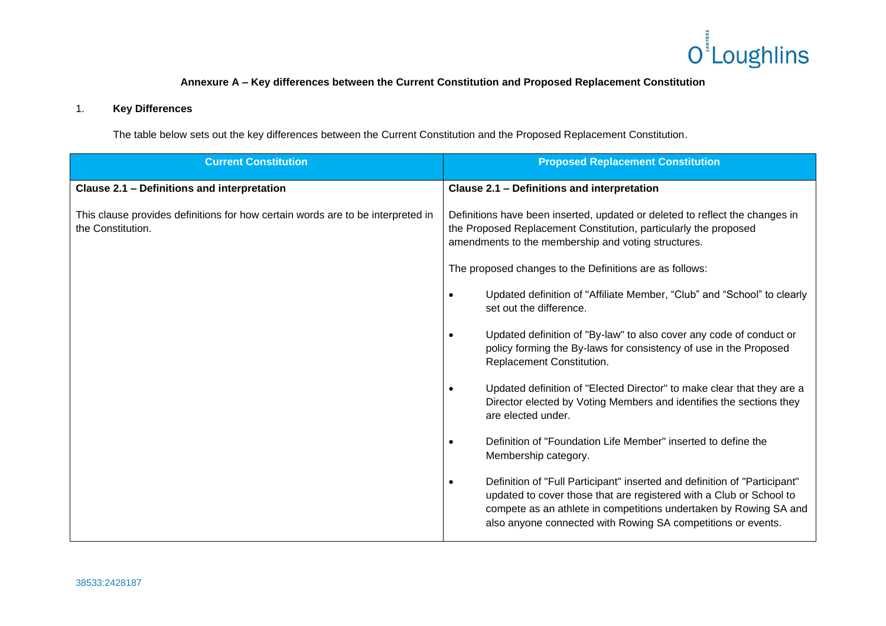**Annexure A – Key differences between the Current Constitution and Proposed Replacement Constitution**

1. **Key Differences**

The table below sets out the key differences between the Current Constitution and the Proposed Replacement Constitution.

| Current Constitution | Proposed Replacement Constitution |
|---|---|
| **Clause 2.1 – Definitions and interpretation**<br><br>This clause provides definitions for how certain words are to be interpreted in the Constitution. | **Clause 2.1 – Definitions and interpretation**<br><br>Definitions have been inserted, updated or deleted to reflect the changes in the Proposed Replacement Constitution, particularly the proposed amendments to the membership and voting structures.<br><br>The proposed changes to the Definitions are as follows:<br><br>• Updated definition of "Affiliate Member, "Club" and "School" to clearly set out the difference.<br><br>• Updated definition of "By-law" to also cover any code of conduct or policy forming the By-laws for consistency of use in the Proposed Replacement Constitution.<br><br>• Updated definition of "Elected Director" to make clear that they are a Director elected by Voting Members and identifies the sections they are elected under.<br><br>• Definition of "Foundation Life Member" inserted to define the Membership category.<br><br>• Definition of "Full Participant" inserted and definition of "Participant" updated to cover those that are registered with a Club or School to compete as an athlete in competitions undertaken by Rowing SA and also anyone connected with Rowing SA competitions or events. |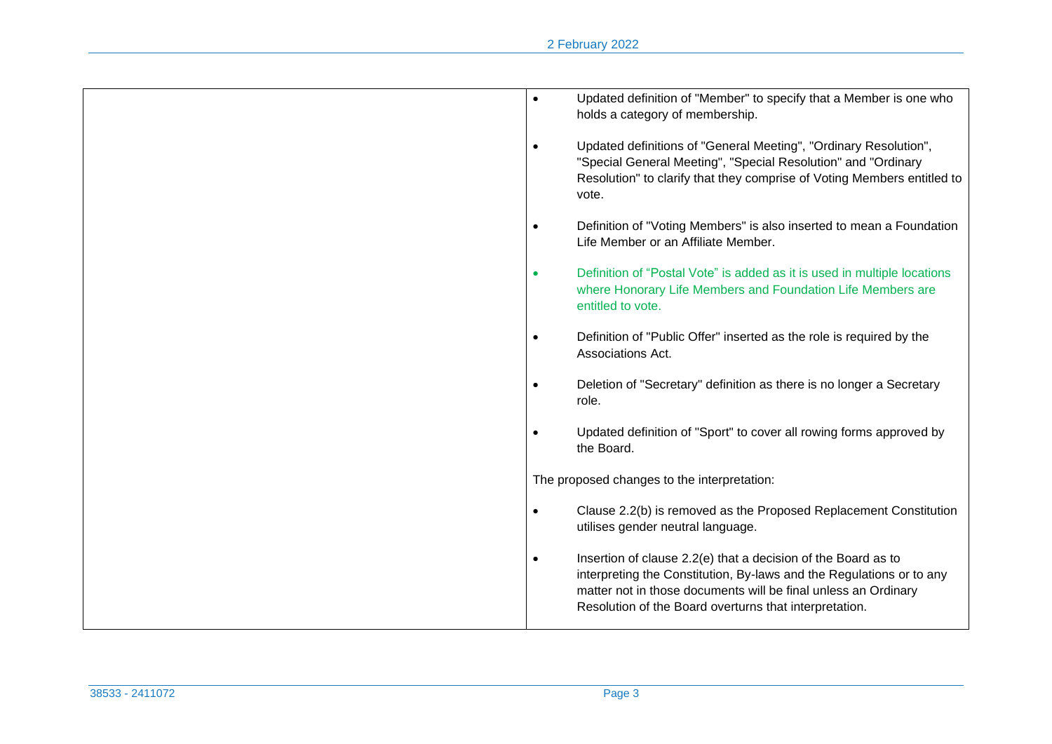| | |
|---|---|
| | • Updated definition of "Member" to specify that a Member is one who holds a category of membership.<br><br>• Updated definitions of "General Meeting", "Ordinary Resolution", "Special General Meeting", "Special Resolution" and "Ordinary Resolution" to clarify that they comprise of Voting Members entitled to vote.<br><br>• Definition of "Voting Members" is also inserted to mean a Foundation Life Member or an Affiliate Member.<br><br>• Definition of "Postal Vote" is added as it is used in multiple locations where Honorary Life Members and Foundation Life Members are entitled to vote.<br><br>• Definition of "Public Offer" inserted as the role is required by the Associations Act.<br><br>• Deletion of "Secretary" definition as there is no longer a Secretary role.<br><br>• Updated definition of "Sport" to cover all rowing forms approved by the Board.<br><br>The proposed changes to the interpretation:<br><br>• Clause 2.2(b) is removed as the Proposed Replacement Constitution utilises gender neutral language.<br><br>• Insertion of clause 2.2(e) that a decision of the Board as to interpreting the Constitution, By-laws and the Regulations or to any matter not in those documents will be final unless an Ordinary Resolution of the Board overturns that interpretation. |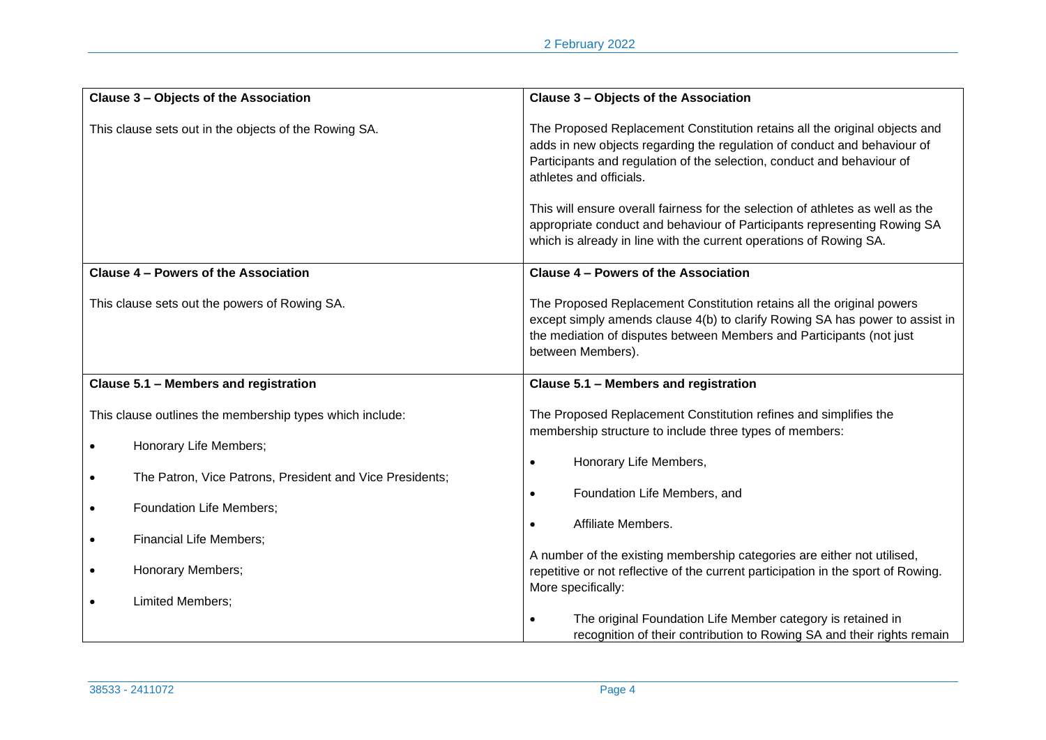| Clause 3 – Objects of the Association | Clause 3 – Objects of the Association |
|---|---|
| This clause sets out in the objects of the Rowing SA. | The Proposed Replacement Constitution retains all the original objects and adds in new objects regarding the regulation of conduct and behaviour of Participants and regulation of the selection, conduct and behaviour of athletes and officials.<br><br>This will ensure overall fairness for the selection of athletes as well as the appropriate conduct and behaviour of Participants representing Rowing SA which is already in line with the current operations of Rowing SA. |
| **Clause 4 – Powers of the Association** | **Clause 4 – Powers of the Association** |
| This clause sets out the powers of Rowing SA. | The Proposed Replacement Constitution retains all the original powers except simply amends clause 4(b) to clarify Rowing SA has power to assist in the mediation of disputes between Members and Participants (not just between Members). |
| **Clause 5.1 – Members and registration** | **Clause 5.1 – Members and registration** |
| This clause outlines the membership types which include:<br><br>• Honorary Life Members;<br>• The Patron, Vice Patrons, President and Vice Presidents;<br>• Foundation Life Members;<br>• Financial Life Members;<br>• Honorary Members;<br>• Limited Members; | The Proposed Replacement Constitution refines and simplifies the membership structure to include three types of members:<br><br>• Honorary Life Members,<br>• Foundation Life Members, and<br>• Affiliate Members.<br><br>A number of the existing membership categories are either not utilised, repetitive or not reflective of the current participation in the sport of Rowing. More specifically:<br><br>• The original Foundation Life Member category is retained in recognition of their contribution to Rowing SA and their rights remain |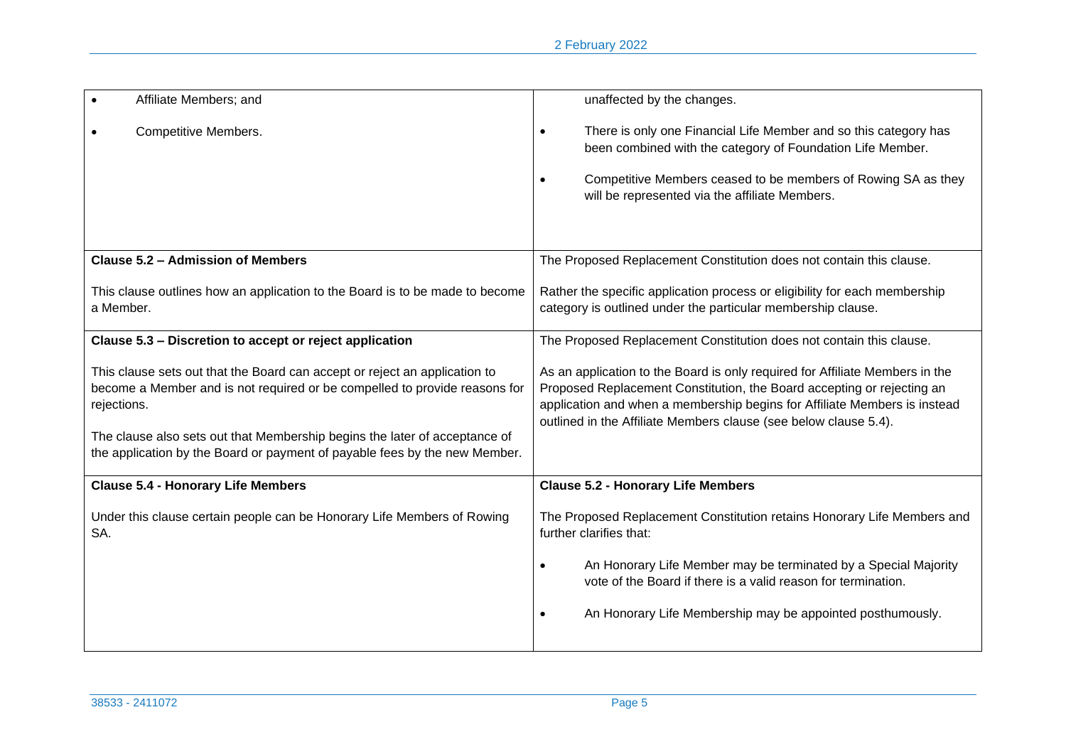| | |
|---|---|
| • Affiliate Members; and<br><br>• Competitive Members. | unaffected by the changes.<br><br>• There is only one Financial Life Member and so this category has been combined with the category of Foundation Life Member.<br><br>• Competitive Members ceased to be members of Rowing SA as they will be represented via the affiliate Members. |
| **Clause 5.2 – Admission of Members**<br><br>This clause outlines how an application to the Board is to be made to become a Member. | The Proposed Replacement Constitution does not contain this clause.<br><br>Rather the specific application process or eligibility for each membership category is outlined under the particular membership clause. |
| **Clause 5.3 – Discretion to accept or reject application**<br><br>This clause sets out that the Board can accept or reject an application to become a Member and is not required or be compelled to provide reasons for rejections.<br><br>The clause also sets out that Membership begins the later of acceptance of the application by the Board or payment of payable fees by the new Member. | The Proposed Replacement Constitution does not contain this clause.<br><br>As an application to the Board is only required for Affiliate Members in the Proposed Replacement Constitution, the Board accepting or rejecting an application and when a membership begins for Affiliate Members is instead outlined in the Affiliate Members clause (see below clause 5.4). |
| **Clause 5.4 - Honorary Life Members**<br><br>Under this clause certain people can be Honorary Life Members of Rowing SA. | **Clause 5.2 - Honorary Life Members**<br><br>The Proposed Replacement Constitution retains Honorary Life Members and further clarifies that:<br><br>• An Honorary Life Member may be terminated by a Special Majority vote of the Board if there is a valid reason for termination.<br><br>• An Honorary Life Membership may be appointed posthumously. |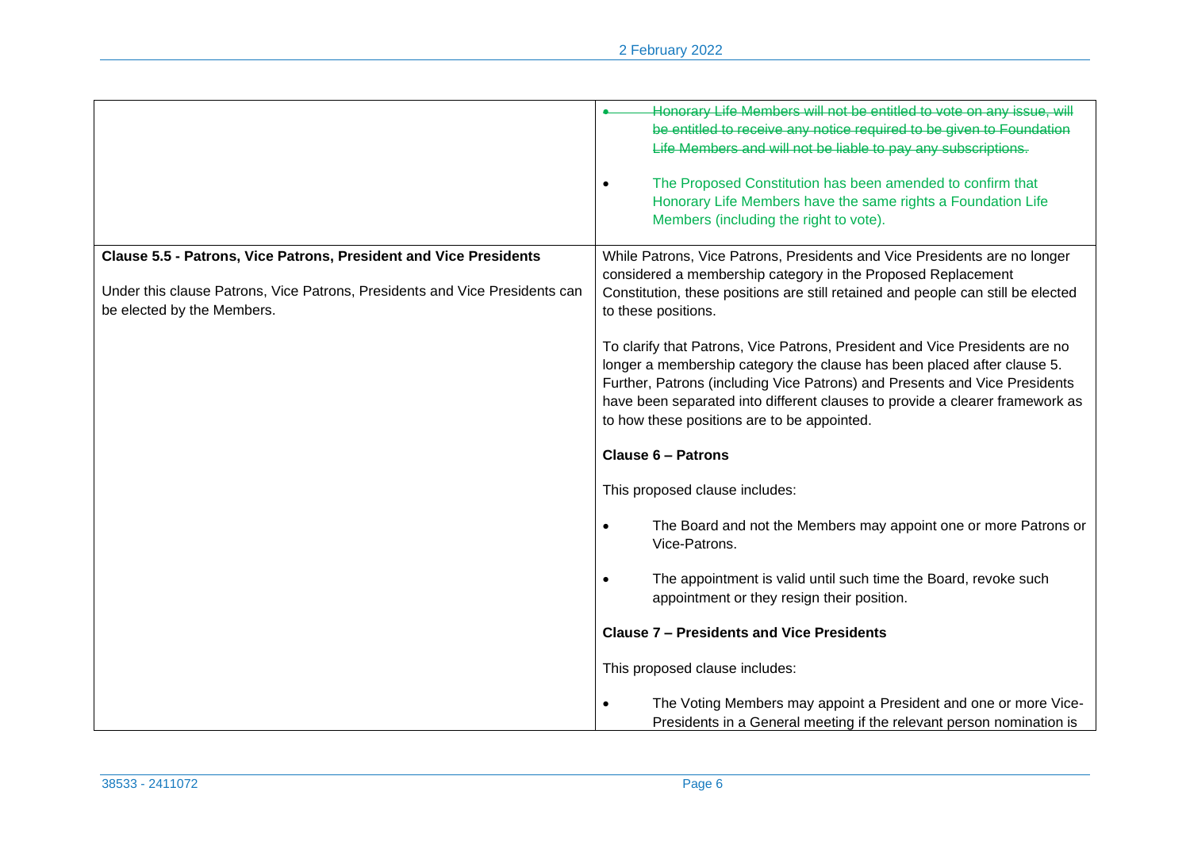| | |
|---|---|
| | • ~~Honorary Life Members will not be entitled to vote on any issue, will be entitled to receive any notice required to be given to Foundation Life Members and will not be liable to pay any subscriptions.~~<br><br>• The Proposed Constitution has been amended to confirm that Honorary Life Members have the same rights a Foundation Life Members (including the right to vote). |
| **Clause 5.5 - Patrons, Vice Patrons, President and Vice Presidents**<br><br>Under this clause Patrons, Vice Patrons, Presidents and Vice Presidents can be elected by the Members. | While Patrons, Vice Patrons, Presidents and Vice Presidents are no longer considered a membership category in the Proposed Replacement Constitution, these positions are still retained and people can still be elected to these positions.<br><br>To clarify that Patrons, Vice Patrons, President and Vice Presidents are no longer a membership category the clause has been placed after clause 5. Further, Patrons (including Vice Patrons) and Presents and Vice Presidents have been separated into different clauses to provide a clearer framework as to how these positions are to be appointed.<br><br>**Clause 6 – Patrons**<br><br>This proposed clause includes:<br><br>• The Board and not the Members may appoint one or more Patrons or Vice-Patrons.<br><br>• The appointment is valid until such time the Board, revoke such appointment or they resign their position.<br><br>**Clause 7 – Presidents and Vice Presidents**<br><br>This proposed clause includes:<br><br>• The Voting Members may appoint a President and one or more Vice-Presidents in a General meeting if the relevant person nomination is |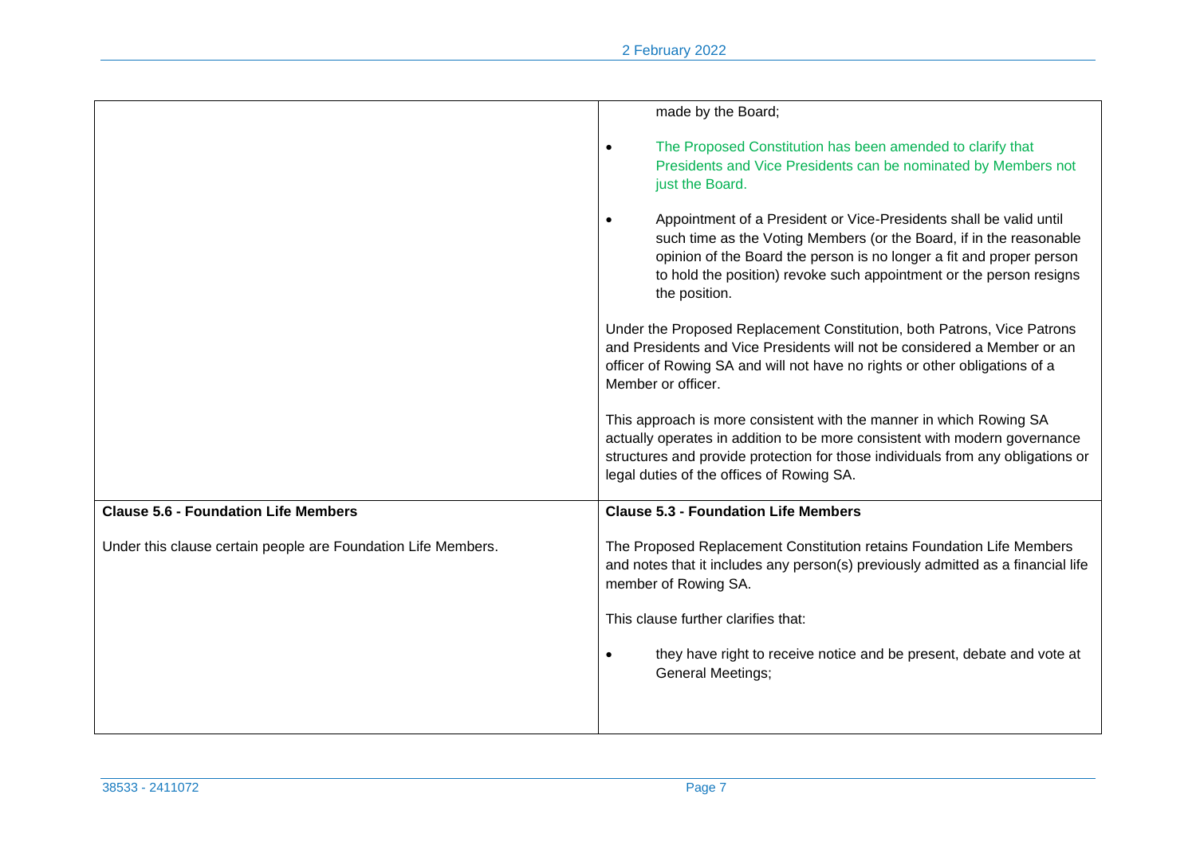| | |
|---|---|
| | made by the Board;<br><br>• The Proposed Constitution has been amended to clarify that Presidents and Vice Presidents can be nominated by Members not just the Board.<br><br>• Appointment of a President or Vice-Presidents shall be valid until such time as the Voting Members (or the Board, if in the reasonable opinion of the Board the person is no longer a fit and proper person to hold the position) revoke such appointment or the person resigns the position.<br><br>Under the Proposed Replacement Constitution, both Patrons, Vice Patrons and Presidents and Vice Presidents will not be considered a Member or an officer of Rowing SA and will not have no rights or other obligations of a Member or officer.<br><br>This approach is more consistent with the manner in which Rowing SA actually operates in addition to be more consistent with modern governance structures and provide protection for those individuals from any obligations or legal duties of the offices of Rowing SA. |
| **Clause 5.6 - Foundation Life Members**<br><br>Under this clause certain people are Foundation Life Members. | **Clause 5.3 - Foundation Life Members**<br><br>The Proposed Replacement Constitution retains Foundation Life Members and notes that it includes any person(s) previously admitted as a financial life member of Rowing SA.<br><br>This clause further clarifies that:<br><br>• they have right to receive notice and be present, debate and vote at General Meetings; |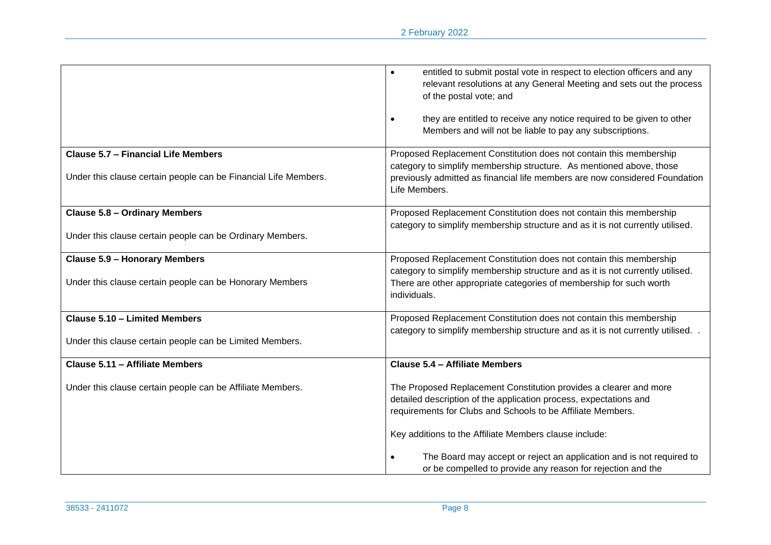| | |
|---|---|
| | • entitled to submit postal vote in respect to election officers and any relevant resolutions at any General Meeting and sets out the process of the postal vote; and<br><br>• they are entitled to receive any notice required to be given to other Members and will not be liable to pay any subscriptions. |
| **Clause 5.7 – Financial Life Members**<br><br>Under this clause certain people can be Financial Life Members. | Proposed Replacement Constitution does not contain this membership category to simplify membership structure. As mentioned above, those previously admitted as financial life members are now considered Foundation Life Members. |
| **Clause 5.8 – Ordinary Members**<br><br>Under this clause certain people can be Ordinary Members. | Proposed Replacement Constitution does not contain this membership category to simplify membership structure and as it is not currently utilised. |
| **Clause 5.9 – Honorary Members**<br><br>Under this clause certain people can be Honorary Members | Proposed Replacement Constitution does not contain this membership category to simplify membership structure and as it is not currently utilised. There are other appropriate categories of membership for such worth individuals. |
| **Clause 5.10 – Limited Members**<br><br>Under this clause certain people can be Limited Members. | Proposed Replacement Constitution does not contain this membership category to simplify membership structure and as it is not currently utilised. . |
| **Clause 5.11 – Affiliate Members**<br><br>Under this clause certain people can be Affiliate Members. | **Clause 5.4 – Affiliate Members**<br><br>The Proposed Replacement Constitution provides a clearer and more detailed description of the application process, expectations and requirements for Clubs and Schools to be Affiliate Members.<br><br>Key additions to the Affiliate Members clause include:<br><br>• The Board may accept or reject an application and is not required to or be compelled to provide any reason for rejection and the |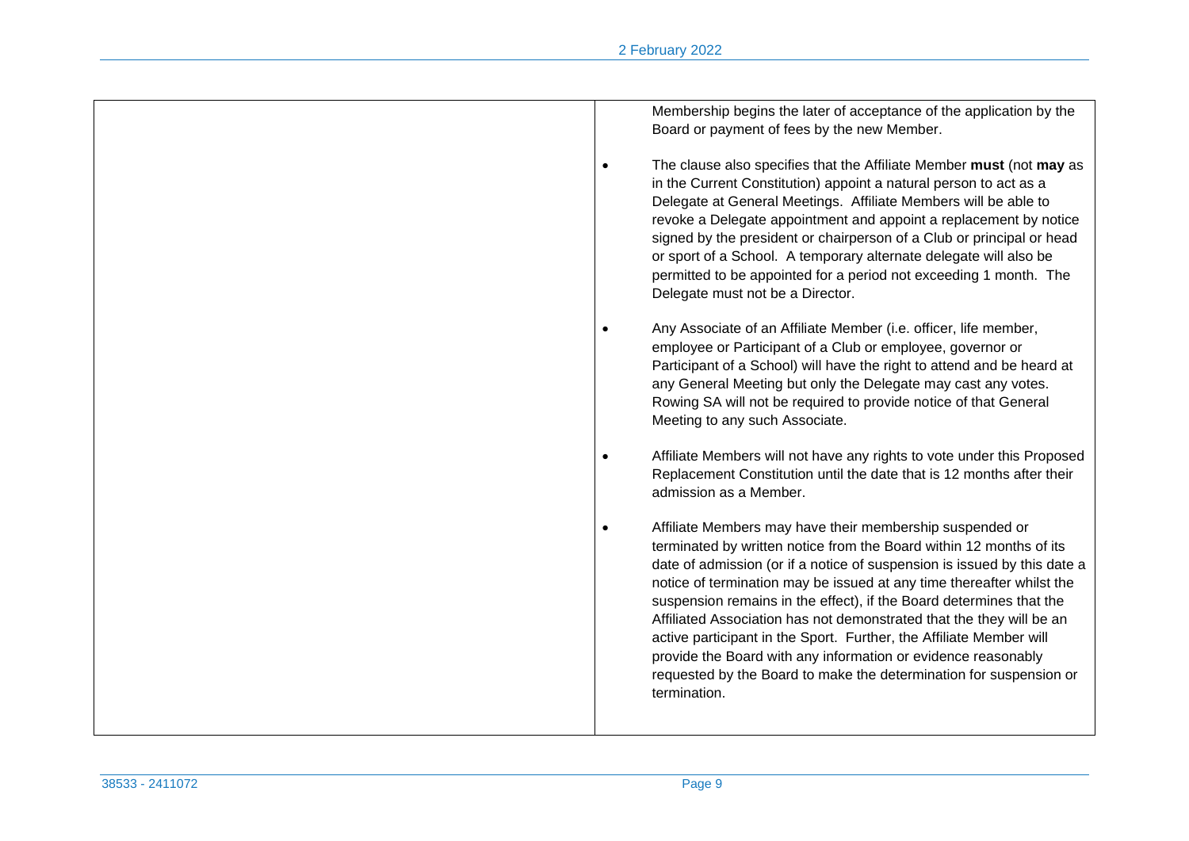| | |
|---|---|
| | Membership begins the later of acceptance of the application by the Board or payment of fees by the new Member.<br><br>• The clause also specifies that the Affiliate Member **must** (not **may** as in the Current Constitution) appoint a natural person to act as a Delegate at General Meetings. Affiliate Members will be able to revoke a Delegate appointment and appoint a replacement by notice signed by the president or chairperson of a Club or principal or head or sport of a School. A temporary alternate delegate will also be permitted to be appointed for a period not exceeding 1 month. The Delegate must not be a Director.<br><br>• Any Associate of an Affiliate Member (i.e. officer, life member, employee or Participant of a Club or employee, governor or Participant of a School) will have the right to attend and be heard at any General Meeting but only the Delegate may cast any votes. Rowing SA will not be required to provide notice of that General Meeting to any such Associate.<br><br>• Affiliate Members will not have any rights to vote under this Proposed Replacement Constitution until the date that is 12 months after their admission as a Member.<br><br>• Affiliate Members may have their membership suspended or terminated by written notice from the Board within 12 months of its date of admission (or if a notice of suspension is issued by this date a notice of termination may be issued at any time thereafter whilst the suspension remains in the effect), if the Board determines that the Affiliated Association has not demonstrated that the they will be an active participant in the Sport. Further, the Affiliate Member will provide the Board with any information or evidence reasonably requested by the Board to make the determination for suspension or termination. |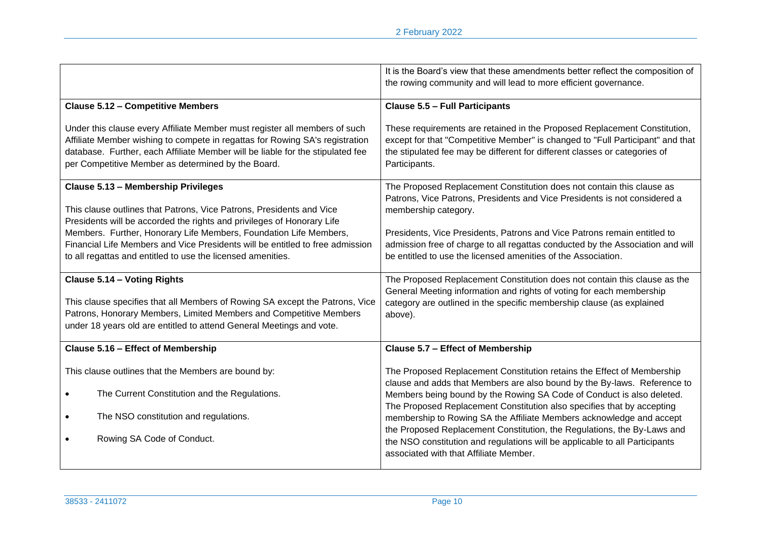| | |
|---|---|
| | It is the Board's view that these amendments better reflect the composition of the rowing community and will lead to more efficient governance. |
| **Clause 5.12 – Competitive Members**<br><br>Under this clause every Affiliate Member must register all members of such Affiliate Member wishing to compete in regattas for Rowing SA's registration database. Further, each Affiliate Member will be liable for the stipulated fee per Competitive Member as determined by the Board. | **Clause 5.5 – Full Participants**<br><br>These requirements are retained in the Proposed Replacement Constitution, except for that "Competitive Member" is changed to "Full Participant" and that the stipulated fee may be different for different classes or categories of Participants. |
| **Clause 5.13 – Membership Privileges**<br><br>This clause outlines that Patrons, Vice Patrons, Presidents and Vice Presidents will be accorded the rights and privileges of Honorary Life Members. Further, Honorary Life Members, Foundation Life Members, Financial Life Members and Vice Presidents will be entitled to free admission to all regattas and entitled to use the licensed amenities. | The Proposed Replacement Constitution does not contain this clause as Patrons, Vice Patrons, Presidents and Vice Presidents is not considered a membership category.<br><br>Presidents, Vice Presidents, Patrons and Vice Patrons remain entitled to admission free of charge to all regattas conducted by the Association and will be entitled to use the licensed amenities of the Association. |
| **Clause 5.14 – Voting Rights**<br><br>This clause specifies that all Members of Rowing SA except the Patrons, Vice Patrons, Honorary Members, Limited Members and Competitive Members under 18 years old are entitled to attend General Meetings and vote. | The Proposed Replacement Constitution does not contain this clause as the General Meeting information and rights of voting for each membership category are outlined in the specific membership clause (as explained above). |
| **Clause 5.16 – Effect of Membership**<br><br>This clause outlines that the Members are bound by:<br><br>• The Current Constitution and the Regulations.<br><br>• The NSO constitution and regulations.<br><br>• Rowing SA Code of Conduct. | **Clause 5.7 – Effect of Membership**<br><br>The Proposed Replacement Constitution retains the Effect of Membership clause and adds that Members are also bound by the By-laws. Reference to Members being bound by the Rowing SA Code of Conduct is also deleted. The Proposed Replacement Constitution also specifies that by accepting membership to Rowing SA the Affiliate Members acknowledge and accept the Proposed Replacement Constitution, the Regulations, the By-Laws and the NSO constitution and regulations will be applicable to all Participants associated with that Affiliate Member. |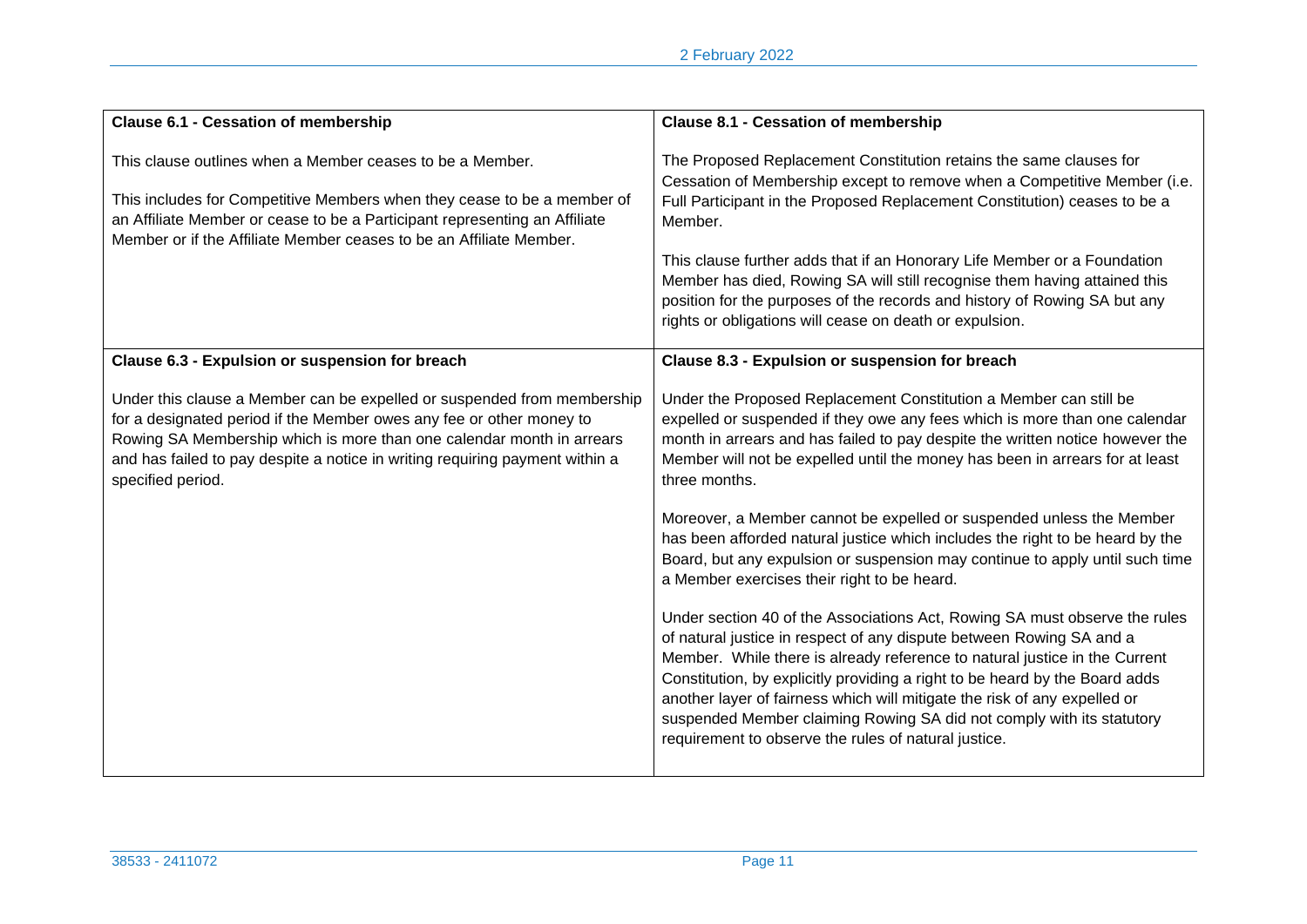| **Clause 6.1 - Cessation of membership**<br><br>This clause outlines when a Member ceases to be a Member.<br><br>This includes for Competitive Members when they cease to be a member of an Affiliate Member or cease to be a Participant representing an Affiliate Member or if the Affiliate Member ceases to be an Affiliate Member. | **Clause 8.1 - Cessation of membership**<br><br>The Proposed Replacement Constitution retains the same clauses for Cessation of Membership except to remove when a Competitive Member (i.e. Full Participant in the Proposed Replacement Constitution) ceases to be a Member.<br><br>This clause further adds that if an Honorary Life Member or a Foundation Member has died, Rowing SA will still recognise them having attained this position for the purposes of the records and history of Rowing SA but any rights or obligations will cease on death or expulsion. |
|---|---|
| **Clause 6.3 - Expulsion or suspension for breach**<br><br>Under this clause a Member can be expelled or suspended from membership for a designated period if the Member owes any fee or other money to Rowing SA Membership which is more than one calendar month in arrears and has failed to pay despite a notice in writing requiring payment within a specified period. | **Clause 8.3 - Expulsion or suspension for breach**<br><br>Under the Proposed Replacement Constitution a Member can still be expelled or suspended if they owe any fees which is more than one calendar month in arrears and has failed to pay despite the written notice however the Member will not be expelled until the money has been in arrears for at least three months.<br><br>Moreover, a Member cannot be expelled or suspended unless the Member has been afforded natural justice which includes the right to be heard by the Board, but any expulsion or suspension may continue to apply until such time a Member exercises their right to be heard.<br><br>Under section 40 of the Associations Act, Rowing SA must observe the rules of natural justice in respect of any dispute between Rowing SA and a Member. While there is already reference to natural justice in the Current Constitution, by explicitly providing a right to be heard by the Board adds another layer of fairness which will mitigate the risk of any expelled or suspended Member claiming Rowing SA did not comply with its statutory requirement to observe the rules of natural justice. |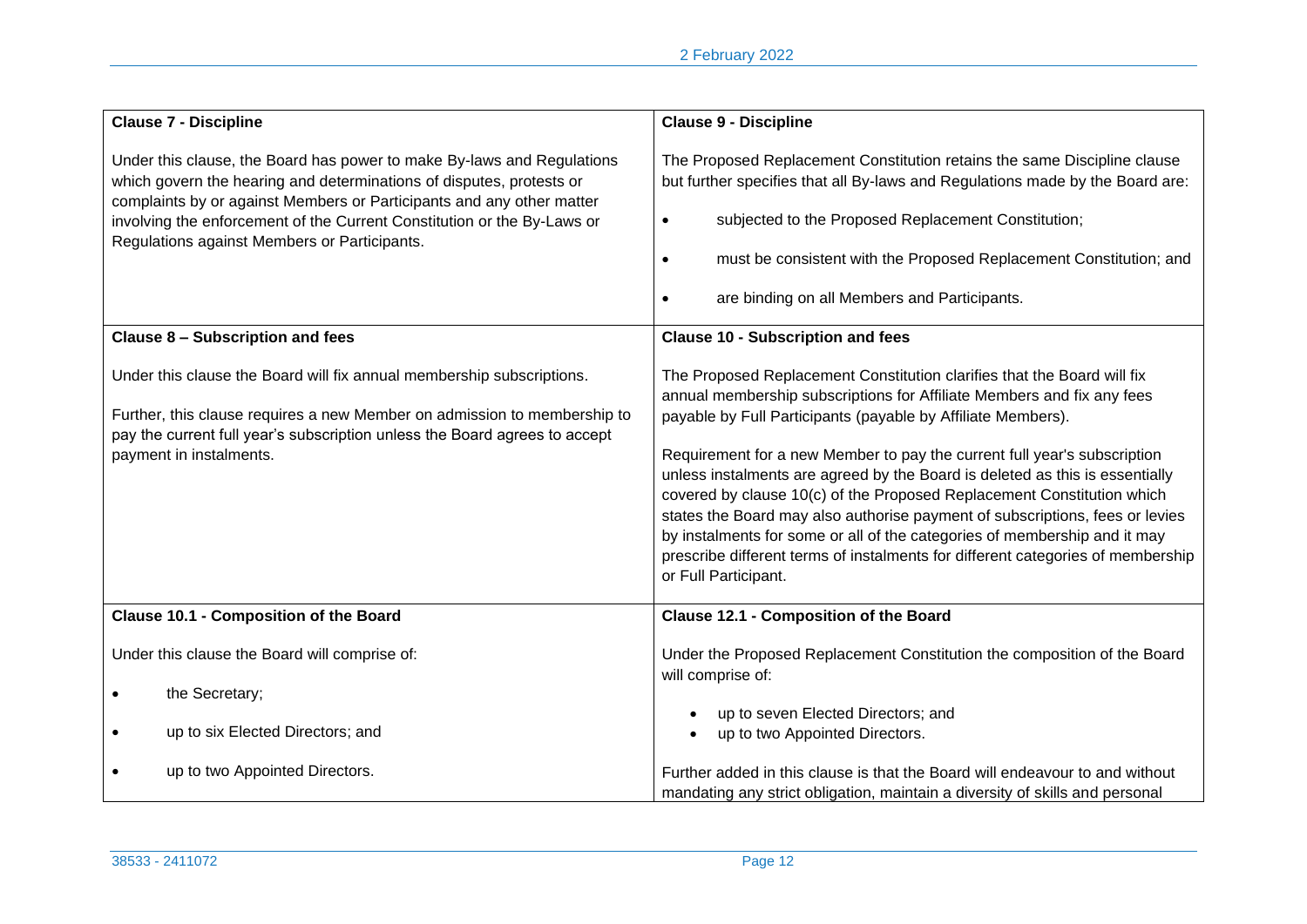| Clause 7 - Discipline | Clause 9 - Discipline |
|---|---|
| Under this clause, the Board has power to make By-laws and Regulations which govern the hearing and determinations of disputes, protests or complaints by or against Members or Participants and any other matter involving the enforcement of the Current Constitution or the By-Laws or Regulations against Members or Participants. | The Proposed Replacement Constitution retains the same Discipline clause but further specifies that all By-laws and Regulations made by the Board are:<br>• subjected to the Proposed Replacement Constitution;<br>• must be consistent with the Proposed Replacement Constitution; and<br>• are binding on all Members and Participants. |
| **Clause 8 – Subscription and fees** | **Clause 10 - Subscription and fees** |
| Under this clause the Board will fix annual membership subscriptions.<br><br>Further, this clause requires a new Member on admission to membership to pay the current full year's subscription unless the Board agrees to accept payment in instalments. | The Proposed Replacement Constitution clarifies that the Board will fix annual membership subscriptions for Affiliate Members and fix any fees payable by Full Participants (payable by Affiliate Members).<br><br>Requirement for a new Member to pay the current full year's subscription unless instalments are agreed by the Board is deleted as this is essentially covered by clause 10(c) of the Proposed Replacement Constitution which states the Board may also authorise payment of subscriptions, fees or levies by instalments for some or all of the categories of membership and it may prescribe different terms of instalments for different categories of membership or Full Participant. |
| **Clause 10.1 - Composition of the Board** | **Clause 12.1 - Composition of the Board** |
| Under this clause the Board will comprise of:<br>• the Secretary;<br>• up to six Elected Directors; and<br>• up to two Appointed Directors. | Under the Proposed Replacement Constitution the composition of the Board will comprise of:<br>• up to seven Elected Directors; and<br>• up to two Appointed Directors.<br><br>Further added in this clause is that the Board will endeavour to and without mandating any strict obligation, maintain a diversity of skills and personal |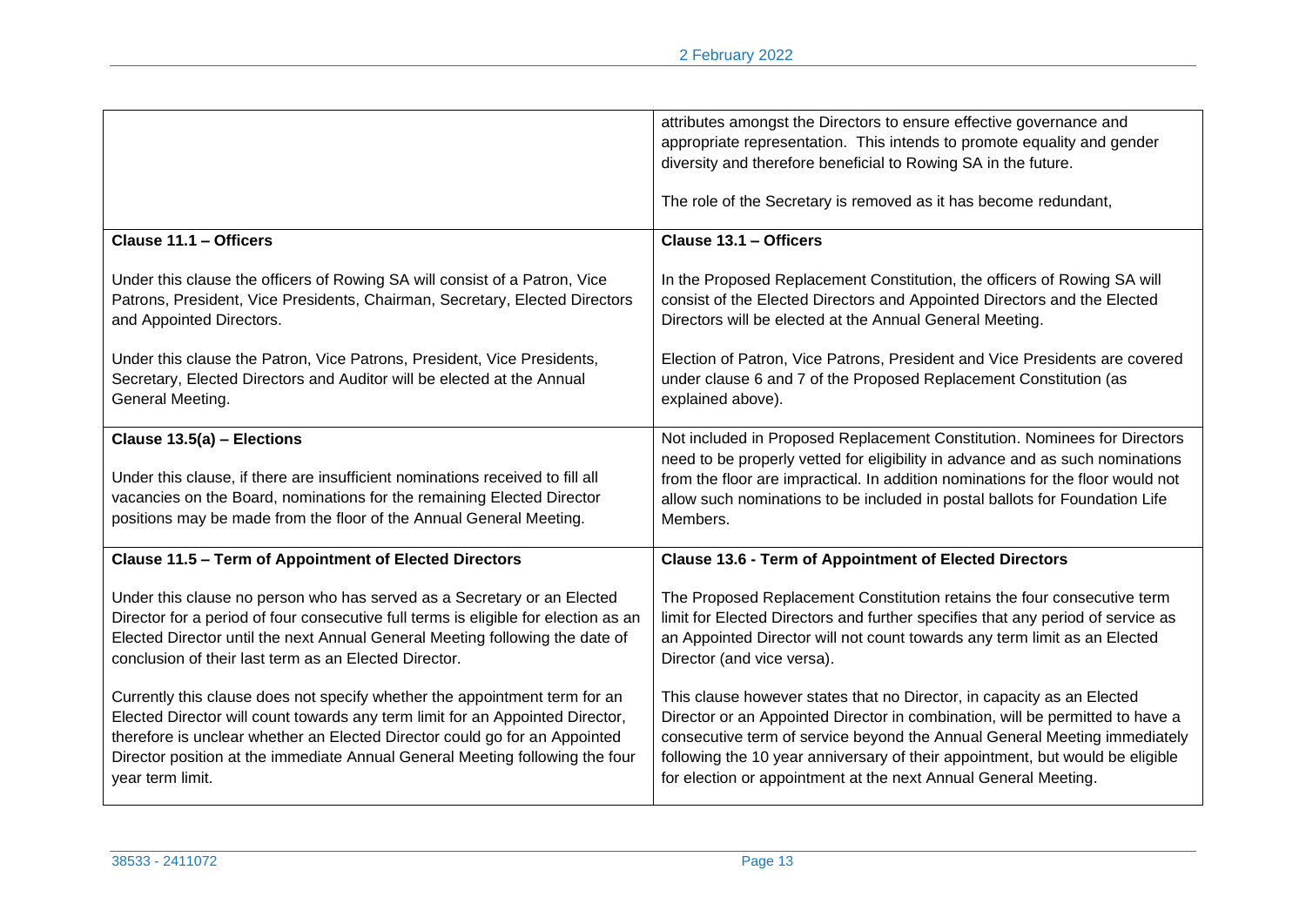| | |
|---|---|
| | attributes amongst the Directors to ensure effective governance and appropriate representation. This intends to promote equality and gender diversity and therefore beneficial to Rowing SA in the future.<br><br>The role of the Secretary is removed as it has become redundant, |
| **Clause 11.1 – Officers**<br><br>Under this clause the officers of Rowing SA will consist of a Patron, Vice Patrons, President, Vice Presidents, Chairman, Secretary, Elected Directors and Appointed Directors.<br><br>Under this clause the Patron, Vice Patrons, President, Vice Presidents, Secretary, Elected Directors and Auditor will be elected at the Annual General Meeting. | **Clause 13.1 – Officers**<br><br>In the Proposed Replacement Constitution, the officers of Rowing SA will consist of the Elected Directors and Appointed Directors and the Elected Directors will be elected at the Annual General Meeting.<br><br>Election of Patron, Vice Patrons, President and Vice Presidents are covered under clause 6 and 7 of the Proposed Replacement Constitution (as explained above). |
| **Clause 13.5(a) – Elections**<br><br>Under this clause, if there are insufficient nominations received to fill all vacancies on the Board, nominations for the remaining Elected Director positions may be made from the floor of the Annual General Meeting. | Not included in Proposed Replacement Constitution. Nominees for Directors need to be properly vetted for eligibility in advance and as such nominations from the floor are impractical. In addition nominations for the floor would not allow such nominations to be included in postal ballots for Foundation Life Members. |
| **Clause 11.5 – Term of Appointment of Elected Directors**<br><br>Under this clause no person who has served as a Secretary or an Elected Director for a period of four consecutive full terms is eligible for election as an Elected Director until the next Annual General Meeting following the date of conclusion of their last term as an Elected Director.<br><br>Currently this clause does not specify whether the appointment term for an Elected Director will count towards any term limit for an Appointed Director, therefore is unclear whether an Elected Director could go for an Appointed Director position at the immediate Annual General Meeting following the four year term limit. | **Clause 13.6 - Term of Appointment of Elected Directors**<br><br>The Proposed Replacement Constitution retains the four consecutive term limit for Elected Directors and further specifies that any period of service as an Appointed Director will not count towards any term limit as an Elected Director (and vice versa).<br><br>This clause however states that no Director, in capacity as an Elected Director or an Appointed Director in combination, will be permitted to have a consecutive term of service beyond the Annual General Meeting immediately following the 10 year anniversary of their appointment, but would be eligible for election or appointment at the next Annual General Meeting. |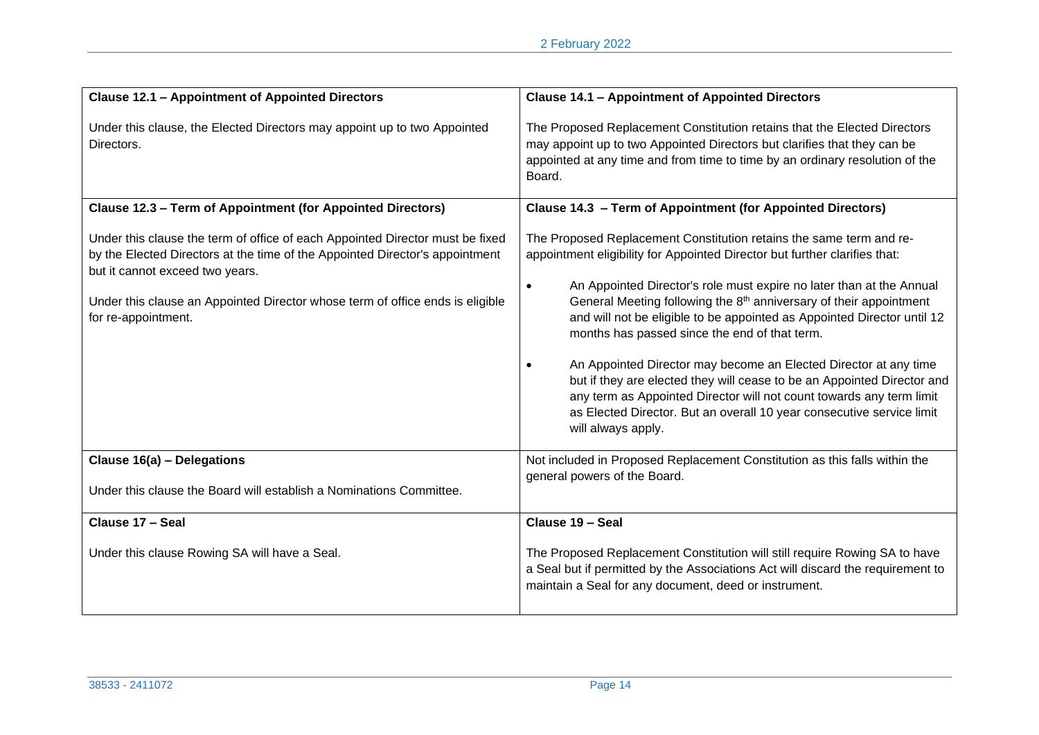| Clause 12.1 – Appointment of Appointed Directors | Clause 14.1 – Appointment of Appointed Directors |
|---|---|
| Under this clause, the Elected Directors may appoint up to two Appointed Directors. | The Proposed Replacement Constitution retains that the Elected Directors may appoint up to two Appointed Directors but clarifies that they can be appointed at any time and from time to time by an ordinary resolution of the Board. |
| **Clause 12.3 – Term of Appointment (for Appointed Directors)**<br><br>Under this clause the term of office of each Appointed Director must be fixed by the Elected Directors at the time of the Appointed Director's appointment but it cannot exceed two years.<br><br>Under this clause an Appointed Director whose term of office ends is eligible for re-appointment. | **Clause 14.3 – Term of Appointment (for Appointed Directors)**<br><br>The Proposed Replacement Constitution retains the same term and re-appointment eligibility for Appointed Director but further clarifies that:<br><br>• An Appointed Director's role must expire no later than at the Annual General Meeting following the 8th anniversary of their appointment and will not be eligible to be appointed as Appointed Director until 12 months has passed since the end of that term.<br><br>• An Appointed Director may become an Elected Director at any time but if they are elected they will cease to be an Appointed Director and any term as Appointed Director will not count towards any term limit as Elected Director. But an overall 10 year consecutive service limit will always apply. |
| **Clause 16(a) – Delegations**<br><br>Under this clause the Board will establish a Nominations Committee. | Not included in Proposed Replacement Constitution as this falls within the general powers of the Board. |
| **Clause 17 – Seal**<br><br>Under this clause Rowing SA will have a Seal. | **Clause 19 – Seal**<br><br>The Proposed Replacement Constitution will still require Rowing SA to have a Seal but if permitted by the Associations Act will discard the requirement to maintain a Seal for any document, deed or instrument. |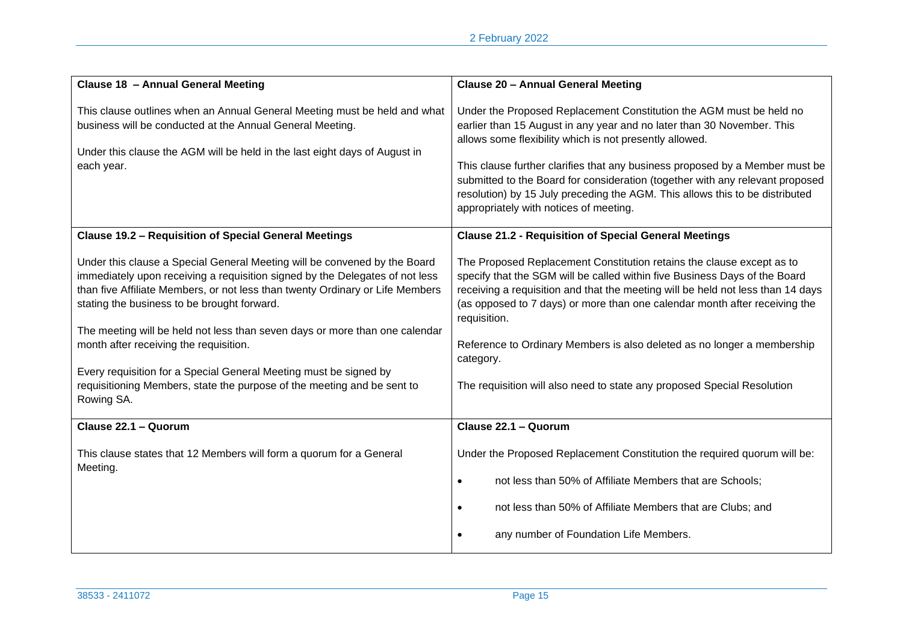| Clause 18 – Annual General Meeting | Clause 20 – Annual General Meeting |
|---|---|
| This clause outlines when an Annual General Meeting must be held and what business will be conducted at the Annual General Meeting.<br><br>Under this clause the AGM will be held in the last eight days of August in each year. | Under the Proposed Replacement Constitution the AGM must be held no earlier than 15 August in any year and no later than 30 November. This allows some flexibility which is not presently allowed.<br><br>This clause further clarifies that any business proposed by a Member must be submitted to the Board for consideration (together with any relevant proposed resolution) by 15 July preceding the AGM. This allows this to be distributed appropriately with notices of meeting. |
| **Clause 19.2 – Requisition of Special General Meetings** | **Clause 21.2 - Requisition of Special General Meetings** |
| Under this clause a Special General Meeting will be convened by the Board immediately upon receiving a requisition signed by the Delegates of not less than five Affiliate Members, or not less than twenty Ordinary or Life Members stating the business to be brought forward.<br><br>The meeting will be held not less than seven days or more than one calendar month after receiving the requisition.<br><br>Every requisition for a Special General Meeting must be signed by requisitioning Members, state the purpose of the meeting and be sent to Rowing SA. | The Proposed Replacement Constitution retains the clause except as to specify that the SGM will be called within five Business Days of the Board receiving a requisition and that the meeting will be held not less than 14 days (as opposed to 7 days) or more than one calendar month after receiving the requisition.<br><br>Reference to Ordinary Members is also deleted as no longer a membership category.<br><br>The requisition will also need to state any proposed Special Resolution |
| **Clause 22.1 – Quorum** | **Clause 22.1 – Quorum** |
| This clause states that 12 Members will form a quorum for a General Meeting. | Under the Proposed Replacement Constitution the required quorum will be:<br><br>• not less than 50% of Affiliate Members that are Schools;<br><br>• not less than 50% of Affiliate Members that are Clubs; and<br><br>• any number of Foundation Life Members. |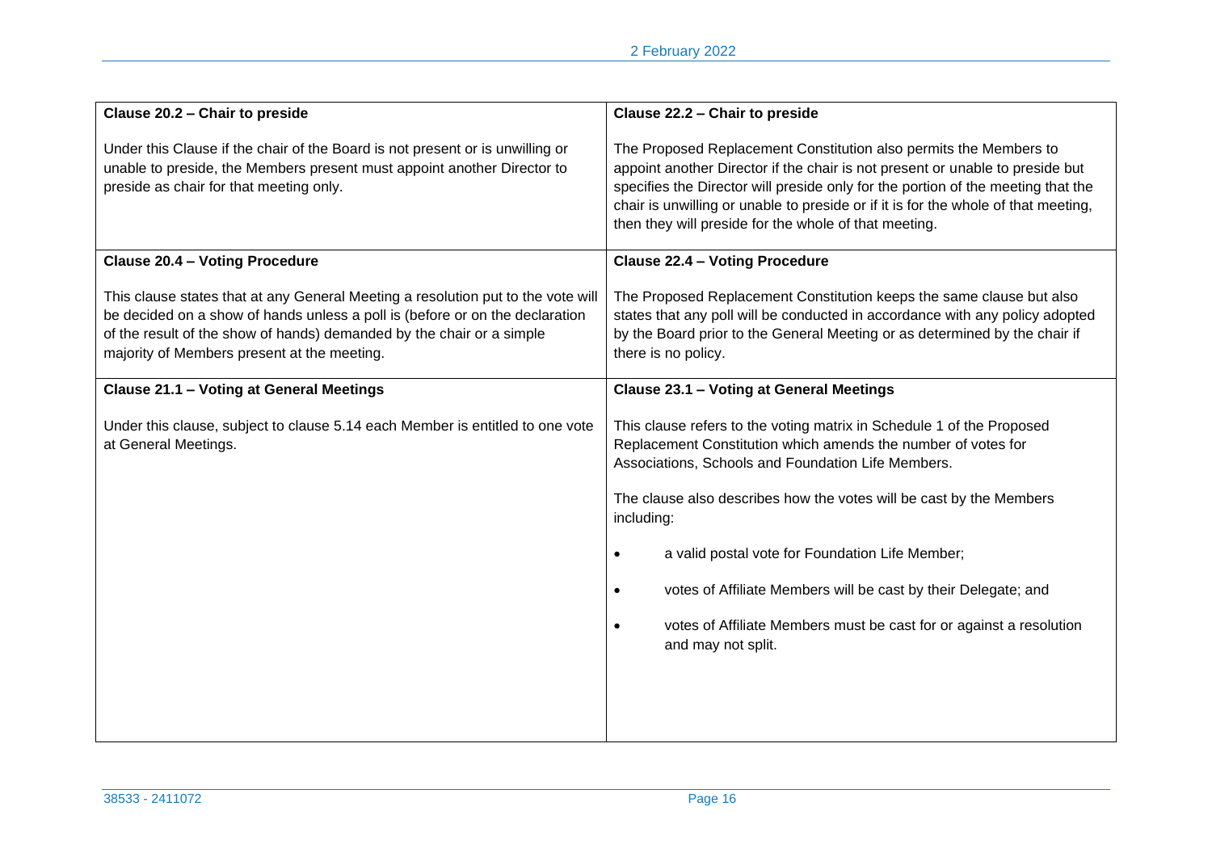| Clause 20.2 – Chair to preside | Clause 22.2 – Chair to preside |
|---|---|
| Under this Clause if the chair of the Board is not present or is unwilling or unable to preside, the Members present must appoint another Director to preside as chair for that meeting only. | The Proposed Replacement Constitution also permits the Members to appoint another Director if the chair is not present or unable to preside but specifies the Director will preside only for the portion of the meeting that the chair is unwilling or unable to preside or if it is for the whole of that meeting, then they will preside for the whole of that meeting. |
| **Clause 20.4 – Voting Procedure** | **Clause 22.4 – Voting Procedure** |
| This clause states that at any General Meeting a resolution put to the vote will be decided on a show of hands unless a poll is (before or on the declaration of the result of the show of hands) demanded by the chair or a simple majority of Members present at the meeting. | The Proposed Replacement Constitution keeps the same clause but also states that any poll will be conducted in accordance with any policy adopted by the Board prior to the General Meeting or as determined by the chair if there is no policy. |
| **Clause 21.1 – Voting at General Meetings** | **Clause 23.1 – Voting at General Meetings** |
| Under this clause, subject to clause 5.14 each Member is entitled to one vote at General Meetings. | This clause refers to the voting matrix in Schedule 1 of the Proposed Replacement Constitution which amends the number of votes for Associations, Schools and Foundation Life Members.<br><br>The clause also describes how the votes will be cast by the Members including:<br><br>• a valid postal vote for Foundation Life Member;<br><br>• votes of Affiliate Members will be cast by their Delegate; and<br><br>• votes of Affiliate Members must be cast for or against a resolution and may not split. |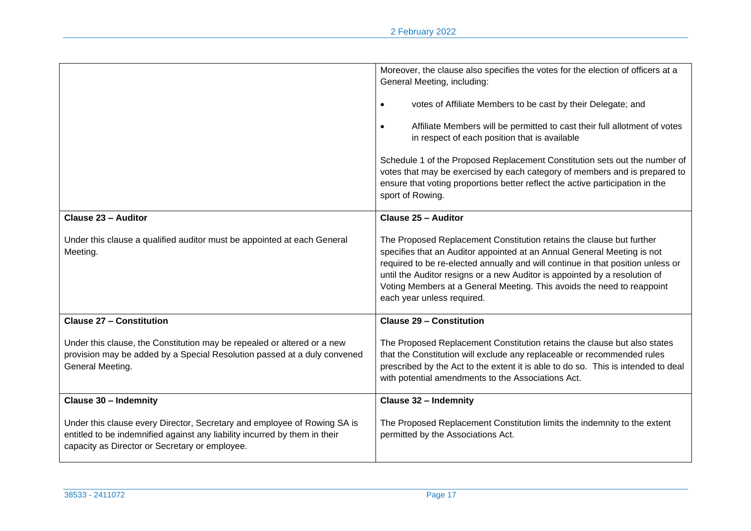| | |
|---|---|
| | Moreover, the clause also specifies the votes for the election of officers at a General Meeting, including:<br><br>• votes of Affiliate Members to be cast by their Delegate; and<br><br>• Affiliate Members will be permitted to cast their full allotment of votes in respect of each position that is available<br><br>Schedule 1 of the Proposed Replacement Constitution sets out the number of votes that may be exercised by each category of members and is prepared to ensure that voting proportions better reflect the active participation in the sport of Rowing. |
| **Clause 23 – Auditor**<br><br>Under this clause a qualified auditor must be appointed at each General Meeting. | **Clause 25 – Auditor**<br><br>The Proposed Replacement Constitution retains the clause but further specifies that an Auditor appointed at an Annual General Meeting is not required to be re-elected annually and will continue in that position unless or until the Auditor resigns or a new Auditor is appointed by a resolution of Voting Members at a General Meeting. This avoids the need to reappoint each year unless required. |
| **Clause 27 – Constitution**<br><br>Under this clause, the Constitution may be repealed or altered or a new provision may be added by a Special Resolution passed at a duly convened General Meeting. | **Clause 29 – Constitution**<br><br>The Proposed Replacement Constitution retains the clause but also states that the Constitution will exclude any replaceable or recommended rules prescribed by the Act to the extent it is able to do so. This is intended to deal with potential amendments to the Associations Act. |
| **Clause 30 – Indemnity**<br><br>Under this clause every Director, Secretary and employee of Rowing SA is entitled to be indemnified against any liability incurred by them in their capacity as Director or Secretary or employee. | **Clause 32 – Indemnity**<br><br>The Proposed Replacement Constitution limits the indemnity to the extent permitted by the Associations Act. |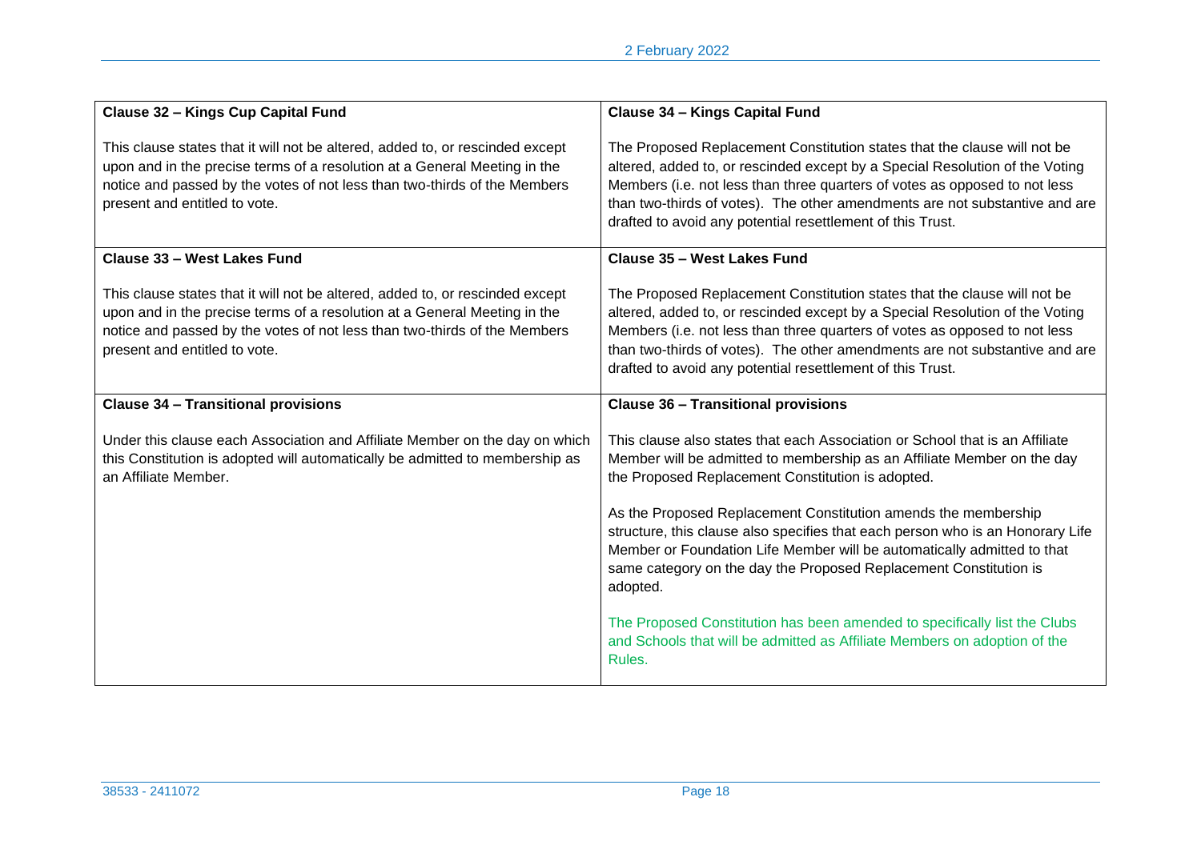| Clause 32 – Kings Cup Capital Fund<br><br>This clause states that it will not be altered, added to, or rescinded except upon and in the precise terms of a resolution at a General Meeting in the notice and passed by the votes of not less than two-thirds of the Members present and entitled to vote. | Clause 34 – Kings Capital Fund<br><br>The Proposed Replacement Constitution states that the clause will not be altered, added to, or rescinded except by a Special Resolution of the Voting Members (i.e. not less than three quarters of votes as opposed to not less than two-thirds of votes). The other amendments are not substantive and are drafted to avoid any potential resettlement of this Trust. |
|---|---|
| **Clause 33 – West Lakes Fund**<br><br>This clause states that it will not be altered, added to, or rescinded except upon and in the precise terms of a resolution at a General Meeting in the notice and passed by the votes of not less than two-thirds of the Members present and entitled to vote. | **Clause 35 – West Lakes Fund**<br><br>The Proposed Replacement Constitution states that the clause will not be altered, added to, or rescinded except by a Special Resolution of the Voting Members (i.e. not less than three quarters of votes as opposed to not less than two-thirds of votes). The other amendments are not substantive and are drafted to avoid any potential resettlement of this Trust. |
| **Clause 34 – Transitional provisions**<br><br>Under this clause each Association and Affiliate Member on the day on which this Constitution is adopted will automatically be admitted to membership as an Affiliate Member. | **Clause 36 – Transitional provisions**<br><br>This clause also states that each Association or School that is an Affiliate Member will be admitted to membership as an Affiliate Member on the day the Proposed Replacement Constitution is adopted.<br><br>As the Proposed Replacement Constitution amends the membership structure, this clause also specifies that each person who is an Honorary Life Member or Foundation Life Member will be automatically admitted to that same category on the day the Proposed Replacement Constitution is adopted.<br><br>The Proposed Constitution has been amended to specifically list the Clubs and Schools that will be admitted as Affiliate Members on adoption of the Rules. |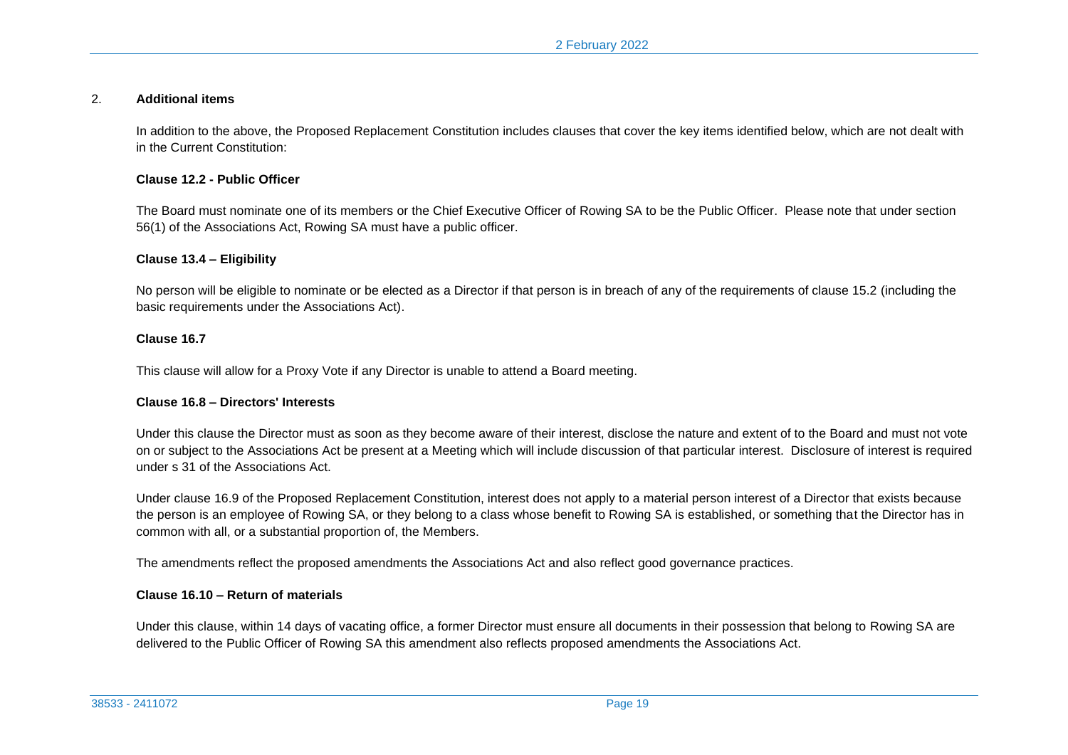## 2. Additional items

In addition to the above, the Proposed Replacement Constitution includes clauses that cover the key items identified below, which are not dealt with in the Current Constitution:

**Clause 12.2 - Public Officer**

The Board must nominate one of its members or the Chief Executive Officer of Rowing SA to be the Public Officer. Please note that under section 56(1) of the Associations Act, Rowing SA must have a public officer.

**Clause 13.4 – Eligibility**

No person will be eligible to nominate or be elected as a Director if that person is in breach of any of the requirements of clause 15.2 (including the basic requirements under the Associations Act).

**Clause 16.7**

This clause will allow for a Proxy Vote if any Director is unable to attend a Board meeting.

**Clause 16.8 – Directors' Interests**

Under this clause the Director must as soon as they become aware of their interest, disclose the nature and extent of to the Board and must not vote on or subject to the Associations Act be present at a Meeting which will include discussion of that particular interest. Disclosure of interest is required under s 31 of the Associations Act.

Under clause 16.9 of the Proposed Replacement Constitution, interest does not apply to a material person interest of a Director that exists because the person is an employee of Rowing SA, or they belong to a class whose benefit to Rowing SA is established, or something that the Director has in common with all, or a substantial proportion of, the Members.

The amendments reflect the proposed amendments the Associations Act and also reflect good governance practices.

**Clause 16.10 – Return of materials**

Under this clause, within 14 days of vacating office, a former Director must ensure all documents in their possession that belong to Rowing SA are delivered to the Public Officer of Rowing SA this amendment also reflects proposed amendments the Associations Act.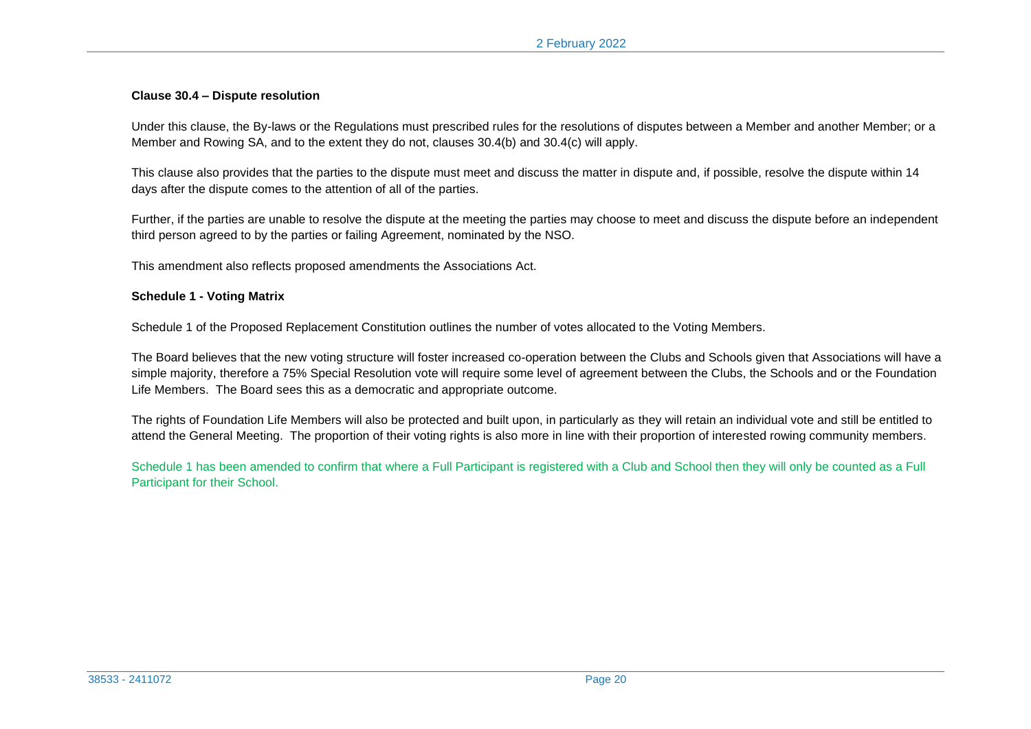**Clause 30.4 – Dispute resolution**

Under this clause, the By-laws or the Regulations must prescribed rules for the resolutions of disputes between a Member and another Member; or a Member and Rowing SA, and to the extent they do not, clauses 30.4(b) and 30.4(c) will apply.

This clause also provides that the parties to the dispute must meet and discuss the matter in dispute and, if possible, resolve the dispute within 14 days after the dispute comes to the attention of all of the parties.

Further, if the parties are unable to resolve the dispute at the meeting the parties may choose to meet and discuss the dispute before an independent third person agreed to by the parties or failing Agreement, nominated by the NSO.

This amendment also reflects proposed amendments the Associations Act.

**Schedule 1 - Voting Matrix**

Schedule 1 of the Proposed Replacement Constitution outlines the number of votes allocated to the Voting Members.

The Board believes that the new voting structure will foster increased co-operation between the Clubs and Schools given that Associations will have a simple majority, therefore a 75% Special Resolution vote will require some level of agreement between the Clubs, the Schools and or the Foundation Life Members. The Board sees this as a democratic and appropriate outcome.

The rights of Foundation Life Members will also be protected and built upon, in particularly as they will retain an individual vote and still be entitled to attend the General Meeting. The proportion of their voting rights is also more in line with their proportion of interested rowing community members.

Schedule 1 has been amended to confirm that where a Full Participant is registered with a Club and School then they will only be counted as a Full Participant for their School.